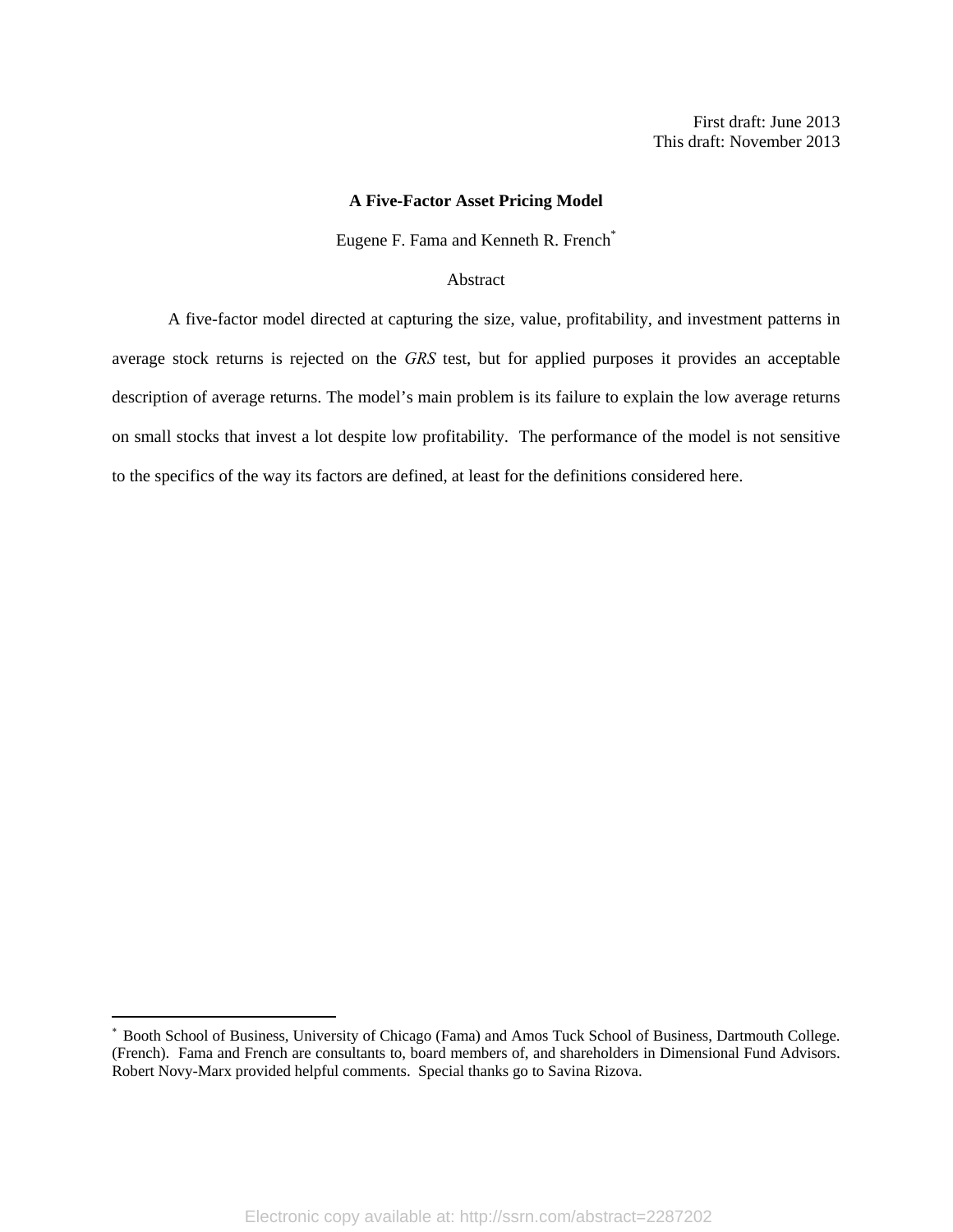First draft: June 2013
This draft: November 2013

# A Five-Factor Asset Pricing Model

Eugene F. Fama and Kenneth R. French[*]

## Abstract

A five-factor model directed at capturing the size, value, profitability, and investment patterns in average stock returns is rejected on the *GRS* test, but for applied purposes it provides an acceptable description of average returns. The model's main problem is its failure to explain the low average returns on small stocks that invest a lot despite low profitability. The performance of the model is not sensitive to the specifics of the way its factors are defined, at least for the definitions considered here.

---

[*] Booth School of Business, University of Chicago (Fama) and Amos Tuck School of Business, Dartmouth College. (French). Fama and French are consultants to, board members of, and shareholders in Dimensional Fund Advisors. Robert Novy-Marx provided helpful comments. Special thanks go to Savina Rizova.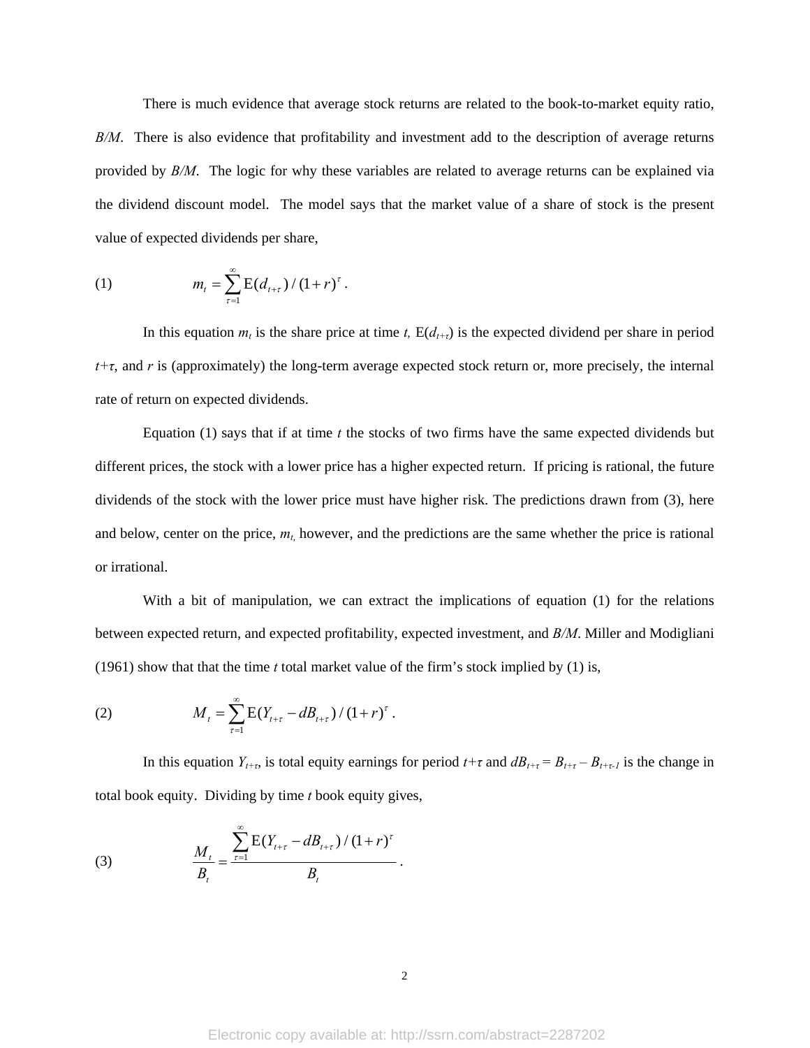There is much evidence that average stock returns are related to the book-to-market equity ratio, *B/M*. There is also evidence that profitability and investment add to the description of average returns provided by *B/M*. The logic for why these variables are related to average returns can be explained via the dividend discount model. The model says that the market value of a share of stock is the present value of expected dividends per share,

$$m_t = \sum_{\tau=1}^{\infty} \mathrm{E}(d_{t+\tau}) / (1+r)^{\tau} . \tag{1}$$

In this equation $m_t$ is the share price at time *t*, $\mathrm{E}(d_{t+\tau})$ is the expected dividend per share in period $t+\tau$, and *r* is (approximately) the long-term average expected stock return or, more precisely, the internal rate of return on expected dividends.

Equation (1) says that if at time *t* the stocks of two firms have the same expected dividends but different prices, the stock with a lower price has a higher expected return. If pricing is rational, the future dividends of the stock with the lower price must have higher risk. The predictions drawn from (3), here and below, center on the price, $m_t$, however, and the predictions are the same whether the price is rational or irrational.

With a bit of manipulation, we can extract the implications of equation (1) for the relations between expected return, and expected profitability, expected investment, and *B/M*. Miller and Modigliani (1961) show that that the time *t* total market value of the firm's stock implied by (1) is,

$$M_t = \sum_{\tau=1}^{\infty} \mathrm{E}(Y_{t+\tau} - dB_{t+\tau}) / (1+r)^{\tau} . \tag{2}$$

In this equation $Y_{t+\tau}$, is total equity earnings for period $t+\tau$ and $dB_{t+\tau} = B_{t+\tau} - B_{t+\tau-1}$ is the change in total book equity. Dividing by time *t* book equity gives,

$$\frac{M_t}{B_t} = \frac{\sum_{\tau=1}^{\infty} \mathrm{E}(Y_{t+\tau} - dB_{t+\tau}) / (1+r)^{\tau}}{B_t} . \tag{3}$$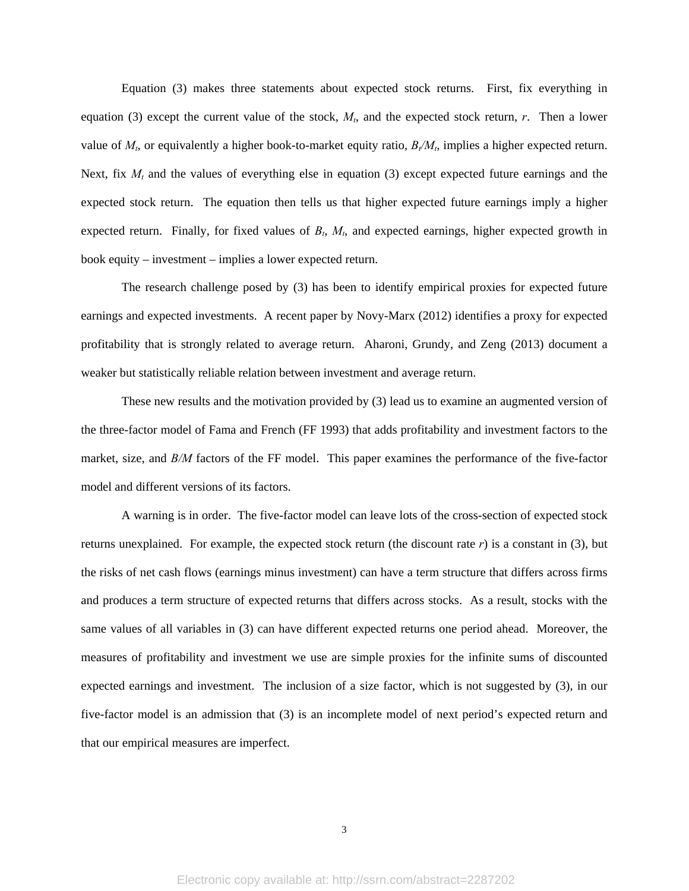Equation (3) makes three statements about expected stock returns. First, fix everything in equation (3) except the current value of the stock, $M_t$, and the expected stock return, $r$. Then a lower value of $M_t$, or equivalently a higher book-to-market equity ratio, $B_t/M_t$, implies a higher expected return. Next, fix $M_t$ and the values of everything else in equation (3) except expected future earnings and the expected stock return. The equation then tells us that higher expected future earnings imply a higher expected return. Finally, for fixed values of $B_t$, $M_t$, and expected earnings, higher expected growth in book equity – investment – implies a lower expected return.

The research challenge posed by (3) has been to identify empirical proxies for expected future earnings and expected investments. A recent paper by Novy-Marx (2012) identifies a proxy for expected profitability that is strongly related to average return. Aharoni, Grundy, and Zeng (2013) document a weaker but statistically reliable relation between investment and average return.

These new results and the motivation provided by (3) lead us to examine an augmented version of the three-factor model of Fama and French (FF 1993) that adds profitability and investment factors to the market, size, and *B/M* factors of the FF model. This paper examines the performance of the five-factor model and different versions of its factors.

A warning is in order. The five-factor model can leave lots of the cross-section of expected stock returns unexplained. For example, the expected stock return (the discount rate $r$) is a constant in (3), but the risks of net cash flows (earnings minus investment) can have a term structure that differs across firms and produces a term structure of expected returns that differs across stocks. As a result, stocks with the same values of all variables in (3) can have different expected returns one period ahead. Moreover, the measures of profitability and investment we use are simple proxies for the infinite sums of discounted expected earnings and investment. The inclusion of a size factor, which is not suggested by (3), in our five-factor model is an admission that (3) is an incomplete model of next period's expected return and that our empirical measures are imperfect.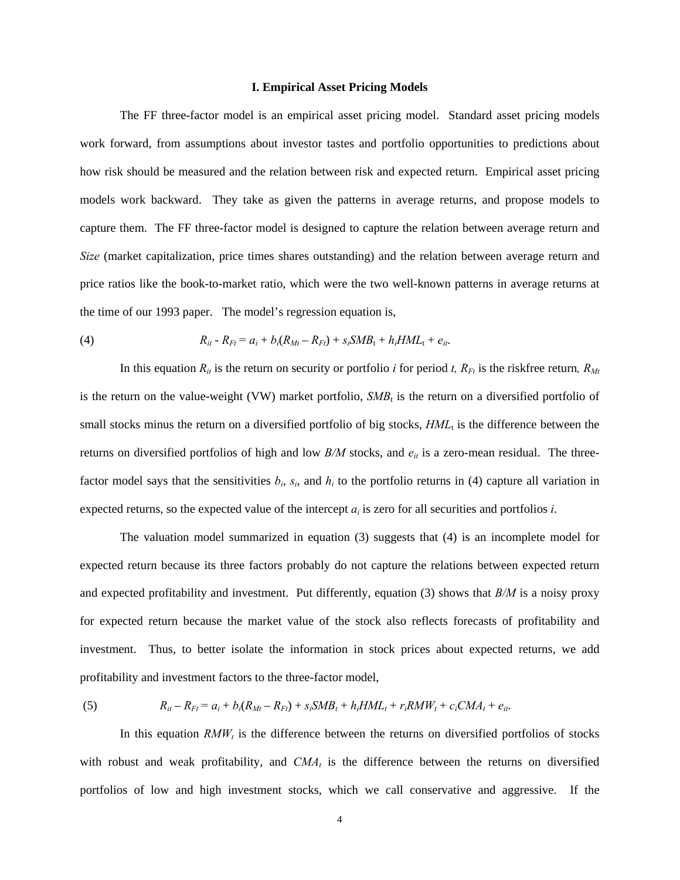## I. Empirical Asset Pricing Models

The FF three-factor model is an empirical asset pricing model. Standard asset pricing models work forward, from assumptions about investor tastes and portfolio opportunities to predictions about how risk should be measured and the relation between risk and expected return. Empirical asset pricing models work backward. They take as given the patterns in average returns, and propose models to capture them. The FF three-factor model is designed to capture the relation between average return and *Size* (market capitalization, price times shares outstanding) and the relation between average return and price ratios like the book-to-market ratio, which were the two well-known patterns in average returns at the time of our 1993 paper. The model's regression equation is,

$$R_{it} - R_{Ft} = a_i + b_i(R_{Mt} - R_{Ft}) + s_i SMB_t + h_i HML_t + e_{it}. \tag{4}$$

In this equation $R_{it}$ is the return on security or portfolio $i$ for period $t$, $R_{Ft}$ is the riskfree return, $R_{Mt}$ is the return on the value-weight (VW) market portfolio, $SMB_t$ is the return on a diversified portfolio of small stocks minus the return on a diversified portfolio of big stocks, $HML_t$ is the difference between the returns on diversified portfolios of high and low $B/M$ stocks, and $e_{it}$ is a zero-mean residual. The three-factor model says that the sensitivities $b_i$, $s_i$, and $h_i$ to the portfolio returns in (4) capture all variation in expected returns, so the expected value of the intercept $a_i$ is zero for all securities and portfolios $i$.

The valuation model summarized in equation (3) suggests that (4) is an incomplete model for expected return because its three factors probably do not capture the relations between expected return and expected profitability and investment. Put differently, equation (3) shows that $B/M$ is a noisy proxy for expected return because the market value of the stock also reflects forecasts of profitability and investment. Thus, to better isolate the information in stock prices about expected returns, we add profitability and investment factors to the three-factor model,

$$R_{it} - R_{Ft} = a_i + b_i(R_{Mt} - R_{Ft}) + s_i SMB_t + h_i HML_t + r_i RMW_t + c_i CMA_t + e_{it}. \tag{5}$$

In this equation $RMW_t$ is the difference between the returns on diversified portfolios of stocks with robust and weak profitability, and $CMA_t$ is the difference between the returns on diversified portfolios of low and high investment stocks, which we call conservative and aggressive. If the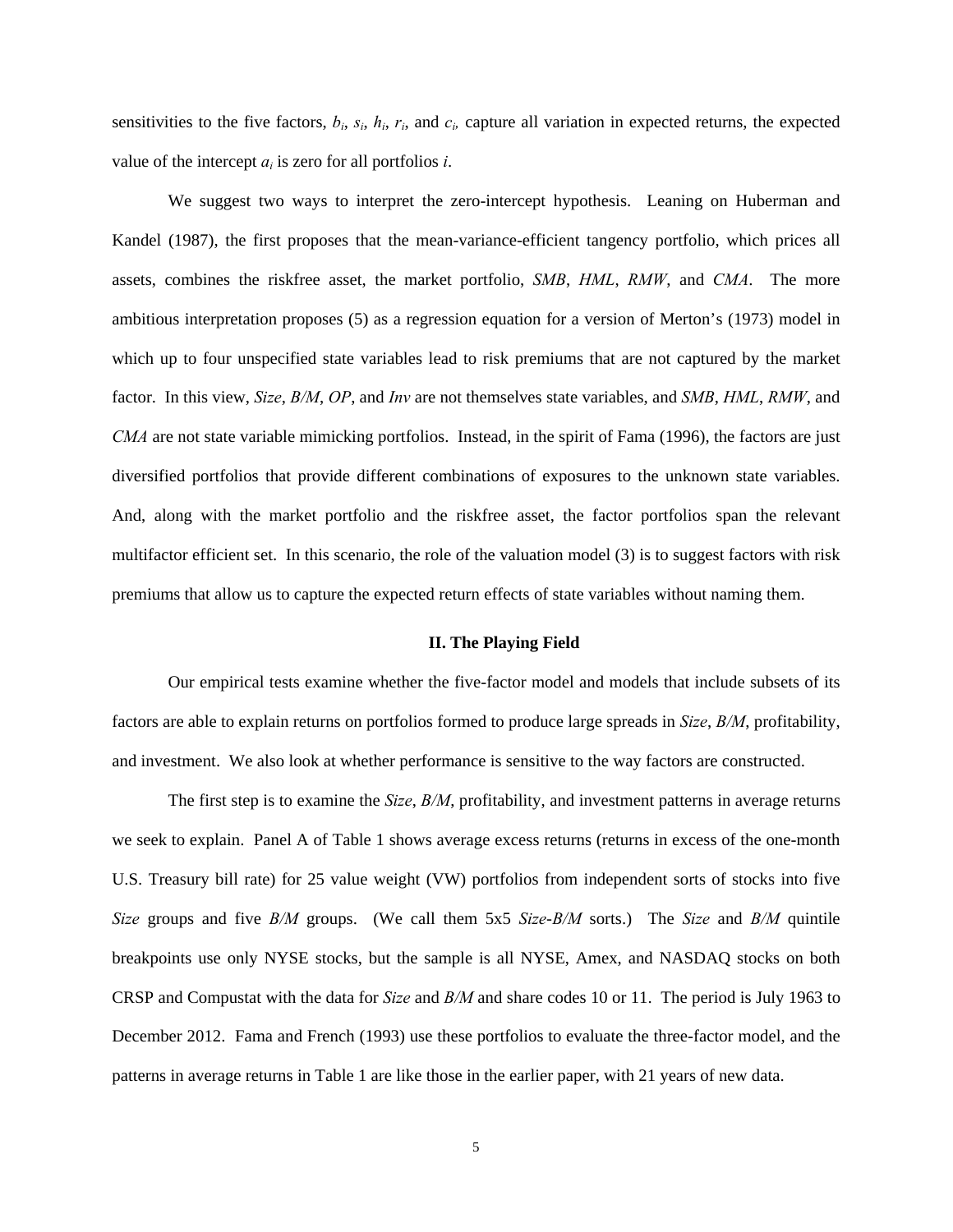sensitivities to the five factors, $b_i$, $s_i$, $h_i$, $r_i$, and $c_i$, capture all variation in expected returns, the expected value of the intercept $a_i$ is zero for all portfolios $i$.

We suggest two ways to interpret the zero-intercept hypothesis. Leaning on Huberman and Kandel (1987), the first proposes that the mean-variance-efficient tangency portfolio, which prices all assets, combines the riskfree asset, the market portfolio, *SMB*, *HML*, *RMW*, and *CMA*. The more ambitious interpretation proposes (5) as a regression equation for a version of Merton's (1973) model in which up to four unspecified state variables lead to risk premiums that are not captured by the market factor. In this view, *Size*, *B/M*, *OP*, and *Inv* are not themselves state variables, and *SMB*, *HML*, *RMW*, and *CMA* are not state variable mimicking portfolios. Instead, in the spirit of Fama (1996), the factors are just diversified portfolios that provide different combinations of exposures to the unknown state variables. And, along with the market portfolio and the riskfree asset, the factor portfolios span the relevant multifactor efficient set. In this scenario, the role of the valuation model (3) is to suggest factors with risk premiums that allow us to capture the expected return effects of state variables without naming them.

## II. The Playing Field

Our empirical tests examine whether the five-factor model and models that include subsets of its factors are able to explain returns on portfolios formed to produce large spreads in *Size*, *B/M*, profitability, and investment. We also look at whether performance is sensitive to the way factors are constructed.

The first step is to examine the *Size*, *B/M*, profitability, and investment patterns in average returns we seek to explain. Panel A of Table 1 shows average excess returns (returns in excess of the one-month U.S. Treasury bill rate) for 25 value weight (VW) portfolios from independent sorts of stocks into five *Size* groups and five *B/M* groups. (We call them 5x5 *Size*-*B/M* sorts.) The *Size* and *B/M* quintile breakpoints use only NYSE stocks, but the sample is all NYSE, Amex, and NASDAQ stocks on both CRSP and Compustat with the data for *Size* and *B/M* and share codes 10 or 11. The period is July 1963 to December 2012. Fama and French (1993) use these portfolios to evaluate the three-factor model, and the patterns in average returns in Table 1 are like those in the earlier paper, with 21 years of new data.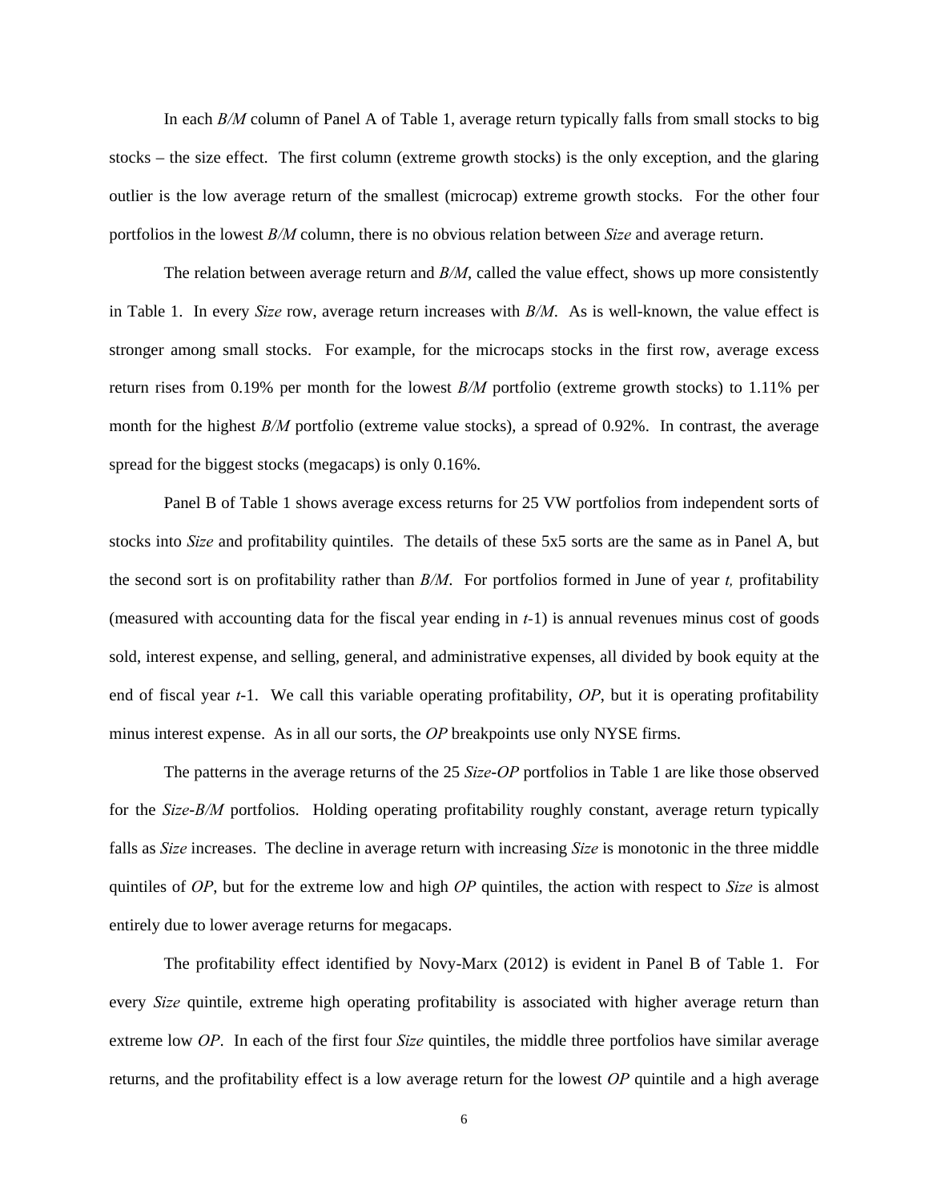In each *B/M* column of Panel A of Table 1, average return typically falls from small stocks to big stocks – the size effect. The first column (extreme growth stocks) is the only exception, and the glaring outlier is the low average return of the smallest (microcap) extreme growth stocks. For the other four portfolios in the lowest *B/M* column, there is no obvious relation between *Size* and average return.

The relation between average return and *B/M*, called the value effect, shows up more consistently in Table 1. In every *Size* row, average return increases with *B/M*. As is well-known, the value effect is stronger among small stocks. For example, for the microcaps stocks in the first row, average excess return rises from 0.19% per month for the lowest *B/M* portfolio (extreme growth stocks) to 1.11% per month for the highest *B/M* portfolio (extreme value stocks), a spread of 0.92%. In contrast, the average spread for the biggest stocks (megacaps) is only 0.16%.

Panel B of Table 1 shows average excess returns for 25 VW portfolios from independent sorts of stocks into *Size* and profitability quintiles. The details of these 5x5 sorts are the same as in Panel A, but the second sort is on profitability rather than *B/M*. For portfolios formed in June of year *t,* profitability (measured with accounting data for the fiscal year ending in *t*-1) is annual revenues minus cost of goods sold, interest expense, and selling, general, and administrative expenses, all divided by book equity at the end of fiscal year *t*-1. We call this variable operating profitability, *OP*, but it is operating profitability minus interest expense. As in all our sorts, the *OP* breakpoints use only NYSE firms.

The patterns in the average returns of the 25 *Size*-*OP* portfolios in Table 1 are like those observed for the *Size*-*B/M* portfolios. Holding operating profitability roughly constant, average return typically falls as *Size* increases. The decline in average return with increasing *Size* is monotonic in the three middle quintiles of *OP*, but for the extreme low and high *OP* quintiles, the action with respect to *Size* is almost entirely due to lower average returns for megacaps.

The profitability effect identified by Novy-Marx (2012) is evident in Panel B of Table 1. For every *Size* quintile, extreme high operating profitability is associated with higher average return than extreme low *OP*. In each of the first four *Size* quintiles, the middle three portfolios have similar average returns, and the profitability effect is a low average return for the lowest *OP* quintile and a high average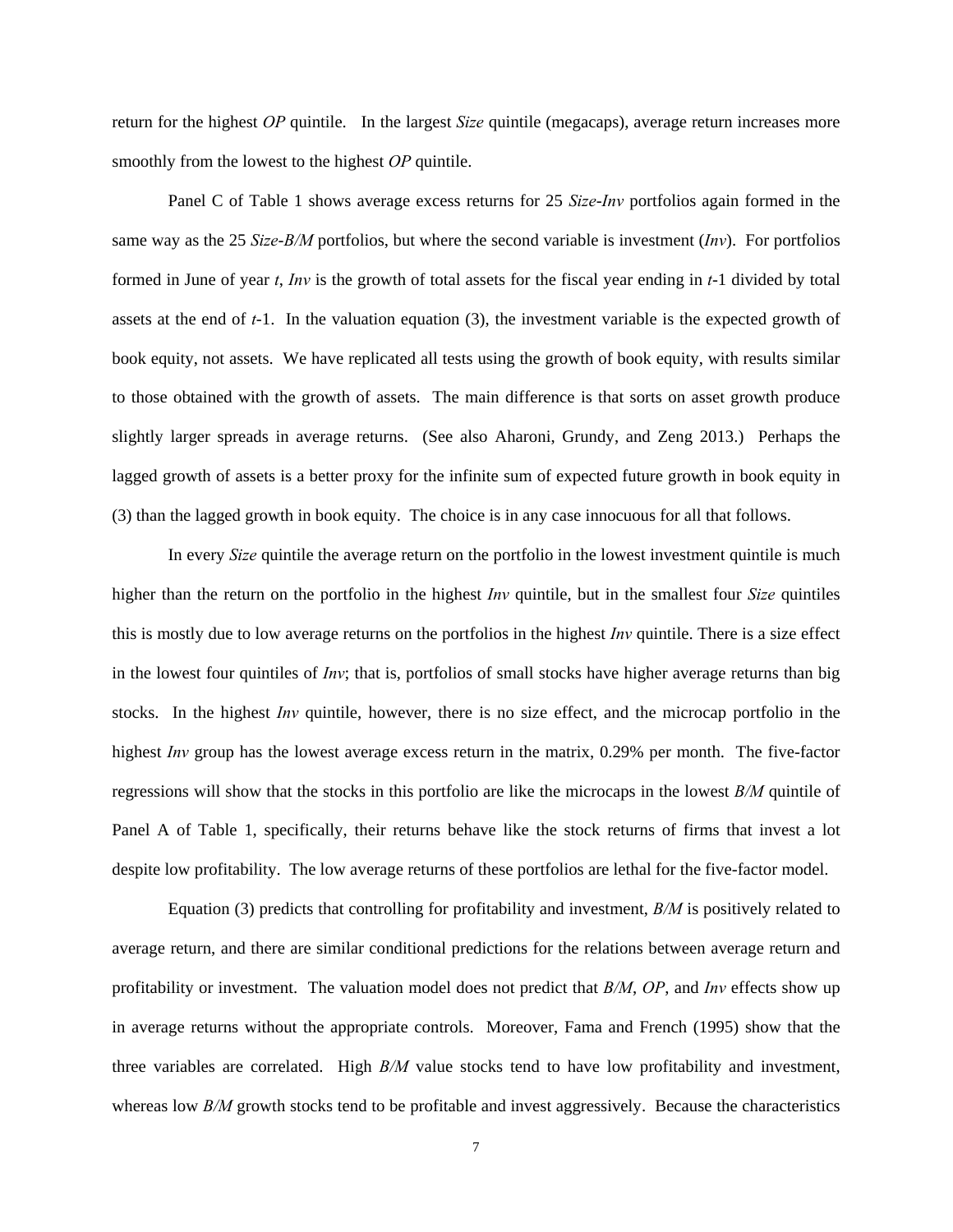return for the highest *OP* quintile. In the largest *Size* quintile (megacaps), average return increases more smoothly from the lowest to the highest *OP* quintile.

Panel C of Table 1 shows average excess returns for 25 *Size-Inv* portfolios again formed in the same way as the 25 *Size-B/M* portfolios, but where the second variable is investment (*Inv*). For portfolios formed in June of year *t*, *Inv* is the growth of total assets for the fiscal year ending in *t*-1 divided by total assets at the end of *t*-1. In the valuation equation (3), the investment variable is the expected growth of book equity, not assets. We have replicated all tests using the growth of book equity, with results similar to those obtained with the growth of assets. The main difference is that sorts on asset growth produce slightly larger spreads in average returns. (See also Aharoni, Grundy, and Zeng 2013.) Perhaps the lagged growth of assets is a better proxy for the infinite sum of expected future growth in book equity in (3) than the lagged growth in book equity. The choice is in any case innocuous for all that follows.

In every *Size* quintile the average return on the portfolio in the lowest investment quintile is much higher than the return on the portfolio in the highest *Inv* quintile, but in the smallest four *Size* quintiles this is mostly due to low average returns on the portfolios in the highest *Inv* quintile. There is a size effect in the lowest four quintiles of *Inv*; that is, portfolios of small stocks have higher average returns than big stocks. In the highest *Inv* quintile, however, there is no size effect, and the microcap portfolio in the highest *Inv* group has the lowest average excess return in the matrix, 0.29% per month. The five-factor regressions will show that the stocks in this portfolio are like the microcaps in the lowest *B/M* quintile of Panel A of Table 1, specifically, their returns behave like the stock returns of firms that invest a lot despite low profitability. The low average returns of these portfolios are lethal for the five-factor model.

Equation (3) predicts that controlling for profitability and investment, *B/M* is positively related to average return, and there are similar conditional predictions for the relations between average return and profitability or investment. The valuation model does not predict that *B/M*, *OP*, and *Inv* effects show up in average returns without the appropriate controls. Moreover, Fama and French (1995) show that the three variables are correlated. High *B/M* value stocks tend to have low profitability and investment, whereas low *B/M* growth stocks tend to be profitable and invest aggressively. Because the characteristics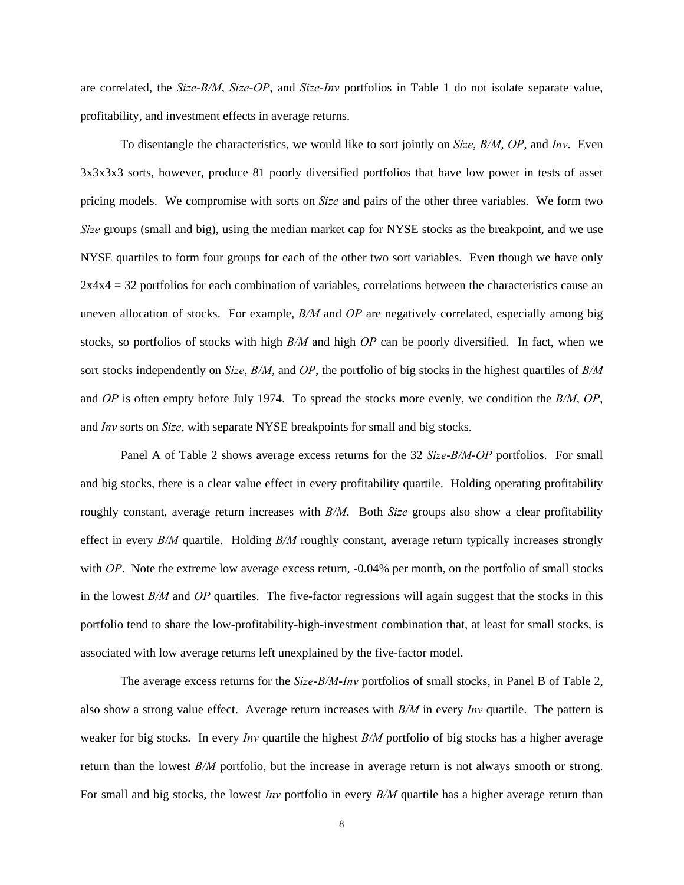are correlated, the *Size-B/M*, *Size-OP*, and *Size-Inv* portfolios in Table 1 do not isolate separate value, profitability, and investment effects in average returns.

To disentangle the characteristics, we would like to sort jointly on *Size*, *B/M*, *OP*, and *Inv*. Even 3x3x3x3 sorts, however, produce 81 poorly diversified portfolios that have low power in tests of asset pricing models. We compromise with sorts on *Size* and pairs of the other three variables. We form two *Size* groups (small and big), using the median market cap for NYSE stocks as the breakpoint, and we use NYSE quartiles to form four groups for each of the other two sort variables. Even though we have only 2x4x4 = 32 portfolios for each combination of variables, correlations between the characteristics cause an uneven allocation of stocks. For example, *B/M* and *OP* are negatively correlated, especially among big stocks, so portfolios of stocks with high *B/M* and high *OP* can be poorly diversified. In fact, when we sort stocks independently on *Size*, *B/M*, and *OP*, the portfolio of big stocks in the highest quartiles of *B/M* and *OP* is often empty before July 1974. To spread the stocks more evenly, we condition the *B/M*, *OP*, and *Inv* sorts on *Size*, with separate NYSE breakpoints for small and big stocks.

Panel A of Table 2 shows average excess returns for the 32 *Size-B/M-OP* portfolios. For small and big stocks, there is a clear value effect in every profitability quartile. Holding operating profitability roughly constant, average return increases with *B/M*. Both *Size* groups also show a clear profitability effect in every *B/M* quartile. Holding *B/M* roughly constant, average return typically increases strongly with *OP*. Note the extreme low average excess return, -0.04% per month, on the portfolio of small stocks in the lowest *B/M* and *OP* quartiles. The five-factor regressions will again suggest that the stocks in this portfolio tend to share the low-profitability-high-investment combination that, at least for small stocks, is associated with low average returns left unexplained by the five-factor model.

The average excess returns for the *Size-B/M-Inv* portfolios of small stocks, in Panel B of Table 2, also show a strong value effect. Average return increases with *B/M* in every *Inv* quartile. The pattern is weaker for big stocks. In every *Inv* quartile the highest *B/M* portfolio of big stocks has a higher average return than the lowest *B/M* portfolio, but the increase in average return is not always smooth or strong. For small and big stocks, the lowest *Inv* portfolio in every *B/M* quartile has a higher average return than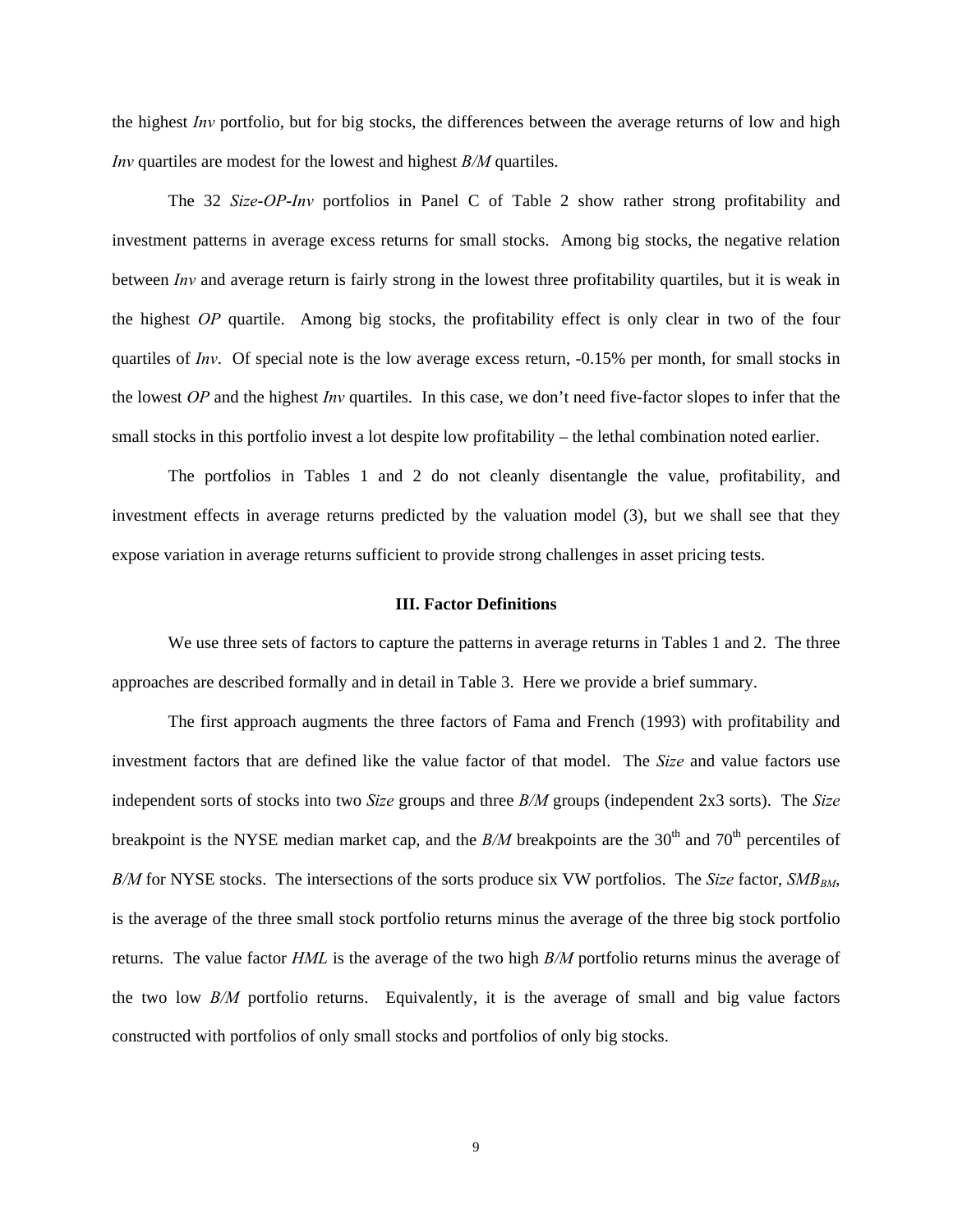the highest *Inv* portfolio, but for big stocks, the differences between the average returns of low and high *Inv* quartiles are modest for the lowest and highest *B/M* quartiles.

The 32 *Size-OP-Inv* portfolios in Panel C of Table 2 show rather strong profitability and investment patterns in average excess returns for small stocks. Among big stocks, the negative relation between *Inv* and average return is fairly strong in the lowest three profitability quartiles, but it is weak in the highest *OP* quartile. Among big stocks, the profitability effect is only clear in two of the four quartiles of *Inv*. Of special note is the low average excess return, -0.15% per month, for small stocks in the lowest *OP* and the highest *Inv* quartiles. In this case, we don't need five-factor slopes to infer that the small stocks in this portfolio invest a lot despite low profitability – the lethal combination noted earlier.

The portfolios in Tables 1 and 2 do not cleanly disentangle the value, profitability, and investment effects in average returns predicted by the valuation model (3), but we shall see that they expose variation in average returns sufficient to provide strong challenges in asset pricing tests.

## III. Factor Definitions

We use three sets of factors to capture the patterns in average returns in Tables 1 and 2. The three approaches are described formally and in detail in Table 3. Here we provide a brief summary.

The first approach augments the three factors of Fama and French (1993) with profitability and investment factors that are defined like the value factor of that model. The *Size* and value factors use independent sorts of stocks into two *Size* groups and three *B/M* groups (independent 2x3 sorts). The *Size* breakpoint is the NYSE median market cap, and the *B/M* breakpoints are the 30$^{th}$ and 70$^{th}$ percentiles of *B/M* for NYSE stocks. The intersections of the sorts produce six VW portfolios. The *Size* factor, $SMB_{BM}$, is the average of the three small stock portfolio returns minus the average of the three big stock portfolio returns. The value factor *HML* is the average of the two high *B/M* portfolio returns minus the average of the two low *B/M* portfolio returns. Equivalently, it is the average of small and big value factors constructed with portfolios of only small stocks and portfolios of only big stocks.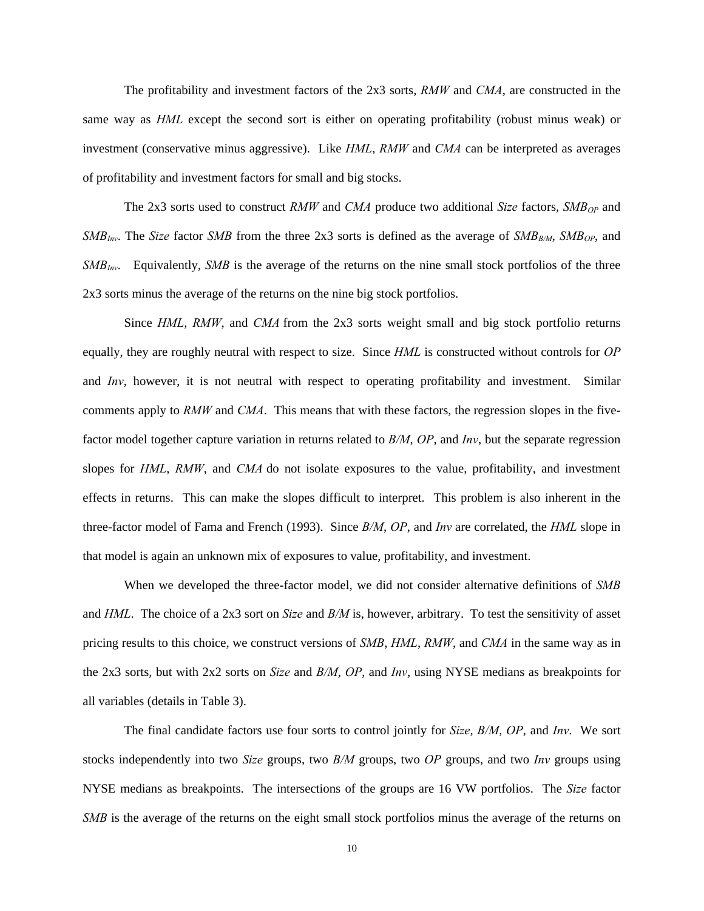The profitability and investment factors of the 2x3 sorts, *RMW* and *CMA*, are constructed in the same way as *HML* except the second sort is either on operating profitability (robust minus weak) or investment (conservative minus aggressive). Like *HML*, *RMW* and *CMA* can be interpreted as averages of profitability and investment factors for small and big stocks.

The 2x3 sorts used to construct *RMW* and *CMA* produce two additional *Size* factors, $SMB_{OP}$ and $SMB_{Inv}$. The *Size* factor *SMB* from the three 2x3 sorts is defined as the average of $SMB_{B/M}$, $SMB_{OP}$, and $SMB_{Inv}$. Equivalently, *SMB* is the average of the returns on the nine small stock portfolios of the three 2x3 sorts minus the average of the returns on the nine big stock portfolios.

Since *HML*, *RMW*, and *CMA* from the 2x3 sorts weight small and big stock portfolio returns equally, they are roughly neutral with respect to size. Since *HML* is constructed without controls for *OP* and *Inv*, however, it is not neutral with respect to operating profitability and investment. Similar comments apply to *RMW* and *CMA*. This means that with these factors, the regression slopes in the five-factor model together capture variation in returns related to *B/M*, *OP*, and *Inv*, but the separate regression slopes for *HML*, *RMW*, and *CMA* do not isolate exposures to the value, profitability, and investment effects in returns. This can make the slopes difficult to interpret. This problem is also inherent in the three-factor model of Fama and French (1993). Since *B/M*, *OP*, and *Inv* are correlated, the *HML* slope in that model is again an unknown mix of exposures to value, profitability, and investment.

When we developed the three-factor model, we did not consider alternative definitions of *SMB* and *HML*. The choice of a 2x3 sort on *Size* and *B/M* is, however, arbitrary. To test the sensitivity of asset pricing results to this choice, we construct versions of *SMB*, *HML*, *RMW*, and *CMA* in the same way as in the 2x3 sorts, but with 2x2 sorts on *Size* and *B/M*, *OP*, and *Inv*, using NYSE medians as breakpoints for all variables (details in Table 3).

The final candidate factors use four sorts to control jointly for *Size*, *B/M*, *OP*, and *Inv*. We sort stocks independently into two *Size* groups, two *B/M* groups, two *OP* groups, and two *Inv* groups using NYSE medians as breakpoints. The intersections of the groups are 16 VW portfolios. The *Size* factor *SMB* is the average of the returns on the eight small stock portfolios minus the average of the returns on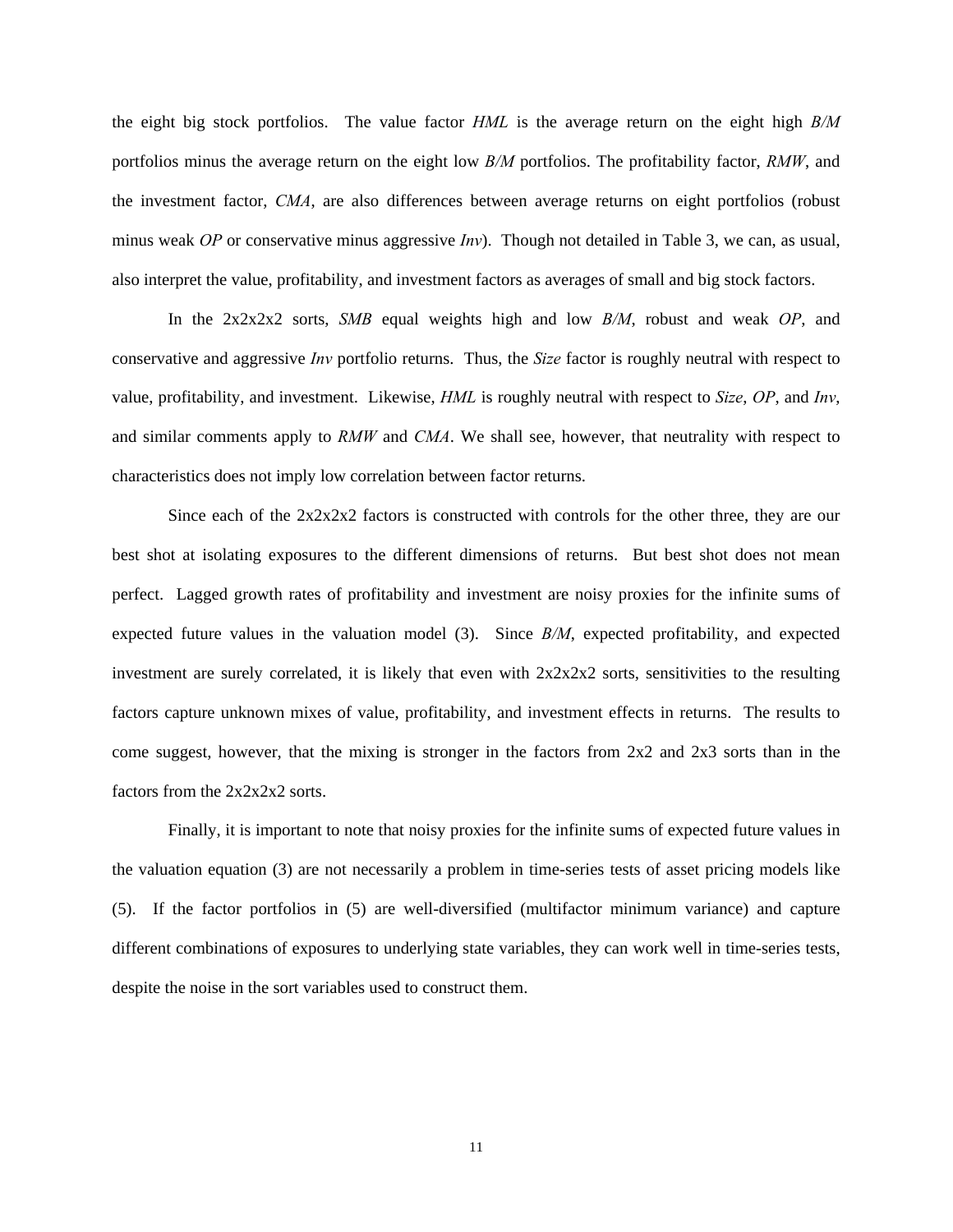the eight big stock portfolios. The value factor *HML* is the average return on the eight high *B/M* portfolios minus the average return on the eight low *B/M* portfolios. The profitability factor, *RMW*, and the investment factor, *CMA*, are also differences between average returns on eight portfolios (robust minus weak *OP* or conservative minus aggressive *Inv*). Though not detailed in Table 3, we can, as usual, also interpret the value, profitability, and investment factors as averages of small and big stock factors.

In the 2x2x2x2 sorts, *SMB* equal weights high and low *B/M*, robust and weak *OP*, and conservative and aggressive *Inv* portfolio returns. Thus, the *Size* factor is roughly neutral with respect to value, profitability, and investment. Likewise, *HML* is roughly neutral with respect to *Size*, *OP*, and *Inv*, and similar comments apply to *RMW* and *CMA*. We shall see, however, that neutrality with respect to characteristics does not imply low correlation between factor returns.

Since each of the 2x2x2x2 factors is constructed with controls for the other three, they are our best shot at isolating exposures to the different dimensions of returns. But best shot does not mean perfect. Lagged growth rates of profitability and investment are noisy proxies for the infinite sums of expected future values in the valuation model (3). Since *B/M*, expected profitability, and expected investment are surely correlated, it is likely that even with 2x2x2x2 sorts, sensitivities to the resulting factors capture unknown mixes of value, profitability, and investment effects in returns. The results to come suggest, however, that the mixing is stronger in the factors from 2x2 and 2x3 sorts than in the factors from the 2x2x2x2 sorts.

Finally, it is important to note that noisy proxies for the infinite sums of expected future values in the valuation equation (3) are not necessarily a problem in time-series tests of asset pricing models like (5). If the factor portfolios in (5) are well-diversified (multifactor minimum variance) and capture different combinations of exposures to underlying state variables, they can work well in time-series tests, despite the noise in the sort variables used to construct them.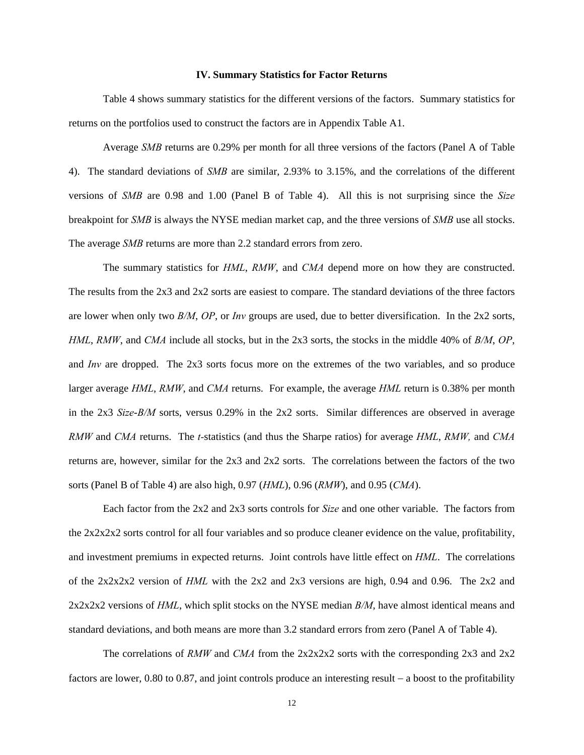## IV. Summary Statistics for Factor Returns

Table 4 shows summary statistics for the different versions of the factors. Summary statistics for returns on the portfolios used to construct the factors are in Appendix Table A1.

Average *SMB* returns are 0.29% per month for all three versions of the factors (Panel A of Table 4). The standard deviations of *SMB* are similar, 2.93% to 3.15%, and the correlations of the different versions of *SMB* are 0.98 and 1.00 (Panel B of Table 4). All this is not surprising since the *Size* breakpoint for *SMB* is always the NYSE median market cap, and the three versions of *SMB* use all stocks. The average *SMB* returns are more than 2.2 standard errors from zero.

The summary statistics for *HML*, *RMW*, and *CMA* depend more on how they are constructed. The results from the 2x3 and 2x2 sorts are easiest to compare. The standard deviations of the three factors are lower when only two *B/M*, *OP*, or *Inv* groups are used, due to better diversification. In the 2x2 sorts, *HML*, *RMW*, and *CMA* include all stocks, but in the 2x3 sorts, the stocks in the middle 40% of *B/M*, *OP*, and *Inv* are dropped. The 2x3 sorts focus more on the extremes of the two variables, and so produce larger average *HML*, *RMW*, and *CMA* returns. For example, the average *HML* return is 0.38% per month in the 2x3 *Size*-*B/M* sorts, versus 0.29% in the 2x2 sorts. Similar differences are observed in average *RMW* and *CMA* returns. The *t*-statistics (and thus the Sharpe ratios) for average *HML*, *RMW,* and *CMA* returns are, however, similar for the 2x3 and 2x2 sorts. The correlations between the factors of the two sorts (Panel B of Table 4) are also high, 0.97 (*HML*), 0.96 (*RMW*), and 0.95 (*CMA*).

Each factor from the 2x2 and 2x3 sorts controls for *Size* and one other variable. The factors from the 2x2x2x2 sorts control for all four variables and so produce cleaner evidence on the value, profitability, and investment premiums in expected returns. Joint controls have little effect on *HML*. The correlations of the 2x2x2x2 version of *HML* with the 2x2 and 2x3 versions are high, 0.94 and 0.96. The 2x2 and 2x2x2x2 versions of *HML*, which split stocks on the NYSE median *B/M*, have almost identical means and standard deviations, and both means are more than 3.2 standard errors from zero (Panel A of Table 4).

The correlations of *RMW* and *CMA* from the 2x2x2x2 sorts with the corresponding 2x3 and 2x2 factors are lower, 0.80 to 0.87, and joint controls produce an interesting result – a boost to the profitability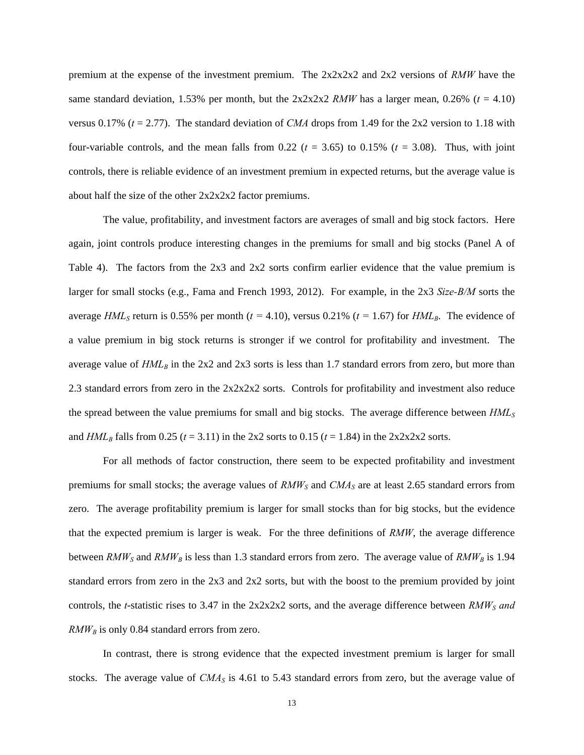premium at the expense of the investment premium. The 2x2x2x2 and 2x2 versions of *RMW* have the same standard deviation, 1.53% per month, but the 2x2x2x2 *RMW* has a larger mean, 0.26% ($t$ = 4.10) versus 0.17% ($t$ = 2.77). The standard deviation of *CMA* drops from 1.49 for the 2x2 version to 1.18 with four-variable controls, and the mean falls from 0.22 ($t$ = 3.65) to 0.15% ($t$ = 3.08). Thus, with joint controls, there is reliable evidence of an investment premium in expected returns, but the average value is about half the size of the other 2x2x2x2 factor premiums.

The value, profitability, and investment factors are averages of small and big stock factors. Here again, joint controls produce interesting changes in the premiums for small and big stocks (Panel A of Table 4). The factors from the 2x3 and 2x2 sorts confirm earlier evidence that the value premium is larger for small stocks (e.g., Fama and French 1993, 2012). For example, in the 2x3 *Size-B/M* sorts the average $HML_S$ return is 0.55% per month ($t$ = 4.10), versus 0.21% ($t$ = 1.67) for $HML_B$. The evidence of a value premium in big stock returns is stronger if we control for profitability and investment. The average value of $HML_B$ in the 2x2 and 2x3 sorts is less than 1.7 standard errors from zero, but more than 2.3 standard errors from zero in the 2x2x2x2 sorts. Controls for profitability and investment also reduce the spread between the value premiums for small and big stocks. The average difference between $HML_S$ and $HML_B$ falls from 0.25 ($t$ = 3.11) in the 2x2 sorts to 0.15 ($t$ = 1.84) in the 2x2x2x2 sorts.

For all methods of factor construction, there seem to be expected profitability and investment premiums for small stocks; the average values of $RMW_S$ and $CMA_S$ are at least 2.65 standard errors from zero. The average profitability premium is larger for small stocks than for big stocks, but the evidence that the expected premium is larger is weak. For the three definitions of *RMW*, the average difference between $RMW_S$ and $RMW_B$ is less than 1.3 standard errors from zero. The average value of $RMW_B$ is 1.94 standard errors from zero in the 2x3 and 2x2 sorts, but with the boost to the premium provided by joint controls, the $t$-statistic rises to 3.47 in the 2x2x2x2 sorts, and the average difference between $RMW_S$ *and* $RMW_B$ is only 0.84 standard errors from zero.

In contrast, there is strong evidence that the expected investment premium is larger for small stocks. The average value of $CMA_S$ is 4.61 to 5.43 standard errors from zero, but the average value of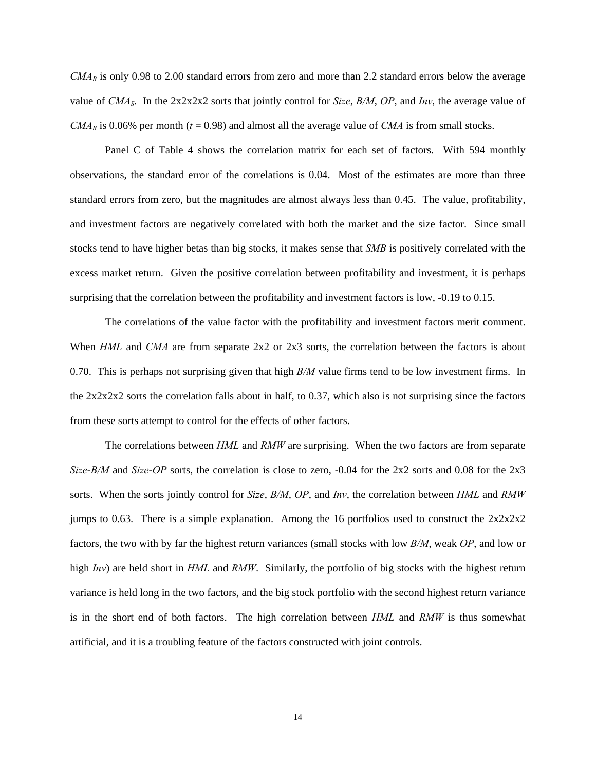$CMA_B$ is only 0.98 to 2.00 standard errors from zero and more than 2.2 standard errors below the average value of $CMA_S$. In the 2x2x2x2 sorts that jointly control for *Size*, *B/M*, *OP*, and *Inv*, the average value of $CMA_B$ is 0.06% per month ($t$ = 0.98) and almost all the average value of *CMA* is from small stocks.

Panel C of Table 4 shows the correlation matrix for each set of factors. With 594 monthly observations, the standard error of the correlations is 0.04. Most of the estimates are more than three standard errors from zero, but the magnitudes are almost always less than 0.45. The value, profitability, and investment factors are negatively correlated with both the market and the size factor. Since small stocks tend to have higher betas than big stocks, it makes sense that *SMB* is positively correlated with the excess market return. Given the positive correlation between profitability and investment, it is perhaps surprising that the correlation between the profitability and investment factors is low, -0.19 to 0.15.

The correlations of the value factor with the profitability and investment factors merit comment. When *HML* and *CMA* are from separate 2x2 or 2x3 sorts, the correlation between the factors is about 0.70. This is perhaps not surprising given that high *B/M* value firms tend to be low investment firms. In the 2x2x2x2 sorts the correlation falls about in half, to 0.37, which also is not surprising since the factors from these sorts attempt to control for the effects of other factors.

The correlations between *HML* and *RMW* are surprising. When the two factors are from separate *Size-B/M* and *Size-OP* sorts, the correlation is close to zero, -0.04 for the 2x2 sorts and 0.08 for the 2x3 sorts. When the sorts jointly control for *Size*, *B/M*, *OP*, and *Inv*, the correlation between *HML* and *RMW* jumps to 0.63. There is a simple explanation. Among the 16 portfolios used to construct the 2x2x2x2 factors, the two with by far the highest return variances (small stocks with low *B/M*, weak *OP*, and low or high *Inv*) are held short in *HML* and *RMW*. Similarly, the portfolio of big stocks with the highest return variance is held long in the two factors, and the big stock portfolio with the second highest return variance is in the short end of both factors. The high correlation between *HML* and *RMW* is thus somewhat artificial, and it is a troubling feature of the factors constructed with joint controls.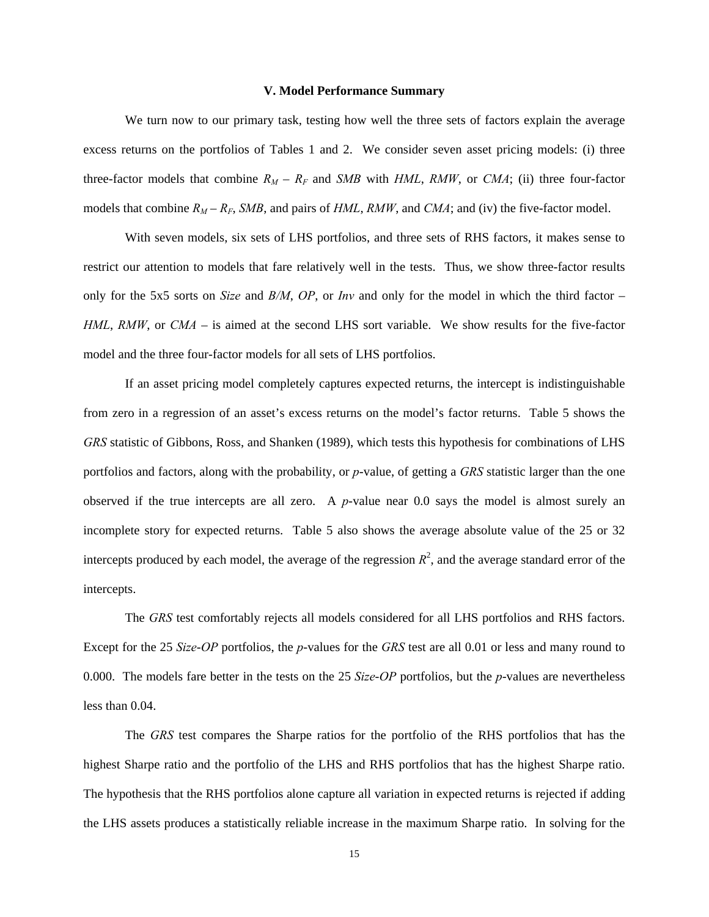### V. Model Performance Summary

We turn now to our primary task, testing how well the three sets of factors explain the average excess returns on the portfolios of Tables 1 and 2. We consider seven asset pricing models: (i) three three-factor models that combine $R_M - R_F$ and *SMB* with *HML*, *RMW*, or *CMA*; (ii) three four-factor models that combine $R_M - R_F$, *SMB*, and pairs of *HML*, *RMW*, and *CMA*; and (iv) the five-factor model.

With seven models, six sets of LHS portfolios, and three sets of RHS factors, it makes sense to restrict our attention to models that fare relatively well in the tests. Thus, we show three-factor results only for the 5x5 sorts on *Size* and *B/M*, *OP*, or *Inv* and only for the model in which the third factor – *HML*, *RMW*, or *CMA* – is aimed at the second LHS sort variable. We show results for the five-factor model and the three four-factor models for all sets of LHS portfolios.

If an asset pricing model completely captures expected returns, the intercept is indistinguishable from zero in a regression of an asset's excess returns on the model's factor returns. Table 5 shows the *GRS* statistic of Gibbons, Ross, and Shanken (1989), which tests this hypothesis for combinations of LHS portfolios and factors, along with the probability, or *p*-value, of getting a *GRS* statistic larger than the one observed if the true intercepts are all zero. A *p*-value near 0.0 says the model is almost surely an incomplete story for expected returns. Table 5 also shows the average absolute value of the 25 or 32 intercepts produced by each model, the average of the regression $R^2$, and the average standard error of the intercepts.

The *GRS* test comfortably rejects all models considered for all LHS portfolios and RHS factors. Except for the 25 *Size*-*OP* portfolios, the *p*-values for the *GRS* test are all 0.01 or less and many round to 0.000. The models fare better in the tests on the 25 *Size*-*OP* portfolios, but the *p*-values are nevertheless less than 0.04.

The *GRS* test compares the Sharpe ratios for the portfolio of the RHS portfolios that has the highest Sharpe ratio and the portfolio of the LHS and RHS portfolios that has the highest Sharpe ratio. The hypothesis that the RHS portfolios alone capture all variation in expected returns is rejected if adding the LHS assets produces a statistically reliable increase in the maximum Sharpe ratio. In solving for the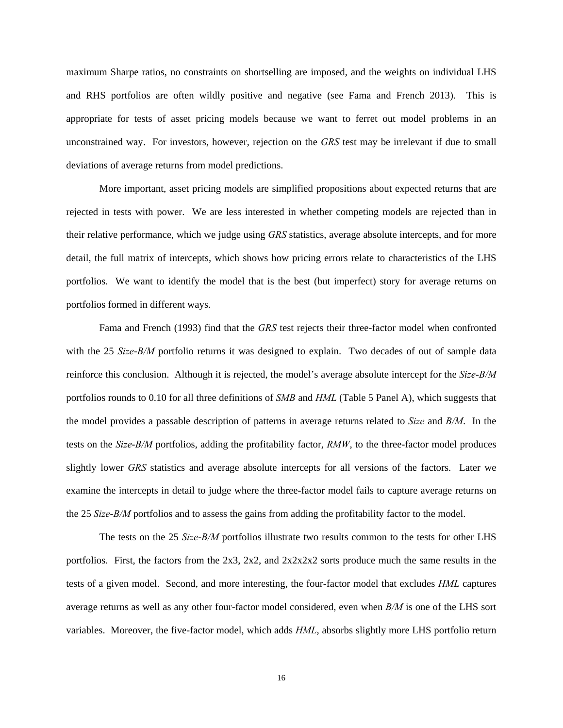maximum Sharpe ratios, no constraints on shortselling are imposed, and the weights on individual LHS and RHS portfolios are often wildly positive and negative (see Fama and French 2013). This is appropriate for tests of asset pricing models because we want to ferret out model problems in an unconstrained way. For investors, however, rejection on the *GRS* test may be irrelevant if due to small deviations of average returns from model predictions.

More important, asset pricing models are simplified propositions about expected returns that are rejected in tests with power. We are less interested in whether competing models are rejected than in their relative performance, which we judge using *GRS* statistics, average absolute intercepts, and for more detail, the full matrix of intercepts, which shows how pricing errors relate to characteristics of the LHS portfolios. We want to identify the model that is the best (but imperfect) story for average returns on portfolios formed in different ways.

Fama and French (1993) find that the *GRS* test rejects their three-factor model when confronted with the 25 *Size-B/M* portfolio returns it was designed to explain. Two decades of out of sample data reinforce this conclusion. Although it is rejected, the model's average absolute intercept for the *Size-B/M* portfolios rounds to 0.10 for all three definitions of *SMB* and *HML* (Table 5 Panel A), which suggests that the model provides a passable description of patterns in average returns related to *Size* and *B/M*. In the tests on the *Size-B/M* portfolios, adding the profitability factor, *RMW*, to the three-factor model produces slightly lower *GRS* statistics and average absolute intercepts for all versions of the factors. Later we examine the intercepts in detail to judge where the three-factor model fails to capture average returns on the 25 *Size-B/M* portfolios and to assess the gains from adding the profitability factor to the model.

The tests on the 25 *Size-B/M* portfolios illustrate two results common to the tests for other LHS portfolios. First, the factors from the 2x3, 2x2, and 2x2x2x2 sorts produce much the same results in the tests of a given model. Second, and more interesting, the four-factor model that excludes *HML* captures average returns as well as any other four-factor model considered, even when *B/M* is one of the LHS sort variables. Moreover, the five-factor model, which adds *HML*, absorbs slightly more LHS portfolio return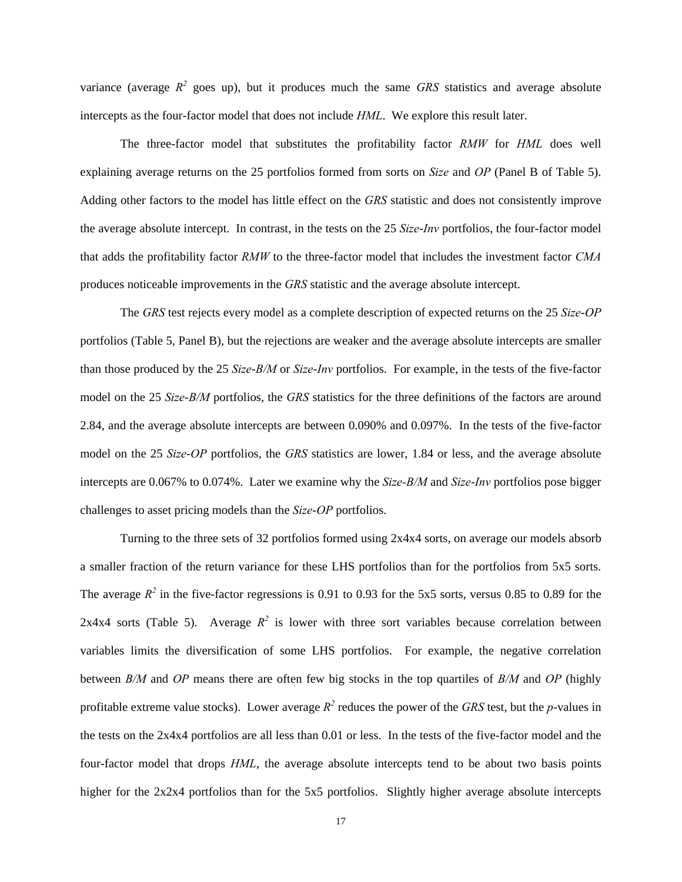variance (average $R^2$ goes up), but it produces much the same *GRS* statistics and average absolute intercepts as the four-factor model that does not include *HML*. We explore this result later.

The three-factor model that substitutes the profitability factor *RMW* for *HML* does well explaining average returns on the 25 portfolios formed from sorts on *Size* and *OP* (Panel B of Table 5). Adding other factors to the model has little effect on the *GRS* statistic and does not consistently improve the average absolute intercept. In contrast, in the tests on the 25 *Size*-*Inv* portfolios, the four-factor model that adds the profitability factor *RMW* to the three-factor model that includes the investment factor *CMA* produces noticeable improvements in the *GRS* statistic and the average absolute intercept.

The *GRS* test rejects every model as a complete description of expected returns on the 25 *Size*-*OP* portfolios (Table 5, Panel B), but the rejections are weaker and the average absolute intercepts are smaller than those produced by the 25 *Size*-*B/M* or *Size*-*Inv* portfolios. For example, in the tests of the five-factor model on the 25 *Size*-*B/M* portfolios, the *GRS* statistics for the three definitions of the factors are around 2.84, and the average absolute intercepts are between 0.090% and 0.097%. In the tests of the five-factor model on the 25 *Size*-*OP* portfolios, the *GRS* statistics are lower, 1.84 or less, and the average absolute intercepts are 0.067% to 0.074%. Later we examine why the *Size*-*B/M* and *Size*-*Inv* portfolios pose bigger challenges to asset pricing models than the *Size*-*OP* portfolios.

Turning to the three sets of 32 portfolios formed using 2x4x4 sorts, on average our models absorb a smaller fraction of the return variance for these LHS portfolios than for the portfolios from 5x5 sorts. The average $R^2$ in the five-factor regressions is 0.91 to 0.93 for the 5x5 sorts, versus 0.85 to 0.89 for the 2x4x4 sorts (Table 5). Average $R^2$ is lower with three sort variables because correlation between variables limits the diversification of some LHS portfolios. For example, the negative correlation between *B/M* and *OP* means there are often few big stocks in the top quartiles of *B/M* and *OP* (highly profitable extreme value stocks). Lower average $R^2$ reduces the power of the *GRS* test, but the *p*-values in the tests on the 2x4x4 portfolios are all less than 0.01 or less. In the tests of the five-factor model and the four-factor model that drops *HML*, the average absolute intercepts tend to be about two basis points higher for the 2x2x4 portfolios than for the 5x5 portfolios. Slightly higher average absolute intercepts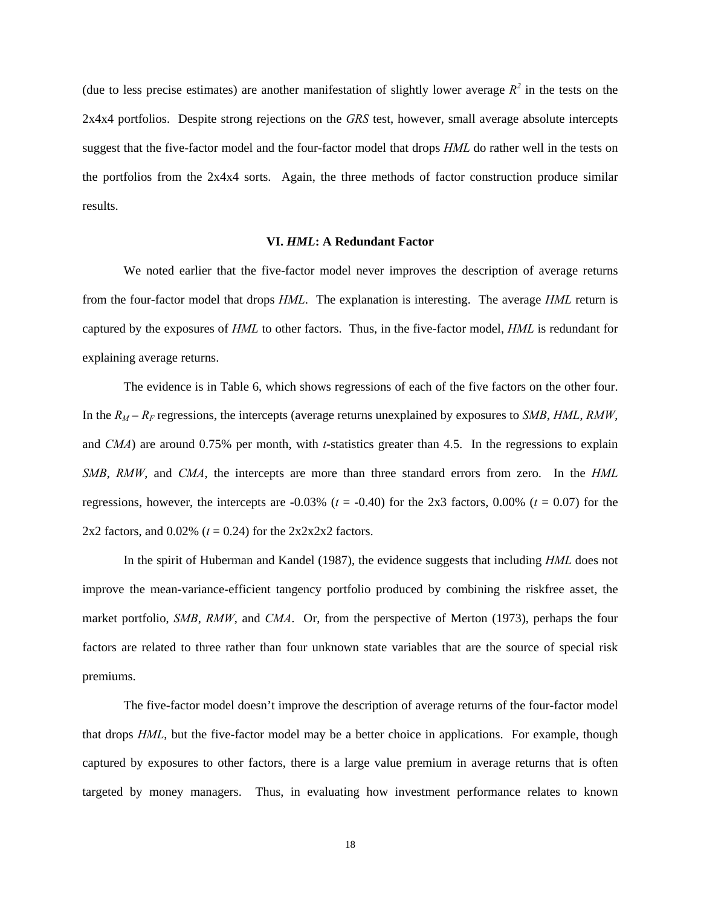(due to less precise estimates) are another manifestation of slightly lower average $R^2$ in the tests on the 2x4x4 portfolios. Despite strong rejections on the *GRS* test, however, small average absolute intercepts suggest that the five-factor model and the four-factor model that drops *HML* do rather well in the tests on the portfolios from the 2x4x4 sorts. Again, the three methods of factor construction produce similar results.

## VI. *HML*: A Redundant Factor

We noted earlier that the five-factor model never improves the description of average returns from the four-factor model that drops *HML*. The explanation is interesting. The average *HML* return is captured by the exposures of *HML* to other factors. Thus, in the five-factor model, *HML* is redundant for explaining average returns.

The evidence is in Table 6, which shows regressions of each of the five factors on the other four. In the $R_M - R_F$ regressions, the intercepts (average returns unexplained by exposures to *SMB*, *HML*, *RMW*, and *CMA*) are around 0.75% per month, with *t*-statistics greater than 4.5. In the regressions to explain *SMB*, *RMW*, and *CMA*, the intercepts are more than three standard errors from zero. In the *HML* regressions, however, the intercepts are -0.03% ($t$ = -0.40) for the 2x3 factors, 0.00% ($t$ = 0.07) for the 2x2 factors, and 0.02% ($t$ = 0.24) for the 2x2x2x2 factors.

In the spirit of Huberman and Kandel (1987), the evidence suggests that including *HML* does not improve the mean-variance-efficient tangency portfolio produced by combining the riskfree asset, the market portfolio, *SMB*, *RMW*, and *CMA*. Or, from the perspective of Merton (1973), perhaps the four factors are related to three rather than four unknown state variables that are the source of special risk premiums.

The five-factor model doesn't improve the description of average returns of the four-factor model that drops *HML*, but the five-factor model may be a better choice in applications. For example, though captured by exposures to other factors, there is a large value premium in average returns that is often targeted by money managers. Thus, in evaluating how investment performance relates to known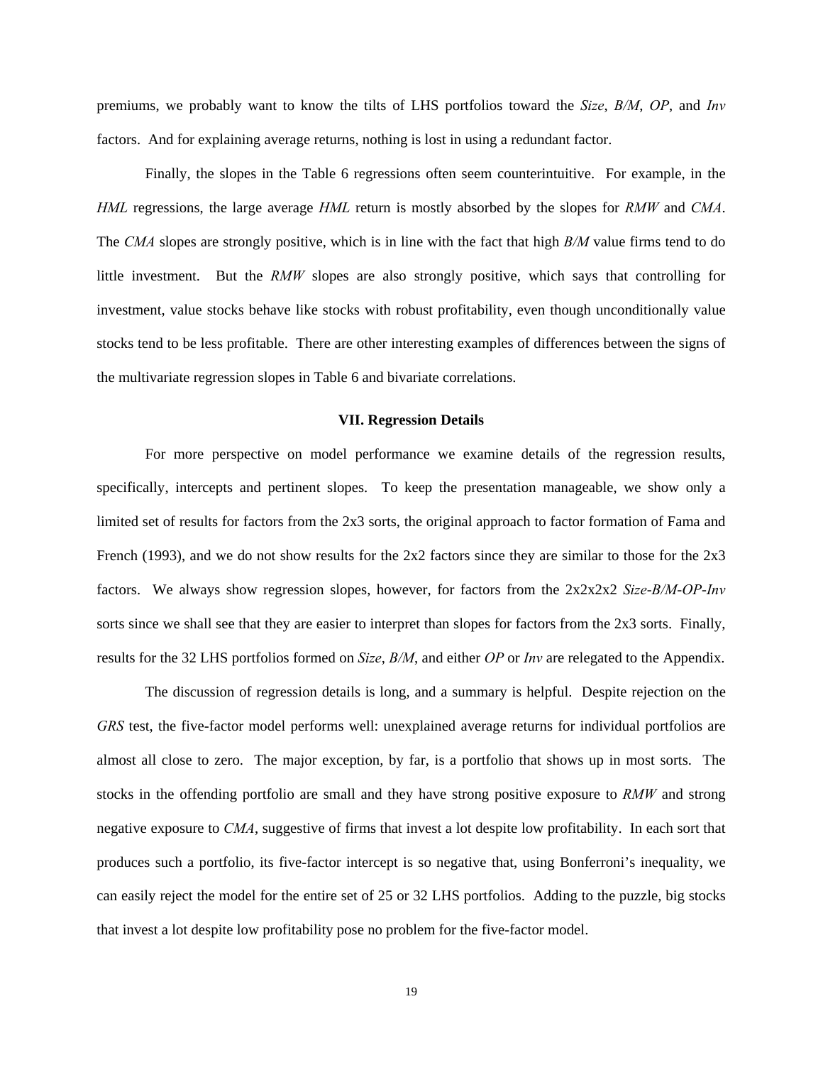premiums, we probably want to know the tilts of LHS portfolios toward the *Size*, *B/M*, *OP*, and *Inv* factors. And for explaining average returns, nothing is lost in using a redundant factor.

Finally, the slopes in the Table 6 regressions often seem counterintuitive. For example, in the *HML* regressions, the large average *HML* return is mostly absorbed by the slopes for *RMW* and *CMA*. The *CMA* slopes are strongly positive, which is in line with the fact that high *B/M* value firms tend to do little investment. But the *RMW* slopes are also strongly positive, which says that controlling for investment, value stocks behave like stocks with robust profitability, even though unconditionally value stocks tend to be less profitable. There are other interesting examples of differences between the signs of the multivariate regression slopes in Table 6 and bivariate correlations.

## VII. Regression Details

For more perspective on model performance we examine details of the regression results, specifically, intercepts and pertinent slopes. To keep the presentation manageable, we show only a limited set of results for factors from the 2x3 sorts, the original approach to factor formation of Fama and French (1993), and we do not show results for the 2x2 factors since they are similar to those for the 2x3 factors. We always show regression slopes, however, for factors from the 2x2x2x2 *Size-B/M-OP-Inv* sorts since we shall see that they are easier to interpret than slopes for factors from the 2x3 sorts. Finally, results for the 32 LHS portfolios formed on *Size*, *B/M*, and either *OP* or *Inv* are relegated to the Appendix.

The discussion of regression details is long, and a summary is helpful. Despite rejection on the *GRS* test, the five-factor model performs well: unexplained average returns for individual portfolios are almost all close to zero. The major exception, by far, is a portfolio that shows up in most sorts. The stocks in the offending portfolio are small and they have strong positive exposure to *RMW* and strong negative exposure to *CMA*, suggestive of firms that invest a lot despite low profitability. In each sort that produces such a portfolio, its five-factor intercept is so negative that, using Bonferroni's inequality, we can easily reject the model for the entire set of 25 or 32 LHS portfolios. Adding to the puzzle, big stocks that invest a lot despite low profitability pose no problem for the five-factor model.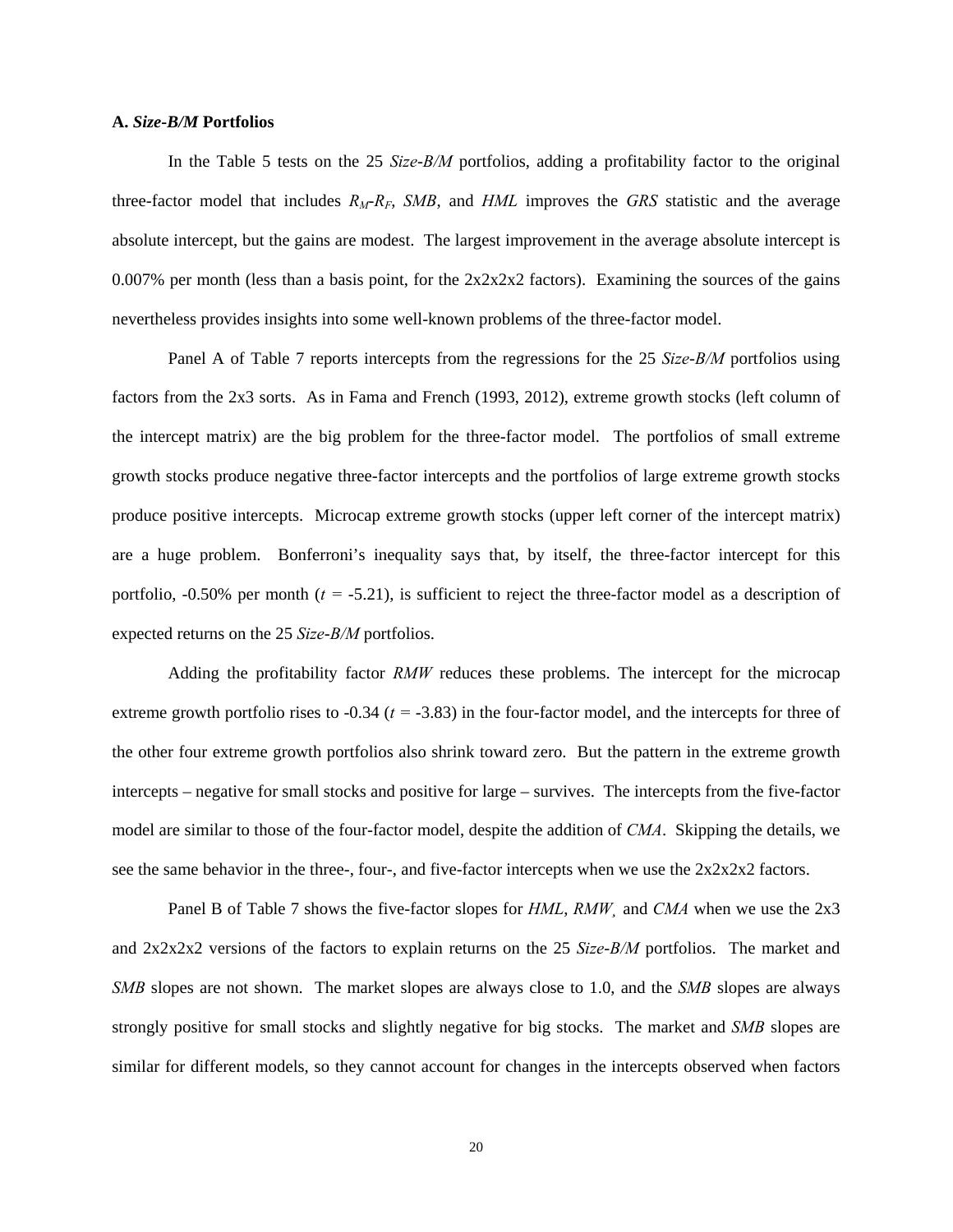### A. *Size-B/M* Portfolios

In the Table 5 tests on the 25 *Size-B/M* portfolios, adding a profitability factor to the original three-factor model that includes $R_M$-$R_F$, *SMB*, and *HML* improves the *GRS* statistic and the average absolute intercept, but the gains are modest. The largest improvement in the average absolute intercept is 0.007% per month (less than a basis point, for the 2x2x2x2 factors). Examining the sources of the gains nevertheless provides insights into some well-known problems of the three-factor model.

Panel A of Table 7 reports intercepts from the regressions for the 25 *Size-B/M* portfolios using factors from the 2x3 sorts. As in Fama and French (1993, 2012), extreme growth stocks (left column of the intercept matrix) are the big problem for the three-factor model. The portfolios of small extreme growth stocks produce negative three-factor intercepts and the portfolios of large extreme growth stocks produce positive intercepts. Microcap extreme growth stocks (upper left corner of the intercept matrix) are a huge problem. Bonferroni's inequality says that, by itself, the three-factor intercept for this portfolio, -0.50% per month ($t$ = -5.21), is sufficient to reject the three-factor model as a description of expected returns on the 25 *Size-B/M* portfolios.

Adding the profitability factor *RMW* reduces these problems. The intercept for the microcap extreme growth portfolio rises to -0.34 ($t$ = -3.83) in the four-factor model, and the intercepts for three of the other four extreme growth portfolios also shrink toward zero. But the pattern in the extreme growth intercepts – negative for small stocks and positive for large – survives. The intercepts from the five-factor model are similar to those of the four-factor model, despite the addition of *CMA*. Skipping the details, we see the same behavior in the three-, four-, and five-factor intercepts when we use the 2x2x2x2 factors.

Panel B of Table 7 shows the five-factor slopes for *HML*, *RMW*, and *CMA* when we use the 2x3 and 2x2x2x2 versions of the factors to explain returns on the 25 *Size-B/M* portfolios. The market and *SMB* slopes are not shown. The market slopes are always close to 1.0, and the *SMB* slopes are always strongly positive for small stocks and slightly negative for big stocks. The market and *SMB* slopes are similar for different models, so they cannot account for changes in the intercepts observed when factors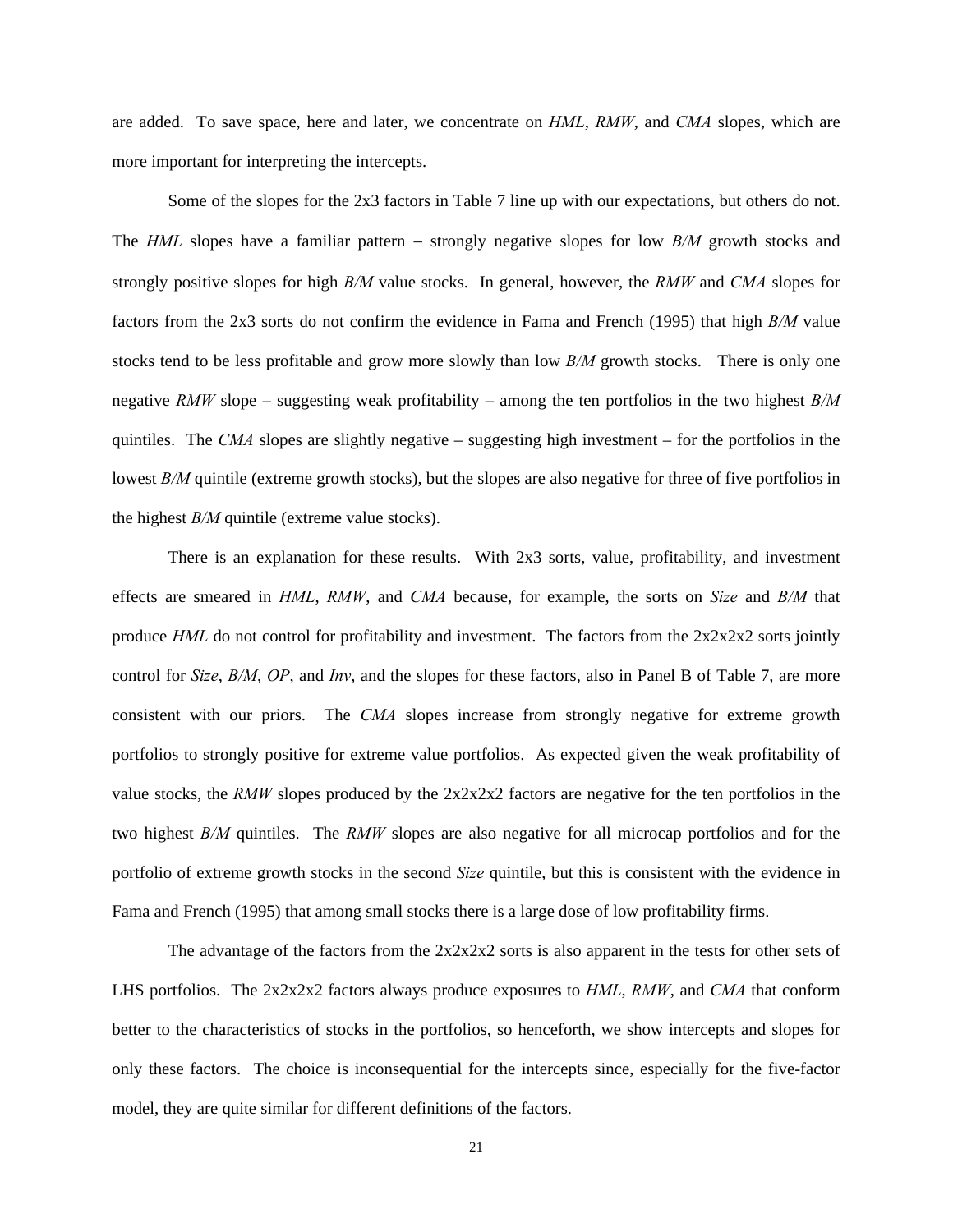are added. To save space, here and later, we concentrate on *HML*, *RMW*, and *CMA* slopes, which are more important for interpreting the intercepts.

Some of the slopes for the 2x3 factors in Table 7 line up with our expectations, but others do not. The *HML* slopes have a familiar pattern − strongly negative slopes for low *B/M* growth stocks and strongly positive slopes for high *B/M* value stocks. In general, however, the *RMW* and *CMA* slopes for factors from the 2x3 sorts do not confirm the evidence in Fama and French (1995) that high *B/M* value stocks tend to be less profitable and grow more slowly than low *B/M* growth stocks. There is only one negative *RMW* slope – suggesting weak profitability – among the ten portfolios in the two highest *B/M* quintiles. The *CMA* slopes are slightly negative – suggesting high investment – for the portfolios in the lowest *B/M* quintile (extreme growth stocks), but the slopes are also negative for three of five portfolios in the highest *B/M* quintile (extreme value stocks).

There is an explanation for these results. With 2x3 sorts, value, profitability, and investment effects are smeared in *HML*, *RMW*, and *CMA* because, for example, the sorts on *Size* and *B/M* that produce *HML* do not control for profitability and investment. The factors from the 2x2x2x2 sorts jointly control for *Size*, *B/M*, *OP*, and *Inv*, and the slopes for these factors, also in Panel B of Table 7, are more consistent with our priors. The *CMA* slopes increase from strongly negative for extreme growth portfolios to strongly positive for extreme value portfolios. As expected given the weak profitability of value stocks, the *RMW* slopes produced by the 2x2x2x2 factors are negative for the ten portfolios in the two highest *B/M* quintiles. The *RMW* slopes are also negative for all microcap portfolios and for the portfolio of extreme growth stocks in the second *Size* quintile, but this is consistent with the evidence in Fama and French (1995) that among small stocks there is a large dose of low profitability firms.

The advantage of the factors from the 2x2x2x2 sorts is also apparent in the tests for other sets of LHS portfolios. The 2x2x2x2 factors always produce exposures to *HML*, *RMW*, and *CMA* that conform better to the characteristics of stocks in the portfolios, so henceforth, we show intercepts and slopes for only these factors. The choice is inconsequential for the intercepts since, especially for the five-factor model, they are quite similar for different definitions of the factors.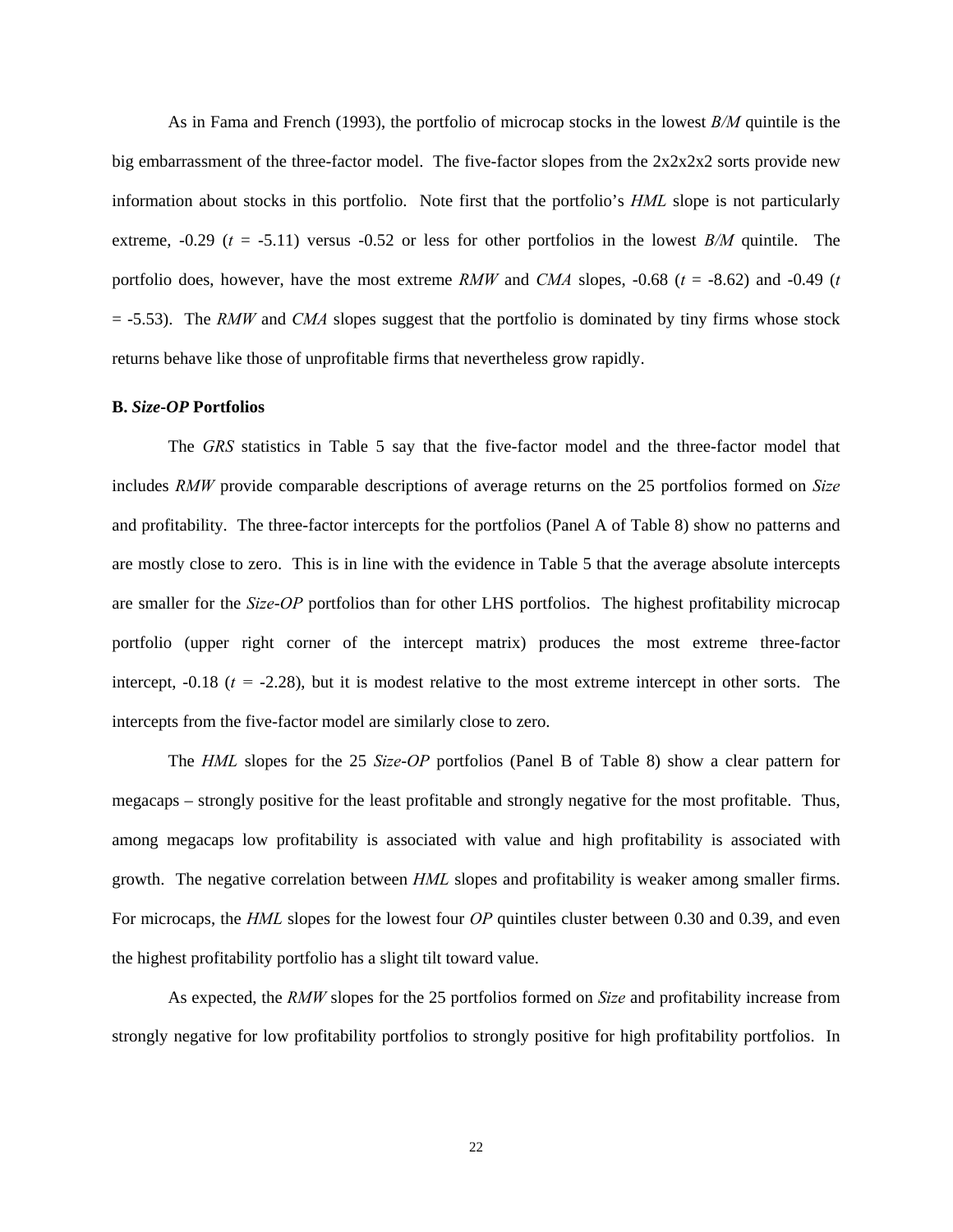As in Fama and French (1993), the portfolio of microcap stocks in the lowest *B/M* quintile is the big embarrassment of the three-factor model. The five-factor slopes from the 2x2x2x2 sorts provide new information about stocks in this portfolio. Note first that the portfolio's *HML* slope is not particularly extreme, -0.29 ($t$ = -5.11) versus -0.52 or less for other portfolios in the lowest *B/M* quintile. The portfolio does, however, have the most extreme *RMW* and *CMA* slopes, -0.68 ($t$ = -8.62) and -0.49 ($t$ = -5.53). The *RMW* and *CMA* slopes suggest that the portfolio is dominated by tiny firms whose stock returns behave like those of unprofitable firms that nevertheless grow rapidly.

### B. *Size-OP* Portfolios

The *GRS* statistics in Table 5 say that the five-factor model and the three-factor model that includes *RMW* provide comparable descriptions of average returns on the 25 portfolios formed on *Size* and profitability. The three-factor intercepts for the portfolios (Panel A of Table 8) show no patterns and are mostly close to zero. This is in line with the evidence in Table 5 that the average absolute intercepts are smaller for the *Size-OP* portfolios than for other LHS portfolios. The highest profitability microcap portfolio (upper right corner of the intercept matrix) produces the most extreme three-factor intercept, -0.18 ($t$ = -2.28), but it is modest relative to the most extreme intercept in other sorts. The intercepts from the five-factor model are similarly close to zero.

The *HML* slopes for the 25 *Size-OP* portfolios (Panel B of Table 8) show a clear pattern for megacaps – strongly positive for the least profitable and strongly negative for the most profitable. Thus, among megacaps low profitability is associated with value and high profitability is associated with growth. The negative correlation between *HML* slopes and profitability is weaker among smaller firms. For microcaps, the *HML* slopes for the lowest four *OP* quintiles cluster between 0.30 and 0.39, and even the highest profitability portfolio has a slight tilt toward value.

As expected, the *RMW* slopes for the 25 portfolios formed on *Size* and profitability increase from strongly negative for low profitability portfolios to strongly positive for high profitability portfolios. In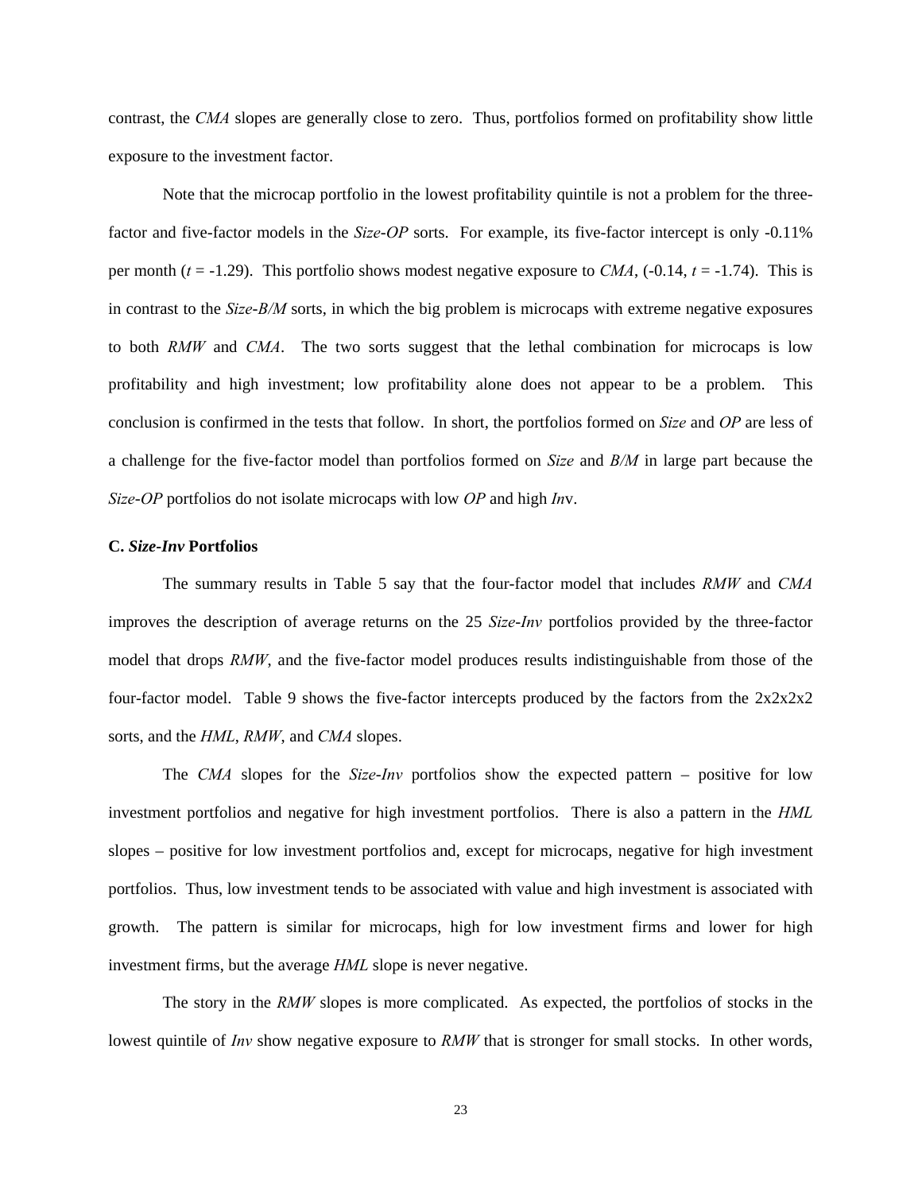contrast, the *CMA* slopes are generally close to zero. Thus, portfolios formed on profitability show little exposure to the investment factor.

Note that the microcap portfolio in the lowest profitability quintile is not a problem for the three-factor and five-factor models in the *Size-OP* sorts. For example, its five-factor intercept is only -0.11% per month ($t$ = -1.29). This portfolio shows modest negative exposure to *CMA*, (-0.14, $t$ = -1.74). This is in contrast to the *Size-B/M* sorts, in which the big problem is microcaps with extreme negative exposures to both *RMW* and *CMA*. The two sorts suggest that the lethal combination for microcaps is low profitability and high investment; low profitability alone does not appear to be a problem. This conclusion is confirmed in the tests that follow. In short, the portfolios formed on *Size* and *OP* are less of a challenge for the five-factor model than portfolios formed on *Size* and *B/M* in large part because the *Size-OP* portfolios do not isolate microcaps with low *OP* and high *Inv*.

### C. *Size-Inv* Portfolios

The summary results in Table 5 say that the four-factor model that includes *RMW* and *CMA* improves the description of average returns on the 25 *Size-Inv* portfolios provided by the three-factor model that drops *RMW*, and the five-factor model produces results indistinguishable from those of the four-factor model. Table 9 shows the five-factor intercepts produced by the factors from the 2x2x2x2 sorts, and the *HML*, *RMW*, and *CMA* slopes.

The *CMA* slopes for the *Size-Inv* portfolios show the expected pattern – positive for low investment portfolios and negative for high investment portfolios. There is also a pattern in the *HML* slopes – positive for low investment portfolios and, except for microcaps, negative for high investment portfolios. Thus, low investment tends to be associated with value and high investment is associated with growth. The pattern is similar for microcaps, high for low investment firms and lower for high investment firms, but the average *HML* slope is never negative.

The story in the *RMW* slopes is more complicated. As expected, the portfolios of stocks in the lowest quintile of *Inv* show negative exposure to *RMW* that is stronger for small stocks. In other words,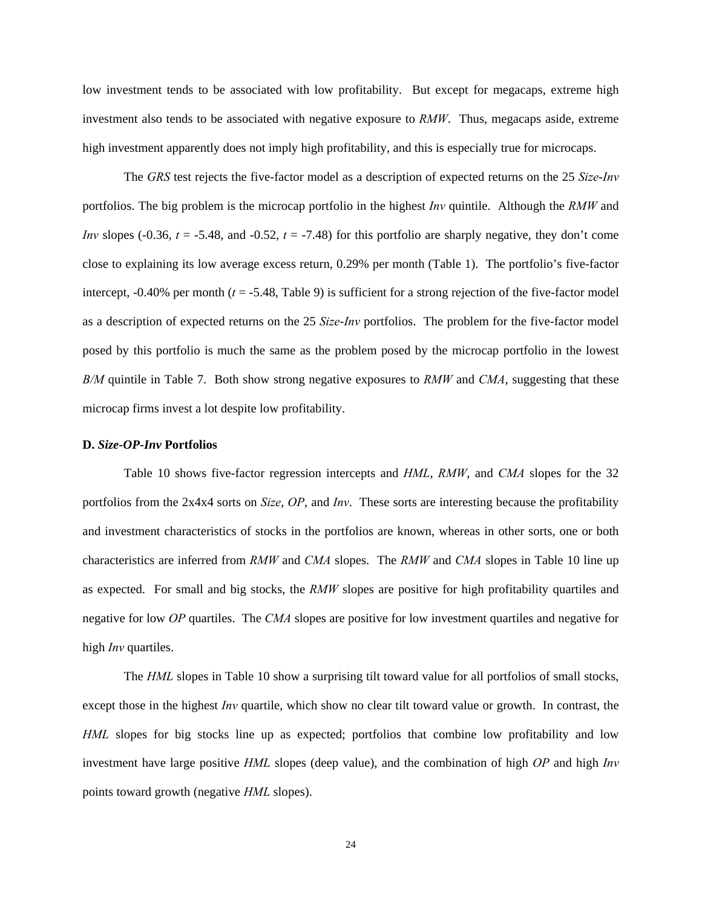low investment tends to be associated with low profitability. But except for megacaps, extreme high investment also tends to be associated with negative exposure to *RMW*. Thus, megacaps aside, extreme high investment apparently does not imply high profitability, and this is especially true for microcaps.

The *GRS* test rejects the five-factor model as a description of expected returns on the 25 *Size-Inv* portfolios. The big problem is the microcap portfolio in the highest *Inv* quintile. Although the *RMW* and *Inv* slopes (-0.36, $t$ = -5.48, and -0.52, $t$ = -7.48) for this portfolio are sharply negative, they don't come close to explaining its low average excess return, 0.29% per month (Table 1). The portfolio's five-factor intercept, -0.40% per month ($t$ = -5.48, Table 9) is sufficient for a strong rejection of the five-factor model as a description of expected returns on the 25 *Size-Inv* portfolios. The problem for the five-factor model posed by this portfolio is much the same as the problem posed by the microcap portfolio in the lowest *B/M* quintile in Table 7. Both show strong negative exposures to *RMW* and *CMA*, suggesting that these microcap firms invest a lot despite low profitability.

### D. *Size-OP-Inv* Portfolios

Table 10 shows five-factor regression intercepts and *HML*, *RMW*, and *CMA* slopes for the 32 portfolios from the 2x4x4 sorts on *Size*, *OP*, and *Inv*. These sorts are interesting because the profitability and investment characteristics of stocks in the portfolios are known, whereas in other sorts, one or both characteristics are inferred from *RMW* and *CMA* slopes. The *RMW* and *CMA* slopes in Table 10 line up as expected. For small and big stocks, the *RMW* slopes are positive for high profitability quartiles and negative for low *OP* quartiles. The *CMA* slopes are positive for low investment quartiles and negative for high *Inv* quartiles.

The *HML* slopes in Table 10 show a surprising tilt toward value for all portfolios of small stocks, except those in the highest *Inv* quartile, which show no clear tilt toward value or growth. In contrast, the *HML* slopes for big stocks line up as expected; portfolios that combine low profitability and low investment have large positive *HML* slopes (deep value), and the combination of high *OP* and high *Inv* points toward growth (negative *HML* slopes).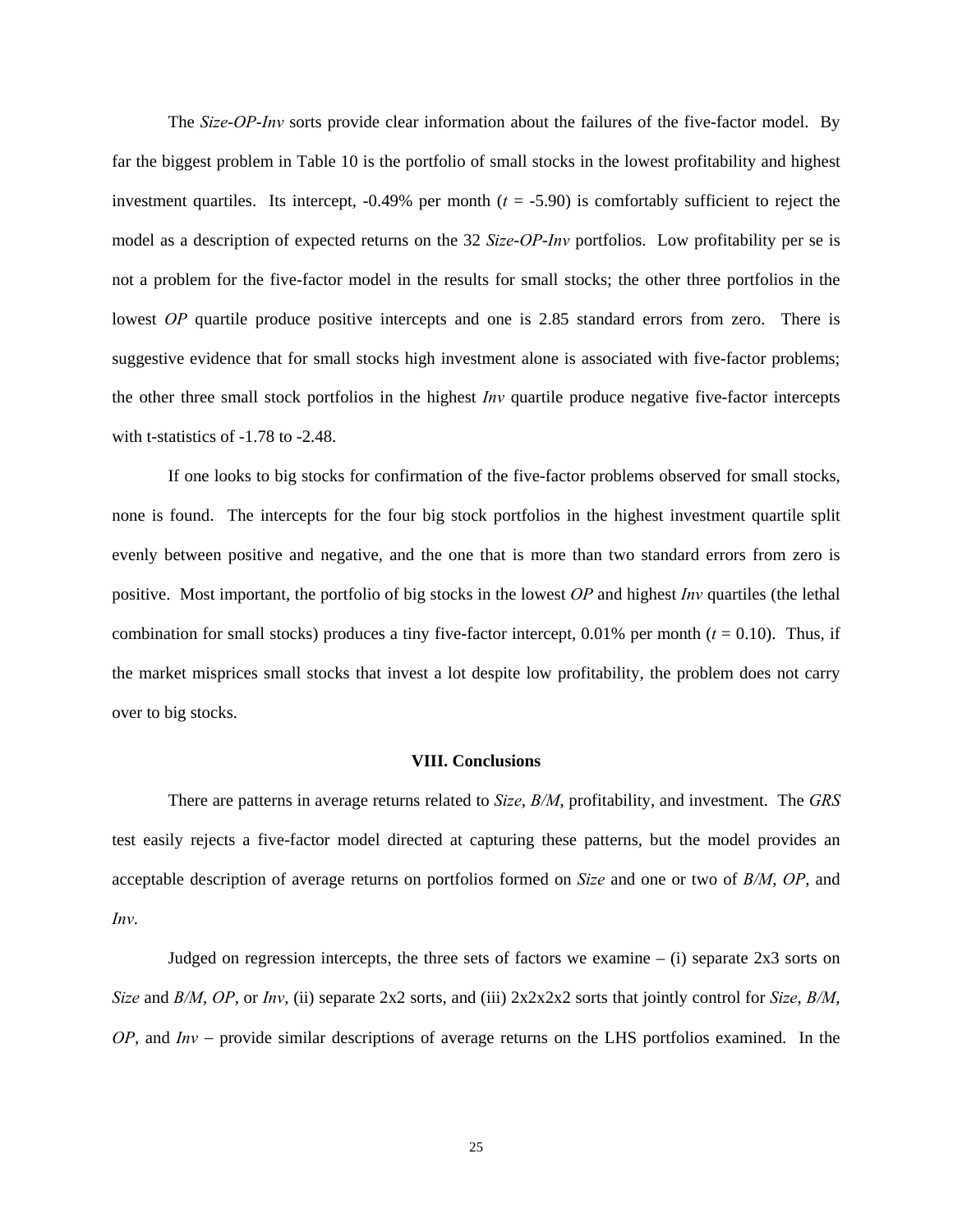The *Size-OP-Inv* sorts provide clear information about the failures of the five-factor model. By far the biggest problem in Table 10 is the portfolio of small stocks in the lowest profitability and highest investment quartiles. Its intercept, -0.49% per month ($t$ = -5.90) is comfortably sufficient to reject the model as a description of expected returns on the 32 *Size-OP-Inv* portfolios. Low profitability per se is not a problem for the five-factor model in the results for small stocks; the other three portfolios in the lowest *OP* quartile produce positive intercepts and one is 2.85 standard errors from zero. There is suggestive evidence that for small stocks high investment alone is associated with five-factor problems; the other three small stock portfolios in the highest *Inv* quartile produce negative five-factor intercepts with t-statistics of -1.78 to -2.48.

If one looks to big stocks for confirmation of the five-factor problems observed for small stocks, none is found. The intercepts for the four big stock portfolios in the highest investment quartile split evenly between positive and negative, and the one that is more than two standard errors from zero is positive. Most important, the portfolio of big stocks in the lowest *OP* and highest *Inv* quartiles (the lethal combination for small stocks) produces a tiny five-factor intercept, 0.01% per month ($t$ = 0.10). Thus, if the market misprices small stocks that invest a lot despite low profitability, the problem does not carry over to big stocks.

## VIII. Conclusions

There are patterns in average returns related to *Size*, *B/M*, profitability, and investment. The *GRS* test easily rejects a five-factor model directed at capturing these patterns, but the model provides an acceptable description of average returns on portfolios formed on *Size* and one or two of *B/M*, *OP*, and *Inv*.

Judged on regression intercepts, the three sets of factors we examine – (i) separate 2x3 sorts on *Size* and *B/M*, *OP*, or *Inv*, (ii) separate 2x2 sorts, and (iii) 2x2x2x2 sorts that jointly control for *Size*, *B/M*, *OP*, and *Inv* – provide similar descriptions of average returns on the LHS portfolios examined. In the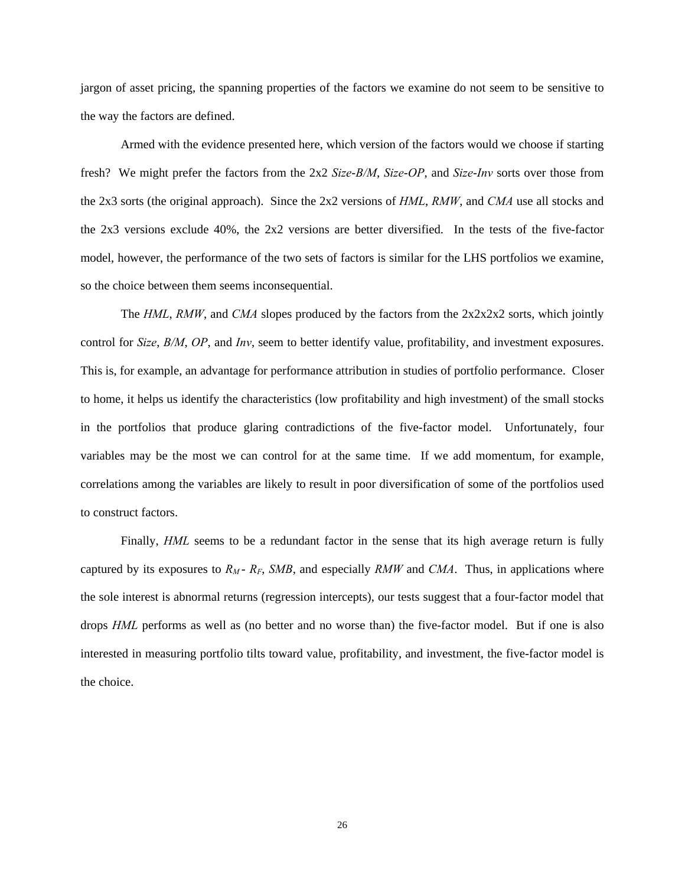jargon of asset pricing, the spanning properties of the factors we examine do not seem to be sensitive to the way the factors are defined.

Armed with the evidence presented here, which version of the factors would we choose if starting fresh? We might prefer the factors from the 2x2 *Size-B/M*, *Size-OP*, and *Size-Inv* sorts over those from the 2x3 sorts (the original approach). Since the 2x2 versions of *HML*, *RMW*, and *CMA* use all stocks and the 2x3 versions exclude 40%, the 2x2 versions are better diversified. In the tests of the five-factor model, however, the performance of the two sets of factors is similar for the LHS portfolios we examine, so the choice between them seems inconsequential.

The *HML*, *RMW*, and *CMA* slopes produced by the factors from the 2x2x2x2 sorts, which jointly control for *Size*, *B/M*, *OP*, and *Inv*, seem to better identify value, profitability, and investment exposures. This is, for example, an advantage for performance attribution in studies of portfolio performance. Closer to home, it helps us identify the characteristics (low profitability and high investment) of the small stocks in the portfolios that produce glaring contradictions of the five-factor model. Unfortunately, four variables may be the most we can control for at the same time. If we add momentum, for example, correlations among the variables are likely to result in poor diversification of some of the portfolios used to construct factors.

Finally, *HML* seems to be a redundant factor in the sense that its high average return is fully captured by its exposures to $R_M - R_F$, *SMB*, and especially *RMW* and *CMA*. Thus, in applications where the sole interest is abnormal returns (regression intercepts), our tests suggest that a four-factor model that drops *HML* performs as well as (no better and no worse than) the five-factor model. But if one is also interested in measuring portfolio tilts toward value, profitability, and investment, the five-factor model is the choice.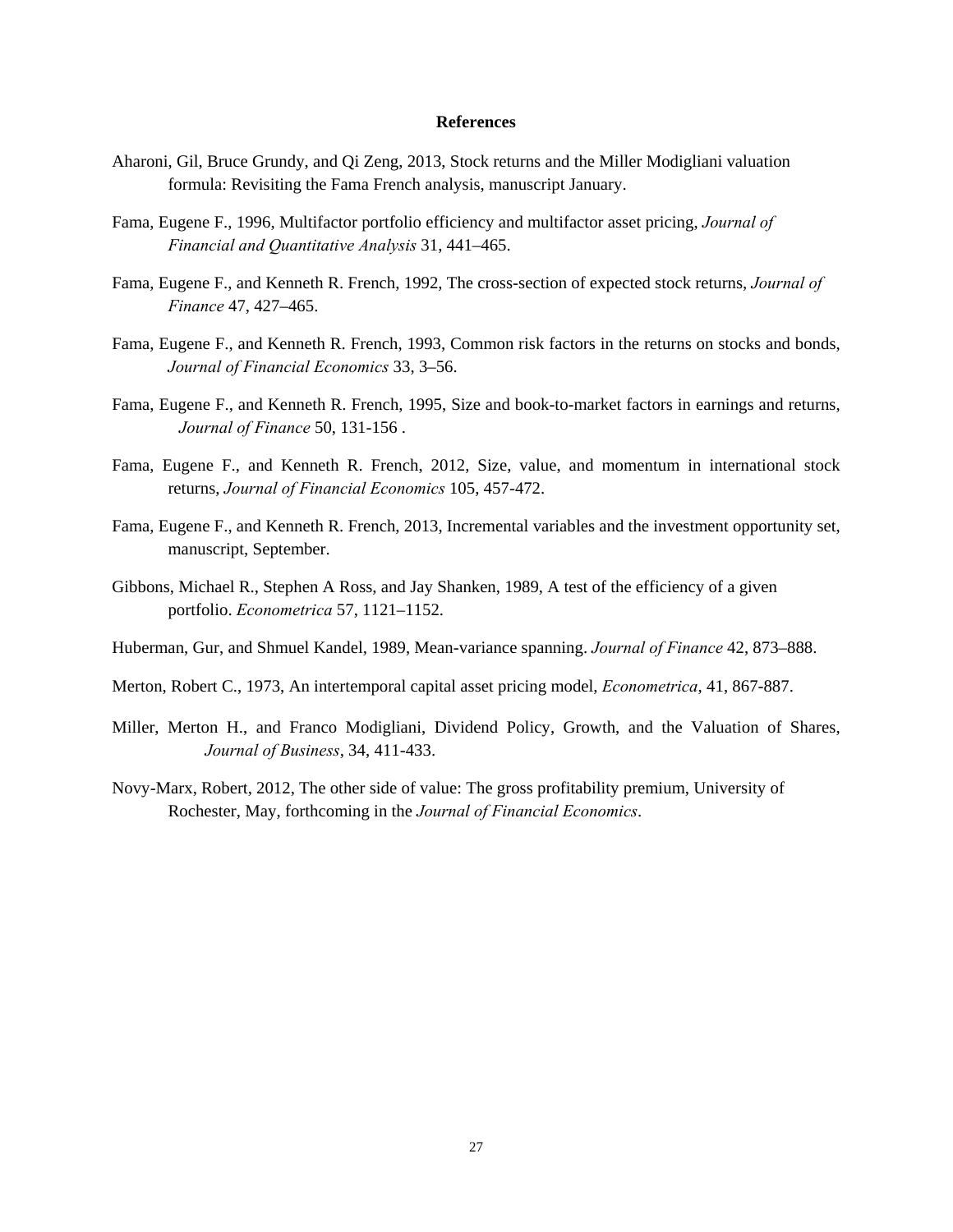# References

Aharoni, Gil, Bruce Grundy, and Qi Zeng, 2013, Stock returns and the Miller Modigliani valuation formula: Revisiting the Fama French analysis, manuscript January.

Fama, Eugene F., 1996, Multifactor portfolio efficiency and multifactor asset pricing, *Journal of Financial and Quantitative Analysis* 31, 441–465.

Fama, Eugene F., and Kenneth R. French, 1992, The cross-section of expected stock returns, *Journal of Finance* 47, 427–465.

Fama, Eugene F., and Kenneth R. French, 1993, Common risk factors in the returns on stocks and bonds, *Journal of Financial Economics* 33, 3–56.

Fama, Eugene F., and Kenneth R. French, 1995, Size and book-to-market factors in earnings and returns, *Journal of Finance* 50, 131-156 .

Fama, Eugene F., and Kenneth R. French, 2012, Size, value, and momentum in international stock returns, *Journal of Financial Economics* 105, 457-472.

Fama, Eugene F., and Kenneth R. French, 2013, Incremental variables and the investment opportunity set, manuscript, September.

Gibbons, Michael R., Stephen A Ross, and Jay Shanken, 1989, A test of the efficiency of a given portfolio. *Econometrica* 57, 1121–1152.

Huberman, Gur, and Shmuel Kandel, 1989, Mean-variance spanning. *Journal of Finance* 42, 873–888.

Merton, Robert C., 1973, An intertemporal capital asset pricing model, *Econometrica*, 41, 867-887.

Miller, Merton H., and Franco Modigliani, Dividend Policy, Growth, and the Valuation of Shares, *Journal of Business*, 34, 411-433.

Novy-Marx, Robert, 2012, The other side of value: The gross profitability premium, University of Rochester, May, forthcoming in the *Journal of Financial Economics*.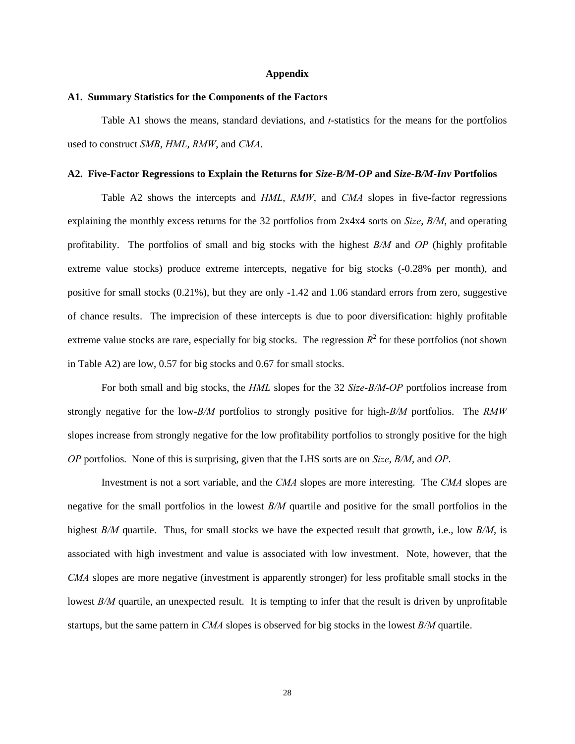# Appendix

## A1. Summary Statistics for the Components of the Factors

Table A1 shows the means, standard deviations, and *t*-statistics for the means for the portfolios used to construct *SMB*, *HML*, *RMW*, and *CMA*.

## A2. Five-Factor Regressions to Explain the Returns for *Size-B/M-OP* and *Size-B/M-Inv* Portfolios

Table A2 shows the intercepts and *HML*, *RMW*, and *CMA* slopes in five-factor regressions explaining the monthly excess returns for the 32 portfolios from 2x4x4 sorts on *Size*, *B/M*, and operating profitability. The portfolios of small and big stocks with the highest *B/M* and *OP* (highly profitable extreme value stocks) produce extreme intercepts, negative for big stocks (-0.28% per month), and positive for small stocks (0.21%), but they are only -1.42 and 1.06 standard errors from zero, suggestive of chance results. The imprecision of these intercepts is due to poor diversification: highly profitable extreme value stocks are rare, especially for big stocks. The regression $R^2$ for these portfolios (not shown in Table A2) are low, 0.57 for big stocks and 0.67 for small stocks.

For both small and big stocks, the *HML* slopes for the 32 *Size-B/M-OP* portfolios increase from strongly negative for the low-*B/M* portfolios to strongly positive for high-*B/M* portfolios. The *RMW* slopes increase from strongly negative for the low profitability portfolios to strongly positive for the high *OP* portfolios. None of this is surprising, given that the LHS sorts are on *Size*, *B/M*, and *OP*.

Investment is not a sort variable, and the *CMA* slopes are more interesting. The *CMA* slopes are negative for the small portfolios in the lowest *B/M* quartile and positive for the small portfolios in the highest *B/M* quartile. Thus, for small stocks we have the expected result that growth, i.e., low *B/M*, is associated with high investment and value is associated with low investment. Note, however, that the *CMA* slopes are more negative (investment is apparently stronger) for less profitable small stocks in the lowest *B/M* quartile, an unexpected result. It is tempting to infer that the result is driven by unprofitable startups, but the same pattern in *CMA* slopes is observed for big stocks in the lowest *B/M* quartile.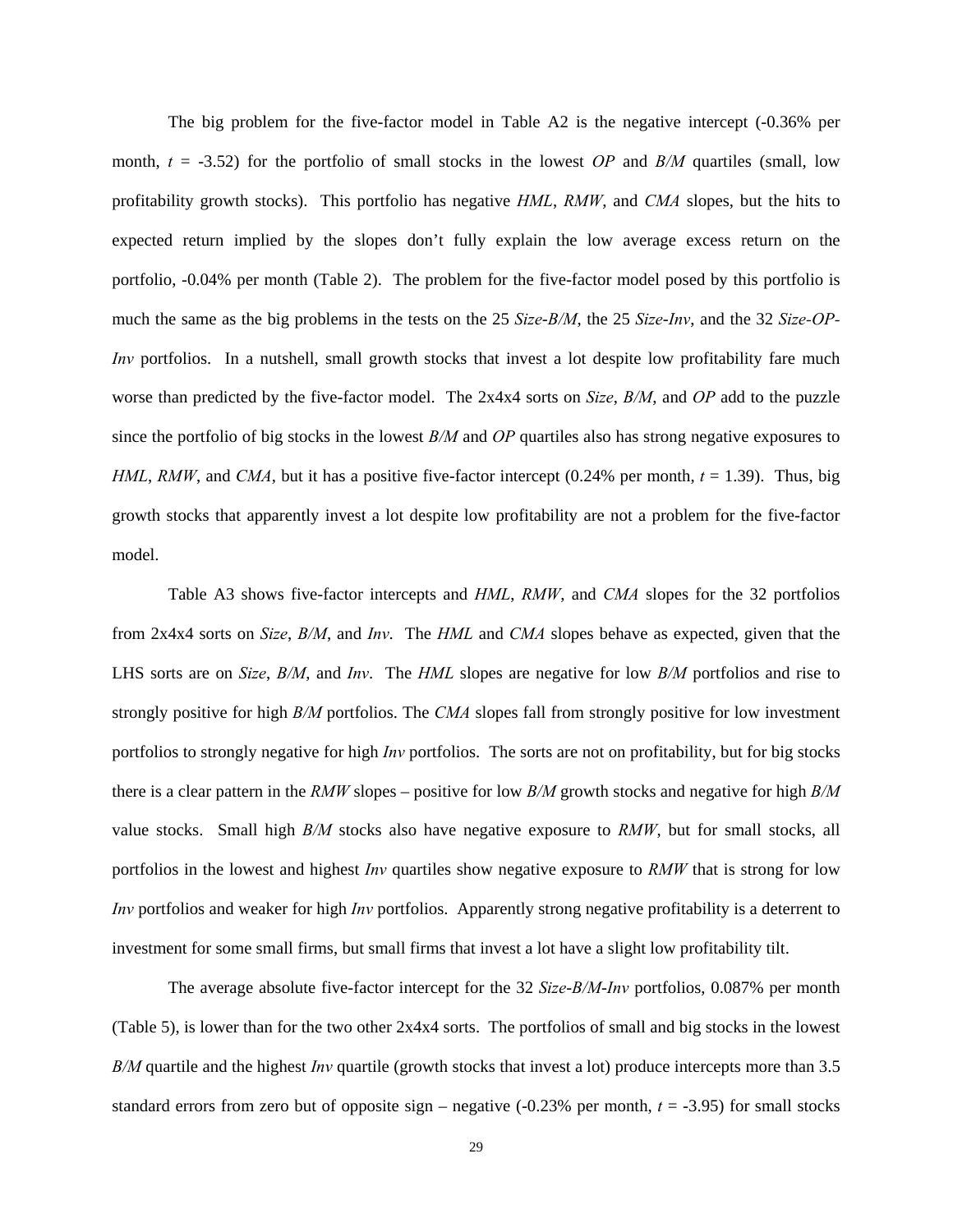The big problem for the five-factor model in Table A2 is the negative intercept (-0.36% per month, $t$ = -3.52) for the portfolio of small stocks in the lowest *OP* and *B/M* quartiles (small, low profitability growth stocks). This portfolio has negative *HML*, *RMW*, and *CMA* slopes, but the hits to expected return implied by the slopes don't fully explain the low average excess return on the portfolio, -0.04% per month (Table 2). The problem for the five-factor model posed by this portfolio is much the same as the big problems in the tests on the 25 *Size-B/M*, the 25 *Size-Inv*, and the 32 *Size-OP-Inv* portfolios. In a nutshell, small growth stocks that invest a lot despite low profitability fare much worse than predicted by the five-factor model. The 2x4x4 sorts on *Size*, *B/M*, and *OP* add to the puzzle since the portfolio of big stocks in the lowest *B/M* and *OP* quartiles also has strong negative exposures to *HML*, *RMW*, and *CMA*, but it has a positive five-factor intercept (0.24% per month, $t$ = 1.39). Thus, big growth stocks that apparently invest a lot despite low profitability are not a problem for the five-factor model.

Table A3 shows five-factor intercepts and *HML*, *RMW*, and *CMA* slopes for the 32 portfolios from 2x4x4 sorts on *Size*, *B/M*, and *Inv*. The *HML* and *CMA* slopes behave as expected, given that the LHS sorts are on *Size*, *B/M*, and *Inv*. The *HML* slopes are negative for low *B/M* portfolios and rise to strongly positive for high *B/M* portfolios. The *CMA* slopes fall from strongly positive for low investment portfolios to strongly negative for high *Inv* portfolios. The sorts are not on profitability, but for big stocks there is a clear pattern in the *RMW* slopes – positive for low *B/M* growth stocks and negative for high *B/M* value stocks. Small high *B/M* stocks also have negative exposure to *RMW*, but for small stocks, all portfolios in the lowest and highest *Inv* quartiles show negative exposure to *RMW* that is strong for low *Inv* portfolios and weaker for high *Inv* portfolios. Apparently strong negative profitability is a deterrent to investment for some small firms, but small firms that invest a lot have a slight low profitability tilt.

The average absolute five-factor intercept for the 32 *Size-B/M-Inv* portfolios, 0.087% per month (Table 5), is lower than for the two other 2x4x4 sorts. The portfolios of small and big stocks in the lowest *B/M* quartile and the highest *Inv* quartile (growth stocks that invest a lot) produce intercepts more than 3.5 standard errors from zero but of opposite sign – negative (-0.23% per month, $t$ = -3.95) for small stocks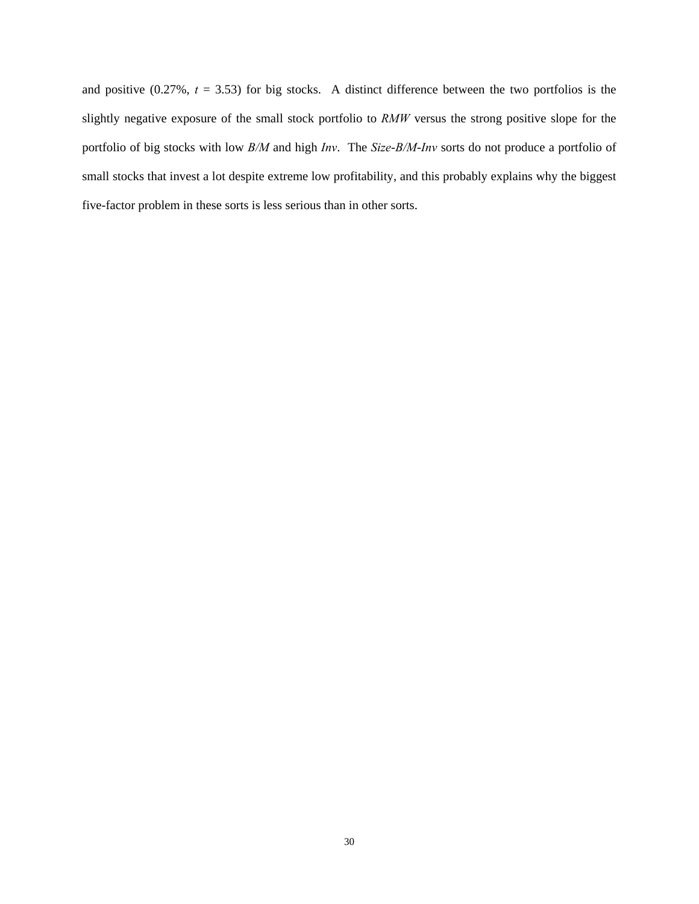and positive (0.27%, $t$ = 3.53) for big stocks. A distinct difference between the two portfolios is the slightly negative exposure of the small stock portfolio to *RMW* versus the strong positive slope for the portfolio of big stocks with low *B/M* and high *Inv*. The *Size-B/M-Inv* sorts do not produce a portfolio of small stocks that invest a lot despite extreme low profitability, and this probably explains why the biggest five-factor problem in these sorts is less serious than in other sorts.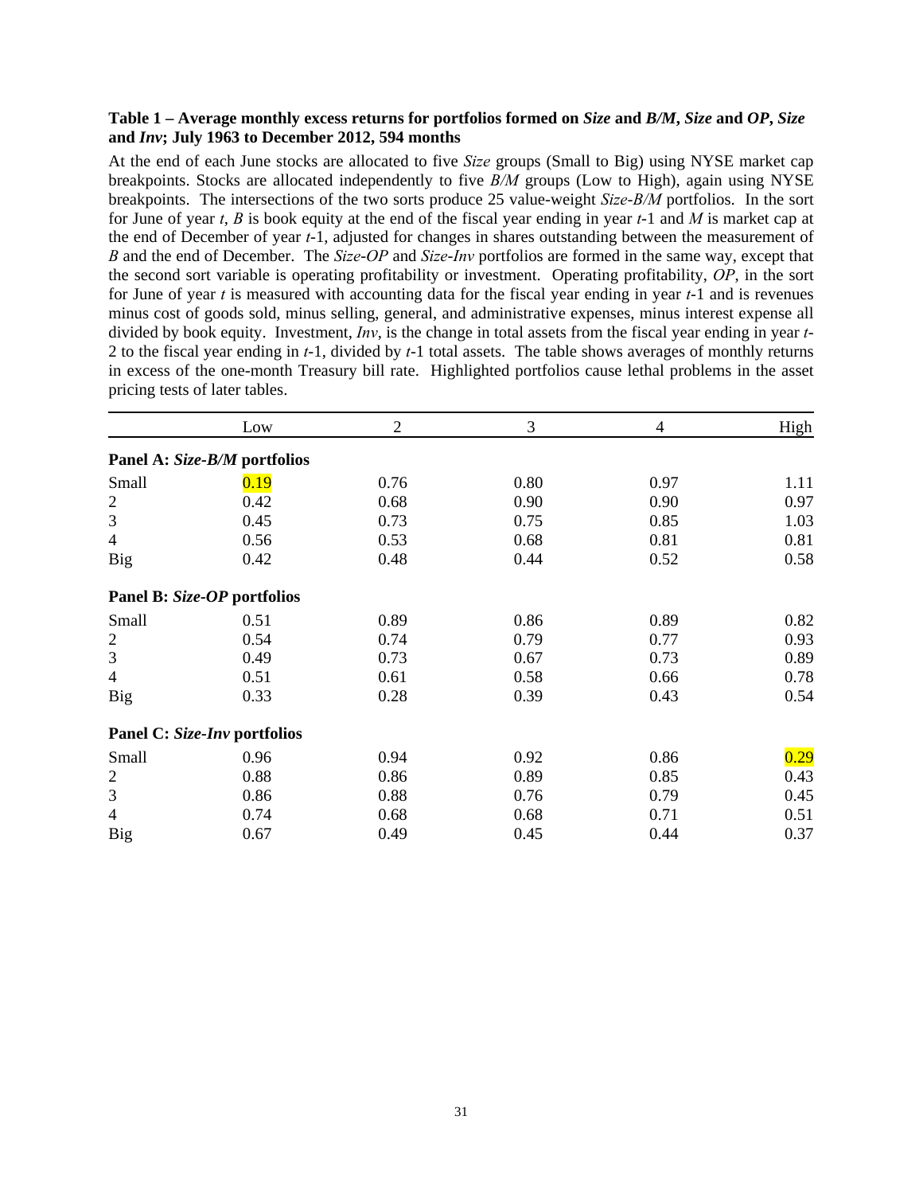**Table 1 – Average monthly excess returns for portfolios formed on *Size* and *B/M*, *Size* and *OP*, *Size* and *Inv*; July 1963 to December 2012, 594 months**

At the end of each June stocks are allocated to five *Size* groups (Small to Big) using NYSE market cap breakpoints. Stocks are allocated independently to five *B/M* groups (Low to High), again using NYSE breakpoints. The intersections of the two sorts produce 25 value-weight *Size-B/M* portfolios. In the sort for June of year *t*, *B* is book equity at the end of the fiscal year ending in year *t*-1 and *M* is market cap at the end of December of year *t*-1, adjusted for changes in shares outstanding between the measurement of *B* and the end of December. The *Size-OP* and *Size-Inv* portfolios are formed in the same way, except that the second sort variable is operating profitability or investment. Operating profitability, *OP*, in the sort for June of year *t* is measured with accounting data for the fiscal year ending in year *t*-1 and is revenues minus cost of goods sold, minus selling, general, and administrative expenses, minus interest expense all divided by book equity. Investment, *Inv*, is the change in total assets from the fiscal year ending in year *t*-2 to the fiscal year ending in *t*-1, divided by *t*-1 total assets. The table shows averages of monthly returns in excess of the one-month Treasury bill rate. Highlighted portfolios cause lethal problems in the asset pricing tests of later tables.

| | Low | 2 | 3 | 4 | High |
|---|---|---|---|---|---|
| **Panel A: *Size-B/M* portfolios** | | | | | |
| Small | 0.19 | 0.76 | 0.80 | 0.97 | 1.11 |
| 2 | 0.42 | 0.68 | 0.90 | 0.90 | 0.97 |
| 3 | 0.45 | 0.73 | 0.75 | 0.85 | 1.03 |
| 4 | 0.56 | 0.53 | 0.68 | 0.81 | 0.81 |
| Big | 0.42 | 0.48 | 0.44 | 0.52 | 0.58 |
| **Panel B: *Size-OP* portfolios** | | | | | |
| Small | 0.51 | 0.89 | 0.86 | 0.89 | 0.82 |
| 2 | 0.54 | 0.74 | 0.79 | 0.77 | 0.93 |
| 3 | 0.49 | 0.73 | 0.67 | 0.73 | 0.89 |
| 4 | 0.51 | 0.61 | 0.58 | 0.66 | 0.78 |
| Big | 0.33 | 0.28 | 0.39 | 0.43 | 0.54 |
| **Panel C: *Size-Inv* portfolios** | | | | | |
| Small | 0.96 | 0.94 | 0.92 | 0.86 | 0.29 |
| 2 | 0.88 | 0.86 | 0.89 | 0.85 | 0.43 |
| 3 | 0.86 | 0.88 | 0.76 | 0.79 | 0.45 |
| 4 | 0.74 | 0.68 | 0.68 | 0.71 | 0.51 |
| Big | 0.67 | 0.49 | 0.45 | 0.44 | 0.37 |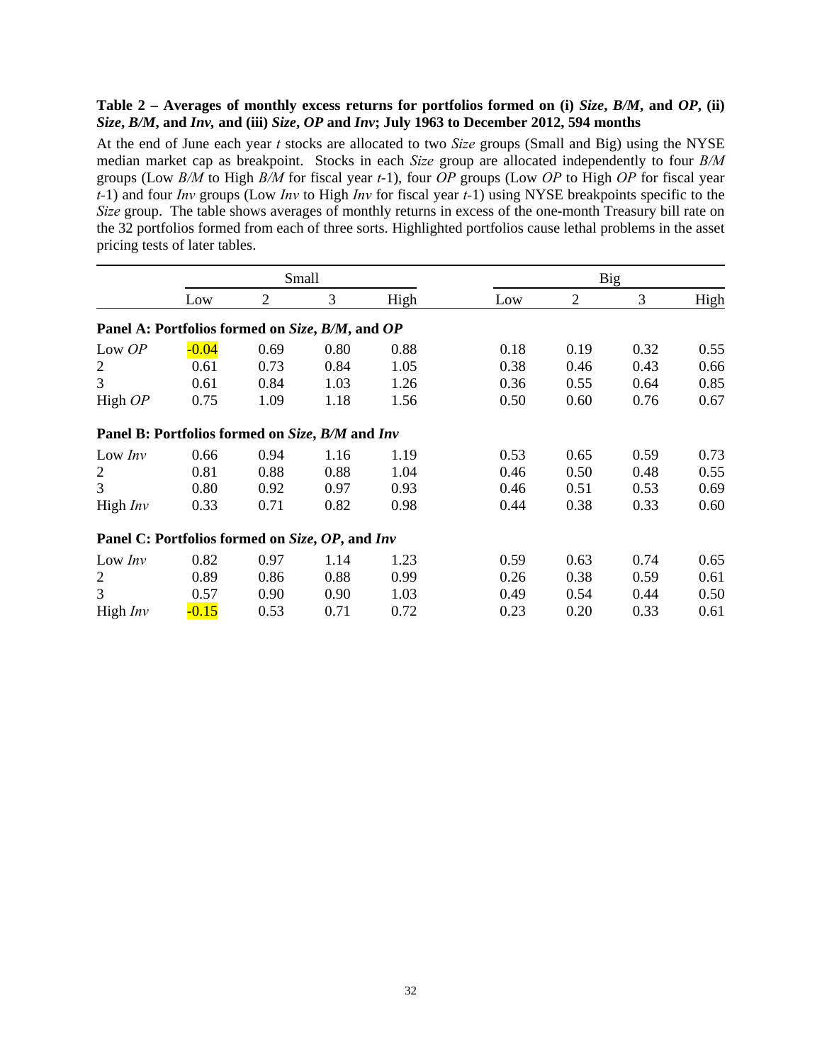**Table 2 – Averages of monthly excess returns for portfolios formed on (i) *Size*, *B/M*, and *OP*, (ii) *Size*, *B/M*, and *Inv*, and (iii) *Size*, *OP* and *Inv*; July 1963 to December 2012, 594 months**

At the end of June each year *t* stocks are allocated to two *Size* groups (Small and Big) using the NYSE median market cap as breakpoint. Stocks in each *Size* group are allocated independently to four *B/M* groups (Low *B/M* to High *B/M* for fiscal year *t*-1), four *OP* groups (Low *OP* to High *OP* for fiscal year *t*-1) and four *Inv* groups (Low *Inv* to High *Inv* for fiscal year *t*-1) using NYSE breakpoints specific to the *Size* group. The table shows averages of monthly returns in excess of the one-month Treasury bill rate on the 32 portfolios formed from each of three sorts. Highlighted portfolios cause lethal problems in the asset pricing tests of later tables.

| | Small | | | | Big | | | |
|---|---|---|---|---|---|---|---|---|
| | Low | 2 | 3 | High | Low | 2 | 3 | High |
| **Panel A: Portfolios formed on *Size*, *B/M*, and *OP*** | | | | | | | | |
| Low *OP* | -0.04 | 0.69 | 0.80 | 0.88 | 0.18 | 0.19 | 0.32 | 0.55 |
| 2 | 0.61 | 0.73 | 0.84 | 1.05 | 0.38 | 0.46 | 0.43 | 0.66 |
| 3 | 0.61 | 0.84 | 1.03 | 1.26 | 0.36 | 0.55 | 0.64 | 0.85 |
| High *OP* | 0.75 | 1.09 | 1.18 | 1.56 | 0.50 | 0.60 | 0.76 | 0.67 |
| **Panel B: Portfolios formed on *Size*, *B/M* and *Inv*** | | | | | | | | |
| Low *Inv* | 0.66 | 0.94 | 1.16 | 1.19 | 0.53 | 0.65 | 0.59 | 0.73 |
| 2 | 0.81 | 0.88 | 0.88 | 1.04 | 0.46 | 0.50 | 0.48 | 0.55 |
| 3 | 0.80 | 0.92 | 0.97 | 0.93 | 0.46 | 0.51 | 0.53 | 0.69 |
| High *Inv* | 0.33 | 0.71 | 0.82 | 0.98 | 0.44 | 0.38 | 0.33 | 0.60 |
| **Panel C: Portfolios formed on *Size*, *OP*, and *Inv*** | | | | | | | | |
| Low *Inv* | 0.82 | 0.97 | 1.14 | 1.23 | 0.59 | 0.63 | 0.74 | 0.65 |
| 2 | 0.89 | 0.86 | 0.88 | 0.99 | 0.26 | 0.38 | 0.59 | 0.61 |
| 3 | 0.57 | 0.90 | 0.90 | 1.03 | 0.49 | 0.54 | 0.44 | 0.50 |
| High *Inv* | -0.15 | 0.53 | 0.71 | 0.72 | 0.23 | 0.20 | 0.33 | 0.61 |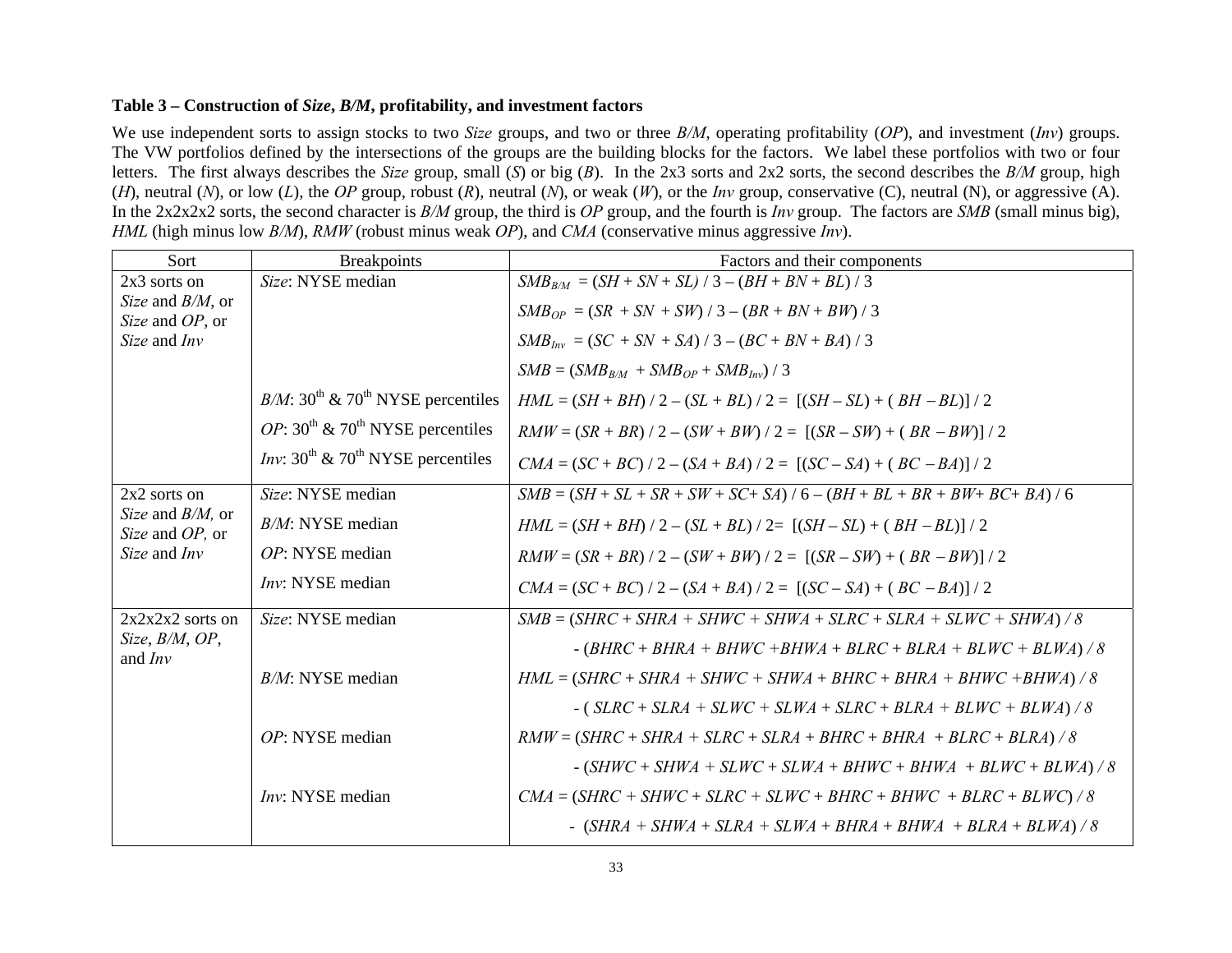**Table 3 – Construction of *Size*, *B/M*, profitability, and investment factors**

We use independent sorts to assign stocks to two *Size* groups, and two or three *B/M*, operating profitability (*OP*), and investment (*Inv*) groups. The VW portfolios defined by the intersections of the groups are the building blocks for the factors. We label these portfolios with two or four letters. The first always describes the *Size* group, small (*S*) or big (*B*). In the 2x3 sorts and 2x2 sorts, the second describes the *B/M* group, high (*H*), neutral (*N*), or low (*L*), the *OP* group, robust (*R*), neutral (*N*), or weak (*W*), or the *Inv* group, conservative (C), neutral (N), or aggressive (A). In the 2x2x2x2 sorts, the second character is *B/M* group, the third is *OP* group, and the fourth is *Inv* group. The factors are *SMB* (small minus big), *HML* (high minus low *B/M*), *RMW* (robust minus weak *OP*), and *CMA* (conservative minus aggressive *Inv*).

| Sort | Breakpoints | Factors and their components |
|---|---|---|
| 2x3 sorts on *Size* and *B/M*, or *Size* and *OP*, or *Size* and *Inv* | *Size*: NYSE median | $SMB_{B/M} = (SH + SN + SL) / 3 – (BH + BN + BL) / 3$ |
| | | $SMB_{OP} = (SR + SN + SW) / 3 – (BR + BN + BW) / 3$ |
| | | $SMB_{Inv} = (SC + SN + SA) / 3 – (BC + BN + BA) / 3$ |
| | | $SMB = (SMB_{B/M} + SMB_{OP} + SMB_{Inv}) / 3$ |
| | *B/M*: 30th & 70th NYSE percentiles | $HML = (SH + BH) / 2 – (SL + BL) / 2 = [(SH – SL) + (BH – BL)] / 2$ |
| | *OP*: 30th & 70th NYSE percentiles | $RMW = (SR + BR) / 2 – (SW + BW) / 2 = [(SR – SW) + (BR – BW)] / 2$ |
| | *Inv*: 30th & 70th NYSE percentiles | $CMA = (SC + BC) / 2 – (SA + BA) / 2 = [(SC – SA) + (BC – BA)] / 2$ |
| 2x2 sorts on *Size* and *B/M*, or *Size* and *OP*, or *Size* and *Inv* | *Size*: NYSE median | $SMB = (SH + SL + SR + SW + SC + SA) / 6 – (BH + BL + BR + BW + BC + BA) / 6$ |
| | *B/M*: NYSE median | $HML = (SH + BH) / 2 – (SL + BL) / 2 = [(SH – SL) + (BH – BL)] / 2$ |
| | *OP*: NYSE median | $RMW = (SR + BR) / 2 – (SW + BW) / 2 = [(SR – SW) + (BR – BW)] / 2$ |
| | *Inv*: NYSE median | $CMA = (SC + BC) / 2 – (SA + BA) / 2 = [(SC – SA) + (BC – BA)] / 2$ |
| 2x2x2x2 sorts on *Size*, *B/M*, *OP*, and *Inv* | *Size*: NYSE median | $SMB = (SHRC + SHRA + SHWC + SHWA + SLRC + SLRA + SLWC + SHWA) / 8$ |
| | | $- (BHRC + BHRA + BHWC + BHWA + BLRC + BLRA + BLWC + BLWA) / 8$ |
| | *B/M*: NYSE median | $HML = (SHRC + SHRA + SHWC + SHWA + BHRC + BHRA + BHWC + BHWA) / 8$ |
| | | $- (SLRC + SLRA + SLWC + SLWA + SLRC + BLRA + BLWC + BLWA) / 8$ |
| | *OP*: NYSE median | $RMW = (SHRC + SHRA + SLRC + SLRA + BHRC + BHRA + BLRC + BLRA) / 8$ |
| | | $- (SHWC + SHWA + SLWC + SLWA + BHWC + BHWA + BLWC + BLWA) / 8$ |
| | *Inv*: NYSE median | $CMA = (SHRC + SHWC + SLRC + SLWC + BHRC + BHWC + BLRC + BLWC) / 8$ |
| | | $- (SHRA + SHWA + SLRA + SLWA + BHRA + BHWA + BLRA + BLWA) / 8$ |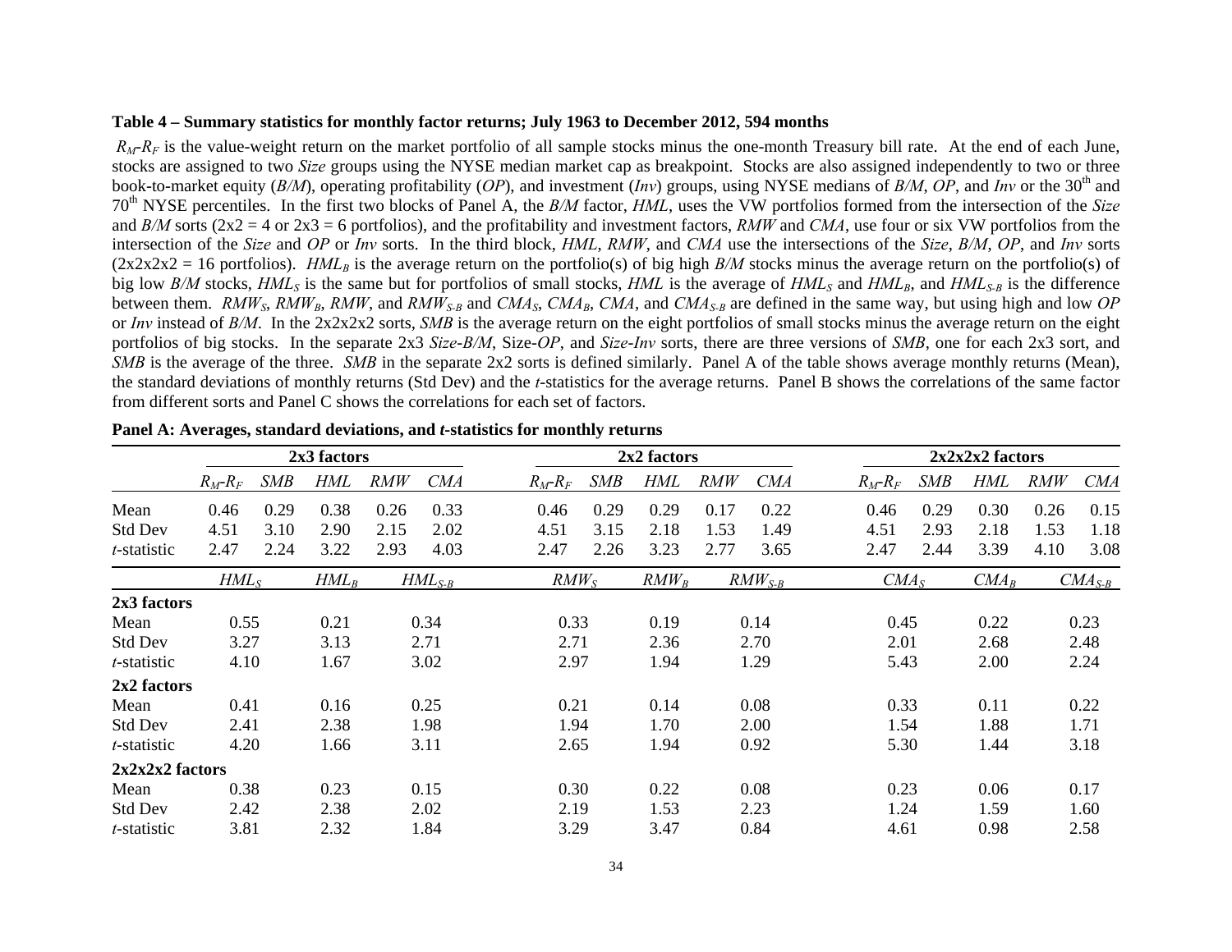**Table 4 – Summary statistics for monthly factor returns; July 1963 to December 2012, 594 months**

$R_M$-$R_F$ is the value-weight return on the market portfolio of all sample stocks minus the one-month Treasury bill rate. At the end of each June, stocks are assigned to two *Size* groups using the NYSE median market cap as breakpoint. Stocks are also assigned independently to two or three book-to-market equity (*B/M*), operating profitability (*OP*), and investment (*Inv*) groups, using NYSE medians of *B/M*, *OP*, and *Inv* or the 30th and 70th NYSE percentiles. In the first two blocks of Panel A, the *B/M* factor, *HML*, uses the VW portfolios formed from the intersection of the *Size* and *B/M* sorts (2x2 = 4 or 2x3 = 6 portfolios), and the profitability and investment factors, *RMW* and *CMA*, use four or six VW portfolios from the intersection of the *Size* and *OP* or *Inv* sorts. In the third block, *HML*, *RMW*, and *CMA* use the intersections of the *Size*, *B/M*, *OP*, and *Inv* sorts (2x2x2x2 = 16 portfolios). $HML_B$ is the average return on the portfolio(s) of big high *B/M* stocks minus the average return on the portfolio(s) of big low *B/M* stocks, $HML_S$ is the same but for portfolios of small stocks, *HML* is the average of $HML_S$ and $HML_B$, and $HML_{S\text{-}B}$ is the difference between them. $RMW_S$, $RMW_B$, *RMW*, and $RMW_{S\text{-}B}$ and $CMA_S$, $CMA_B$, *CMA*, and $CMA_{S\text{-}B}$ are defined in the same way, but using high and low *OP* or *Inv* instead of *B/M*. In the 2x2x2x2 sorts, *SMB* is the average return on the eight portfolios of small stocks minus the average return on the eight portfolios of big stocks. In the separate 2x3 *Size*-*B/M*, Size-*OP*, and *Size*-*Inv* sorts, there are three versions of *SMB*, one for each 2x3 sort, and *SMB* is the average of the three. *SMB* in the separate 2x2 sorts is defined similarly. Panel A of the table shows average monthly returns (Mean), the standard deviations of monthly returns (Std Dev) and the *t*-statistics for the average returns. Panel B shows the correlations of the same factor from different sorts and Panel C shows the correlations for each set of factors.

**Panel A: Averages, standard deviations, and *t*-statistics for monthly returns**

| | 2x3 factors | | | | | 2x2 factors | | | | | 2x2x2x2 factors | | | | |
|---|---|---|---|---|---|---|---|---|---|---|---|---|---|---|---|
| | $R_M$-$R_F$ | *SMB* | *HML* | *RMW* | *CMA* | $R_M$-$R_F$ | *SMB* | *HML* | *RMW* | *CMA* | $R_M$-$R_F$ | *SMB* | *HML* | *RMW* | *CMA* |
| Mean | 0.46 | 0.29 | 0.38 | 0.26 | 0.33 | 0.46 | 0.29 | 0.29 | 0.17 | 0.22 | 0.46 | 0.29 | 0.30 | 0.26 | 0.15 |
| Std Dev | 4.51 | 3.10 | 2.90 | 2.15 | 2.02 | 4.51 | 3.15 | 2.18 | 1.53 | 1.49 | 4.51 | 2.93 | 2.18 | 1.53 | 1.18 |
| *t*-statistic | 2.47 | 2.24 | 3.22 | 2.93 | 4.03 | 2.47 | 2.26 | 3.23 | 2.77 | 3.65 | 2.47 | 2.44 | 3.39 | 4.10 | 3.08 |

| | $HML_S$ | $HML_B$ | $HML_{S\text{-}B}$ | $RMW_S$ | $RMW_B$ | $RMW_{S\text{-}B}$ | $CMA_S$ | $CMA_B$ | $CMA_{S\text{-}B}$ |
|---|---|---|---|---|---|---|---|---|---|
| **2x3 factors** | | | | | | | | | |
| Mean | 0.55 | 0.21 | 0.34 | 0.33 | 0.19 | 0.14 | 0.45 | 0.22 | 0.23 |
| Std Dev | 3.27 | 3.13 | 2.71 | 2.71 | 2.36 | 2.70 | 2.01 | 2.68 | 2.48 |
| *t*-statistic | 4.10 | 1.67 | 3.02 | 2.97 | 1.94 | 1.29 | 5.43 | 2.00 | 2.24 |
| **2x2 factors** | | | | | | | | | |
| Mean | 0.41 | 0.16 | 0.25 | 0.21 | 0.14 | 0.08 | 0.33 | 0.11 | 0.22 |
| Std Dev | 2.41 | 2.38 | 1.98 | 1.94 | 1.70 | 2.00 | 1.54 | 1.88 | 1.71 |
| *t*-statistic | 4.20 | 1.66 | 3.11 | 2.65 | 1.94 | 0.92 | 5.30 | 1.44 | 3.18 |
| **2x2x2x2 factors** | | | | | | | | | |
| Mean | 0.38 | 0.23 | 0.15 | 0.30 | 0.22 | 0.08 | 0.23 | 0.06 | 0.17 |
| Std Dev | 2.42 | 2.38 | 2.02 | 2.19 | 1.53 | 2.23 | 1.24 | 1.59 | 1.60 |
| *t*-statistic | 3.81 | 2.32 | 1.84 | 3.29 | 3.47 | 0.84 | 4.61 | 0.98 | 2.58 |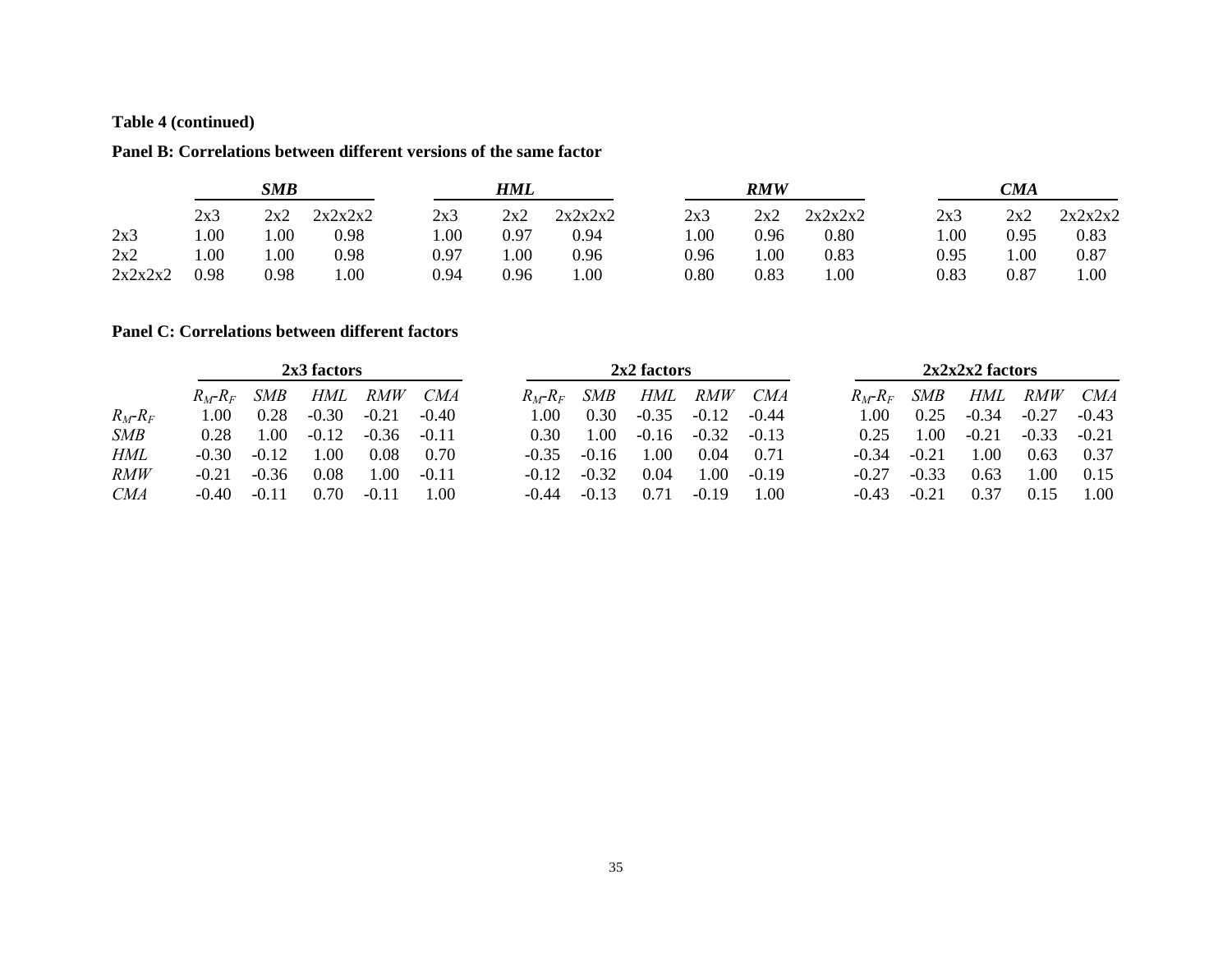**Table 4 (continued)**

**Panel B: Correlations between different versions of the same factor**

| | *SMB* | | | *HML* | | | *RMW* | | | *CMA* | | |
|---|---|---|---|---|---|---|---|---|---|---|---|---|
| | 2x3 | 2x2 | 2x2x2x2 | 2x3 | 2x2 | 2x2x2x2 | 2x3 | 2x2 | 2x2x2x2 | 2x3 | 2x2 | 2x2x2x2 |
| 2x3 | 1.00 | 1.00 | 0.98 | 1.00 | 0.97 | 0.94 | 1.00 | 0.96 | 0.80 | 1.00 | 0.95 | 0.83 |
| 2x2 | 1.00 | 1.00 | 0.98 | 0.97 | 1.00 | 0.96 | 0.96 | 1.00 | 0.83 | 0.95 | 1.00 | 0.87 |
| 2x2x2x2 | 0.98 | 0.98 | 1.00 | 0.94 | 0.96 | 1.00 | 0.80 | 0.83 | 1.00 | 0.83 | 0.87 | 1.00 |

**Panel C: Correlations between different factors**

| | **2x3 factors** | | | | | **2x2 factors** | | | | | **2x2x2x2 factors** | | | | |
|---|---|---|---|---|---|---|---|---|---|---|---|---|---|---|---|
| | $R_M$-$R_F$ | *SMB* | *HML* | *RMW* | *CMA* | $R_M$-$R_F$ | *SMB* | *HML* | *RMW* | *CMA* | $R_M$-$R_F$ | *SMB* | *HML* | *RMW* | *CMA* |
| $R_M$-$R_F$ | 1.00 | 0.28 | -0.30 | -0.21 | -0.40 | 1.00 | 0.30 | -0.35 | -0.12 | -0.44 | 1.00 | 0.25 | -0.34 | -0.27 | -0.43 |
| *SMB* | 0.28 | 1.00 | -0.12 | -0.36 | -0.11 | 0.30 | 1.00 | -0.16 | -0.32 | -0.13 | 0.25 | 1.00 | -0.21 | -0.33 | -0.21 |
| *HML* | -0.30 | -0.12 | 1.00 | 0.08 | 0.70 | -0.35 | -0.16 | 1.00 | 0.04 | 0.71 | -0.34 | -0.21 | 1.00 | 0.63 | 0.37 |
| *RMW* | -0.21 | -0.36 | 0.08 | 1.00 | -0.11 | -0.12 | -0.32 | 0.04 | 1.00 | -0.19 | -0.27 | -0.33 | 0.63 | 1.00 | 0.15 |
| *CMA* | -0.40 | -0.11 | 0.70 | -0.11 | 1.00 | -0.44 | -0.13 | 0.71 | -0.19 | 1.00 | -0.43 | -0.21 | 0.37 | 0.15 | 1.00 |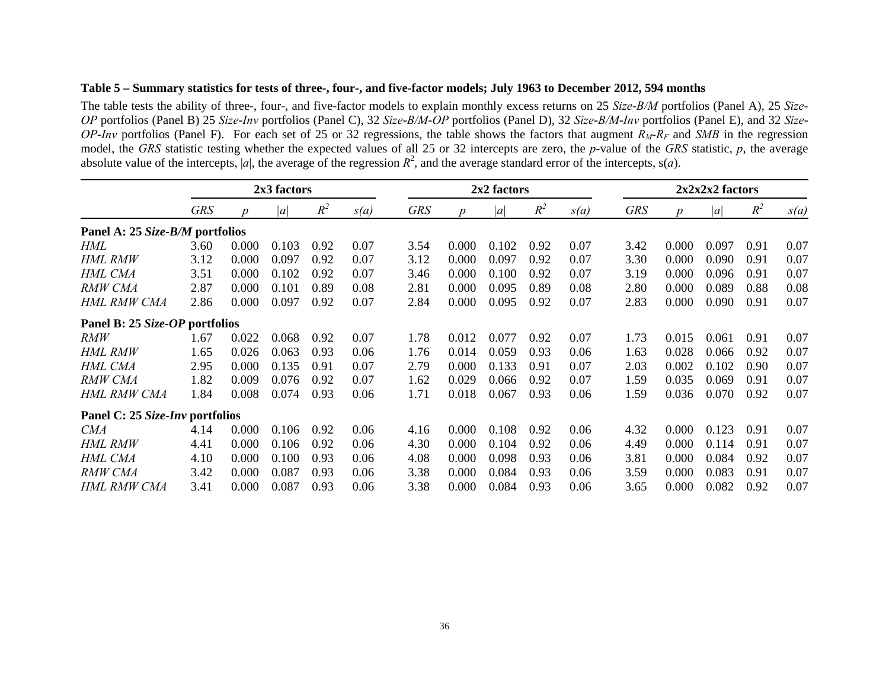**Table 5 – Summary statistics for tests of three-, four-, and five-factor models; July 1963 to December 2012, 594 months**

The table tests the ability of three-, four-, and five-factor models to explain monthly excess returns on 25 *Size-B/M* portfolios (Panel A), 25 *Size-OP* portfolios (Panel B) 25 *Size-Inv* portfolios (Panel C), 32 *Size-B/M-OP* portfolios (Panel D), 32 *Size-B/M-Inv* portfolios (Panel E), and 32 *Size-OP-Inv* portfolios (Panel F). For each set of 25 or 32 regressions, the table shows the factors that augment $R_M$-$R_F$ and *SMB* in the regression model, the *GRS* statistic testing whether the expected values of all 25 or 32 intercepts are zero, the *p*-value of the *GRS* statistic, *p*, the average absolute value of the intercepts, |*a*|, the average of the regression $R^2$, and the average standard error of the intercepts, s(*a*).

| | 2x3 factors | | | | | 2x2 factors | | | | | 2x2x2x2 factors | | | | |
|---|---|---|---|---|---|---|---|---|---|---|---|---|---|---|---|
| | *GRS* | *p* | \|*a*\| | $R^2$ | *s(a)* | *GRS* | *p* | \|*a*\| | $R^2$ | *s(a)* | *GRS* | *p* | \|*a*\| | $R^2$ | *s(a)* |
| **Panel A: 25 *Size-B/M* portfolios** | | | | | | | | | | | | | | | |
| *HML* | 3.60 | 0.000 | 0.103 | 0.92 | 0.07 | 3.54 | 0.000 | 0.102 | 0.92 | 0.07 | 3.42 | 0.000 | 0.097 | 0.91 | 0.07 |
| *HML RMW* | 3.12 | 0.000 | 0.097 | 0.92 | 0.07 | 3.12 | 0.000 | 0.097 | 0.92 | 0.07 | 3.30 | 0.000 | 0.090 | 0.91 | 0.07 |
| *HML CMA* | 3.51 | 0.000 | 0.102 | 0.92 | 0.07 | 3.46 | 0.000 | 0.100 | 0.92 | 0.07 | 3.19 | 0.000 | 0.096 | 0.91 | 0.07 |
| *RMW CMA* | 2.87 | 0.000 | 0.101 | 0.89 | 0.08 | 2.81 | 0.000 | 0.095 | 0.89 | 0.08 | 2.80 | 0.000 | 0.089 | 0.88 | 0.08 |
| *HML RMW CMA* | 2.86 | 0.000 | 0.097 | 0.92 | 0.07 | 2.84 | 0.000 | 0.095 | 0.92 | 0.07 | 2.83 | 0.000 | 0.090 | 0.91 | 0.07 |
| **Panel B: 25 *Size-OP* portfolios** | | | | | | | | | | | | | | | |
| *RMW* | 1.67 | 0.022 | 0.068 | 0.92 | 0.07 | 1.78 | 0.012 | 0.077 | 0.92 | 0.07 | 1.73 | 0.015 | 0.061 | 0.91 | 0.07 |
| *HML RMW* | 1.65 | 0.026 | 0.063 | 0.93 | 0.06 | 1.76 | 0.014 | 0.059 | 0.93 | 0.06 | 1.63 | 0.028 | 0.066 | 0.92 | 0.07 |
| *HML CMA* | 2.95 | 0.000 | 0.135 | 0.91 | 0.07 | 2.79 | 0.000 | 0.133 | 0.91 | 0.07 | 2.03 | 0.002 | 0.102 | 0.90 | 0.07 |
| *RMW CMA* | 1.82 | 0.009 | 0.076 | 0.92 | 0.07 | 1.62 | 0.029 | 0.066 | 0.92 | 0.07 | 1.59 | 0.035 | 0.069 | 0.91 | 0.07 |
| *HML RMW CMA* | 1.84 | 0.008 | 0.074 | 0.93 | 0.06 | 1.71 | 0.018 | 0.067 | 0.93 | 0.06 | 1.59 | 0.036 | 0.070 | 0.92 | 0.07 |
| **Panel C: 25 *Size-Inv* portfolios** | | | | | | | | | | | | | | | |
| *CMA* | 4.14 | 0.000 | 0.106 | 0.92 | 0.06 | 4.16 | 0.000 | 0.108 | 0.92 | 0.06 | 4.32 | 0.000 | 0.123 | 0.91 | 0.07 |
| *HML RMW* | 4.41 | 0.000 | 0.106 | 0.92 | 0.06 | 4.30 | 0.000 | 0.104 | 0.92 | 0.06 | 4.49 | 0.000 | 0.114 | 0.91 | 0.07 |
| *HML CMA* | 4.10 | 0.000 | 0.100 | 0.93 | 0.06 | 4.08 | 0.000 | 0.098 | 0.93 | 0.06 | 3.81 | 0.000 | 0.084 | 0.92 | 0.07 |
| *RMW CMA* | 3.42 | 0.000 | 0.087 | 0.93 | 0.06 | 3.38 | 0.000 | 0.084 | 0.93 | 0.06 | 3.59 | 0.000 | 0.083 | 0.91 | 0.07 |
| *HML RMW CMA* | 3.41 | 0.000 | 0.087 | 0.93 | 0.06 | 3.38 | 0.000 | 0.084 | 0.93 | 0.06 | 3.65 | 0.000 | 0.082 | 0.92 | 0.07 |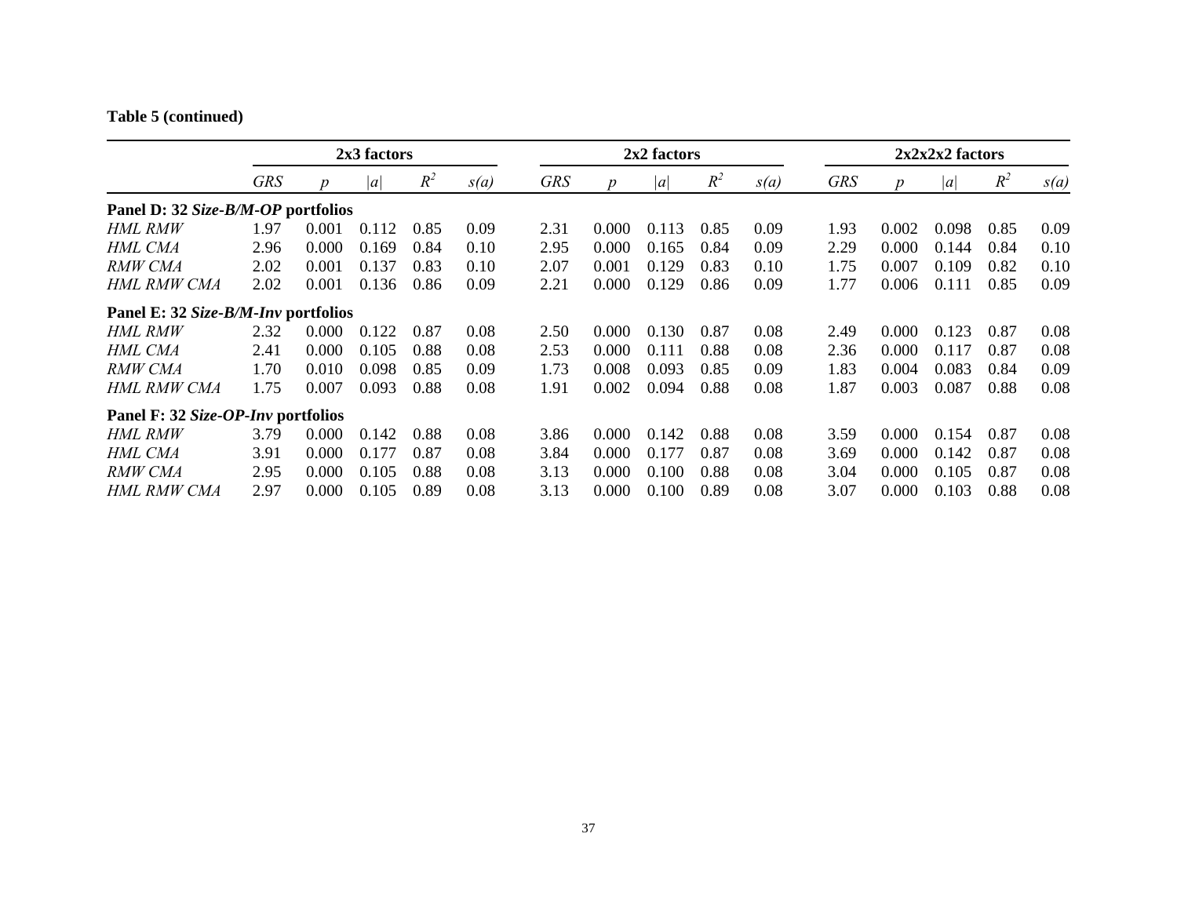**Table 5 (continued)**

| | 2x3 factors | | | | | 2x2 factors | | | | | 2x2x2x2 factors | | | | |
|---|---|---|---|---|---|---|---|---|---|---|---|---|---|---|---|
| | *GRS* | *p* | $\|a\|$ | $R^2$ | *s(a)* | *GRS* | *p* | $\|a\|$ | $R^2$ | *s(a)* | *GRS* | *p* | $\|a\|$ | $R^2$ | *s(a)* |
| **Panel D: 32 *Size-B/M-OP* portfolios** | | | | | | | | | | | | | | | |
| *HML RMW* | 1.97 | 0.001 | 0.112 | 0.85 | 0.09 | 2.31 | 0.000 | 0.113 | 0.85 | 0.09 | 1.93 | 0.002 | 0.098 | 0.85 | 0.09 |
| *HML CMA* | 2.96 | 0.000 | 0.169 | 0.84 | 0.10 | 2.95 | 0.000 | 0.165 | 0.84 | 0.09 | 2.29 | 0.000 | 0.144 | 0.84 | 0.10 |
| *RMW CMA* | 2.02 | 0.001 | 0.137 | 0.83 | 0.10 | 2.07 | 0.001 | 0.129 | 0.83 | 0.10 | 1.75 | 0.007 | 0.109 | 0.82 | 0.10 |
| *HML RMW CMA* | 2.02 | 0.001 | 0.136 | 0.86 | 0.09 | 2.21 | 0.000 | 0.129 | 0.86 | 0.09 | 1.77 | 0.006 | 0.111 | 0.85 | 0.09 |
| **Panel E: 32 *Size-B/M-Inv* portfolios** | | | | | | | | | | | | | | | |
| *HML RMW* | 2.32 | 0.000 | 0.122 | 0.87 | 0.08 | 2.50 | 0.000 | 0.130 | 0.87 | 0.08 | 2.49 | 0.000 | 0.123 | 0.87 | 0.08 |
| *HML CMA* | 2.41 | 0.000 | 0.105 | 0.88 | 0.08 | 2.53 | 0.000 | 0.111 | 0.88 | 0.08 | 2.36 | 0.000 | 0.117 | 0.87 | 0.08 |
| *RMW CMA* | 1.70 | 0.010 | 0.098 | 0.85 | 0.09 | 1.73 | 0.008 | 0.093 | 0.85 | 0.09 | 1.83 | 0.004 | 0.083 | 0.84 | 0.09 |
| *HML RMW CMA* | 1.75 | 0.007 | 0.093 | 0.88 | 0.08 | 1.91 | 0.002 | 0.094 | 0.88 | 0.08 | 1.87 | 0.003 | 0.087 | 0.88 | 0.08 |
| **Panel F: 32 *Size-OP-Inv* portfolios** | | | | | | | | | | | | | | | |
| *HML RMW* | 3.79 | 0.000 | 0.142 | 0.88 | 0.08 | 3.86 | 0.000 | 0.142 | 0.88 | 0.08 | 3.59 | 0.000 | 0.154 | 0.87 | 0.08 |
| *HML CMA* | 3.91 | 0.000 | 0.177 | 0.87 | 0.08 | 3.84 | 0.000 | 0.177 | 0.87 | 0.08 | 3.69 | 0.000 | 0.142 | 0.87 | 0.08 |
| *RMW CMA* | 2.95 | 0.000 | 0.105 | 0.88 | 0.08 | 3.13 | 0.000 | 0.100 | 0.88 | 0.08 | 3.04 | 0.000 | 0.105 | 0.87 | 0.08 |
| *HML RMW CMA* | 2.97 | 0.000 | 0.105 | 0.89 | 0.08 | 3.13 | 0.000 | 0.100 | 0.89 | 0.08 | 3.07 | 0.000 | 0.103 | 0.88 | 0.08 |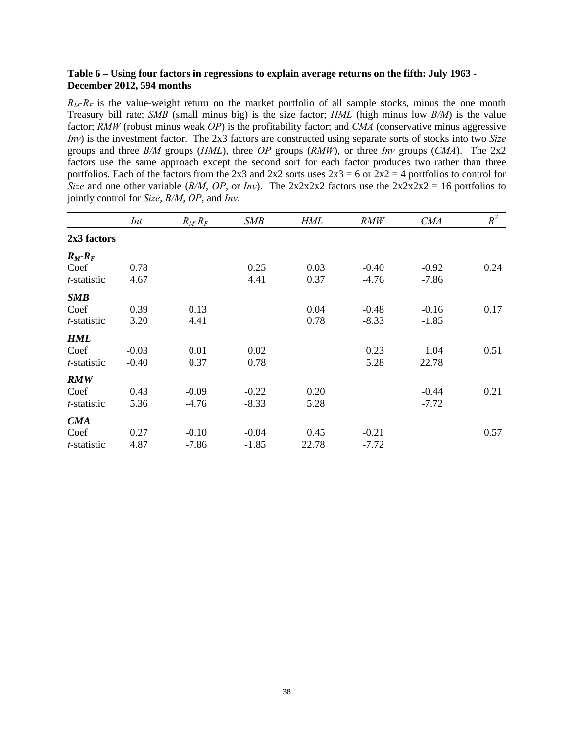**Table 6 – Using four factors in regressions to explain average returns on the fifth: July 1963 - December 2012, 594 months**

$R_M$-$R_F$ is the value-weight return on the market portfolio of all sample stocks, minus the one month Treasury bill rate; *SMB* (small minus big) is the size factor; *HML* (high minus low *B/M*) is the value factor; *RMW* (robust minus weak *OP*) is the profitability factor; and *CMA* (conservative minus aggressive *Inv*) is the investment factor. The 2x3 factors are constructed using separate sorts of stocks into two *Size* groups and three *B/M* groups (*HML*), three *OP* groups (*RMW*), or three *Inv* groups (*CMA*). The 2x2 factors use the same approach except the second sort for each factor produces two rather than three portfolios. Each of the factors from the 2x3 and 2x2 sorts uses 2x3 = 6 or 2x2 = 4 portfolios to control for *Size* and one other variable (*B/M*, *OP*, or *Inv*). The 2x2x2x2 factors use the 2x2x2x2 = 16 portfolios to jointly control for *Size*, *B/M*, *OP*, and *Inv*.

| | *Int* | $R_M$-$R_F$ | *SMB* | *HML* | *RMW* | *CMA* | $R^2$ |
|---|---|---|---|---|---|---|---|
| **2x3 factors** | | | | | | | |
| ***$R_M$-$R_F$*** | | | | | | | |
| Coef | 0.78 | | 0.25 | 0.03 | -0.40 | -0.92 | 0.24 |
| *t*-statistic | 4.67 | | 4.41 | 0.37 | -4.76 | -7.86 | |
| ***SMB*** | | | | | | | |
| Coef | 0.39 | 0.13 | | 0.04 | -0.48 | -0.16 | 0.17 |
| *t*-statistic | 3.20 | 4.41 | | 0.78 | -8.33 | -1.85 | |
| ***HML*** | | | | | | | |
| Coef | -0.03 | 0.01 | 0.02 | | 0.23 | 1.04 | 0.51 |
| *t*-statistic | -0.40 | 0.37 | 0.78 | | 5.28 | 22.78 | |
| ***RMW*** | | | | | | | |
| Coef | 0.43 | -0.09 | -0.22 | 0.20 | | -0.44 | 0.21 |
| *t*-statistic | 5.36 | -4.76 | -8.33 | 5.28 | | -7.72 | |
| ***CMA*** | | | | | | | |
| Coef | 0.27 | -0.10 | -0.04 | 0.45 | -0.21 | | 0.57 |
| *t*-statistic | 4.87 | -7.86 | -1.85 | 22.78 | -7.72 | | |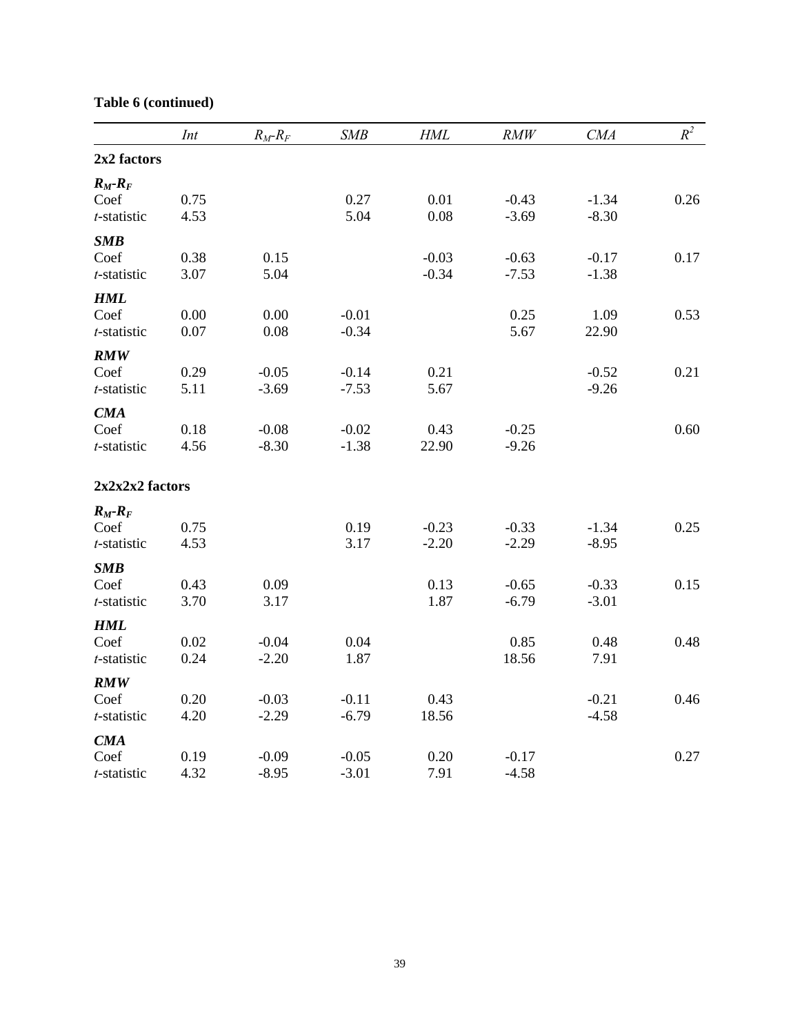**Table 6 (continued)**

| | *Int* | $R_M$-$R_F$ | *SMB* | *HML* | *RMW* | *CMA* | $R^2$ |
|---|---|---|---|---|---|---|---|
| **2x2 factors** | | | | | | | |
| ***R*$_M$-*R*$_F$** | | | | | | | |
| Coef | 0.75 | | 0.27 | 0.01 | -0.43 | -1.34 | 0.26 |
| *t*-statistic | 4.53 | | 5.04 | 0.08 | -3.69 | -8.30 | |
| ***SMB*** | | | | | | | |
| Coef | 0.38 | 0.15 | | -0.03 | -0.63 | -0.17 | 0.17 |
| *t*-statistic | 3.07 | 5.04 | | -0.34 | -7.53 | -1.38 | |
| ***HML*** | | | | | | | |
| Coef | 0.00 | 0.00 | -0.01 | | 0.25 | 1.09 | 0.53 |
| *t*-statistic | 0.07 | 0.08 | -0.34 | | 5.67 | 22.90 | |
| ***RMW*** | | | | | | | |
| Coef | 0.29 | -0.05 | -0.14 | 0.21 | | -0.52 | 0.21 |
| *t*-statistic | 5.11 | -3.69 | -7.53 | 5.67 | | -9.26 | |
| ***CMA*** | | | | | | | |
| Coef | 0.18 | -0.08 | -0.02 | 0.43 | -0.25 | | 0.60 |
| *t*-statistic | 4.56 | -8.30 | -1.38 | 22.90 | -9.26 | | |
| **2x2x2x2 factors** | | | | | | | |
| ***R*$_M$-*R*$_F$** | | | | | | | |
| Coef | 0.75 | | 0.19 | -0.23 | -0.33 | -1.34 | 0.25 |
| *t*-statistic | 4.53 | | 3.17 | -2.20 | -2.29 | -8.95 | |
| ***SMB*** | | | | | | | |
| Coef | 0.43 | 0.09 | | 0.13 | -0.65 | -0.33 | 0.15 |
| *t*-statistic | 3.70 | 3.17 | | 1.87 | -6.79 | -3.01 | |
| ***HML*** | | | | | | | |
| Coef | 0.02 | -0.04 | 0.04 | | 0.85 | 0.48 | 0.48 |
| *t*-statistic | 0.24 | -2.20 | 1.87 | | 18.56 | 7.91 | |
| ***RMW*** | | | | | | | |
| Coef | 0.20 | -0.03 | -0.11 | 0.43 | | -0.21 | 0.46 |
| *t*-statistic | 4.20 | -2.29 | -6.79 | 18.56 | | -4.58 | |
| ***CMA*** | | | | | | | |
| Coef | 0.19 | -0.09 | -0.05 | 0.20 | -0.17 | | 0.27 |
| *t*-statistic | 4.32 | -8.95 | -3.01 | 7.91 | -4.58 | | |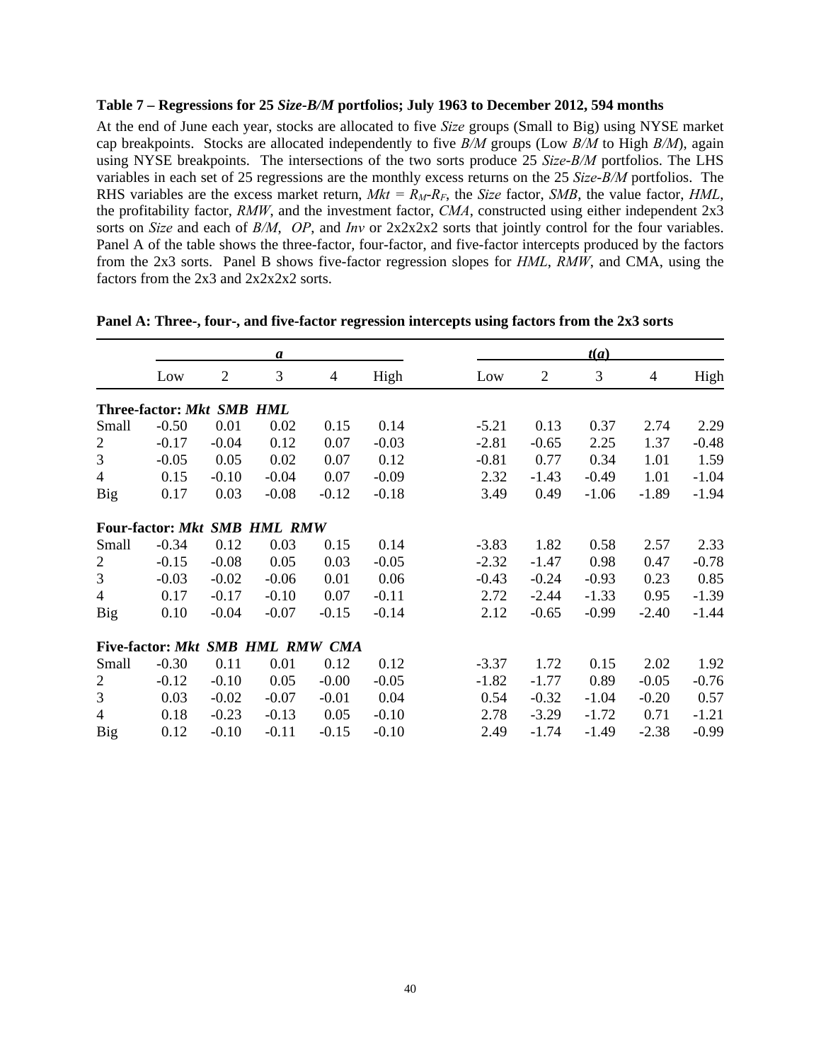**Table 7 – Regressions for 25 *Size-B/M* portfolios; July 1963 to December 2012, 594 months**

At the end of June each year, stocks are allocated to five *Size* groups (Small to Big) using NYSE market cap breakpoints. Stocks are allocated independently to five *B/M* groups (Low *B/M* to High *B/M*), again using NYSE breakpoints. The intersections of the two sorts produce 25 *Size-B/M* portfolios. The LHS variables in each set of 25 regressions are the monthly excess returns on the 25 *Size-B/M* portfolios. The RHS variables are the excess market return, $Mkt = R_M - R_F$, the *Size* factor, *SMB*, the value factor, *HML*, the profitability factor, *RMW*, and the investment factor, *CMA*, constructed using either independent 2x3 sorts on *Size* and each of *B/M*, *OP*, and *Inv* or 2x2x2x2 sorts that jointly control for the four variables. Panel A of the table shows the three-factor, four-factor, and five-factor intercepts produced by the factors from the 2x3 sorts. Panel B shows five-factor regression slopes for *HML*, *RMW*, and CMA, using the factors from the 2x3 and 2x2x2x2 sorts.

**Panel A: Three-, four-, and five-factor regression intercepts using factors from the 2x3 sorts**

| | ***a*** | | | | | ***t*(*a*)** | | | | |
|---|---|---|---|---|---|---|---|---|---|---|
| | Low | 2 | 3 | 4 | High | Low | 2 | 3 | 4 | High |
| **Three-factor: *Mkt SMB HML*** | | | | | | | | | | |
| Small | -0.50 | 0.01 | 0.02 | 0.15 | 0.14 | -5.21 | 0.13 | 0.37 | 2.74 | 2.29 |
| 2 | -0.17 | -0.04 | 0.12 | 0.07 | -0.03 | -2.81 | -0.65 | 2.25 | 1.37 | -0.48 |
| 3 | -0.05 | 0.05 | 0.02 | 0.07 | 0.12 | -0.81 | 0.77 | 0.34 | 1.01 | 1.59 |
| 4 | 0.15 | -0.10 | -0.04 | 0.07 | -0.09 | 2.32 | -1.43 | -0.49 | 1.01 | -1.04 |
| Big | 0.17 | 0.03 | -0.08 | -0.12 | -0.18 | 3.49 | 0.49 | -1.06 | -1.89 | -1.94 |
| **Four-factor: *Mkt SMB HML RMW*** | | | | | | | | | | |
| Small | -0.34 | 0.12 | 0.03 | 0.15 | 0.14 | -3.83 | 1.82 | 0.58 | 2.57 | 2.33 |
| 2 | -0.15 | -0.08 | 0.05 | 0.03 | -0.05 | -2.32 | -1.47 | 0.98 | 0.47 | -0.78 |
| 3 | -0.03 | -0.02 | -0.06 | 0.01 | 0.06 | -0.43 | -0.24 | -0.93 | 0.23 | 0.85 |
| 4 | 0.17 | -0.17 | -0.10 | 0.07 | -0.11 | 2.72 | -2.44 | -1.33 | 0.95 | -1.39 |
| Big | 0.10 | -0.04 | -0.07 | -0.15 | -0.14 | 2.12 | -0.65 | -0.99 | -2.40 | -1.44 |
| **Five-factor: *Mkt SMB HML RMW CMA*** | | | | | | | | | | |
| Small | -0.30 | 0.11 | 0.01 | 0.12 | 0.12 | -3.37 | 1.72 | 0.15 | 2.02 | 1.92 |
| 2 | -0.12 | -0.10 | 0.05 | -0.00 | -0.05 | -1.82 | -1.77 | 0.89 | -0.05 | -0.76 |
| 3 | 0.03 | -0.02 | -0.07 | -0.01 | 0.04 | 0.54 | -0.32 | -1.04 | -0.20 | 0.57 |
| 4 | 0.18 | -0.23 | -0.13 | 0.05 | -0.10 | 2.78 | -3.29 | -1.72 | 0.71 | -1.21 |
| Big | 0.12 | -0.10 | -0.11 | -0.15 | -0.10 | 2.49 | -1.74 | -1.49 | -2.38 | -0.99 |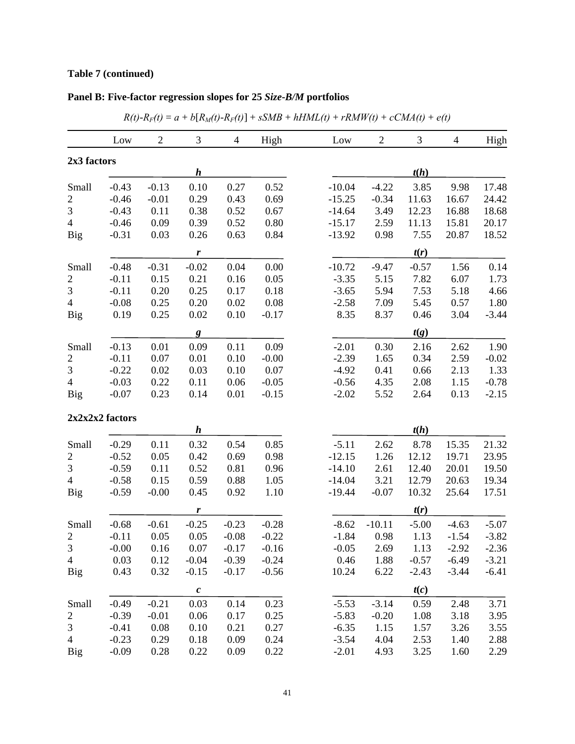**Table 7 (continued)**

**Panel B: Five-factor regression slopes for 25 *Size-B/M* portfolios**

$$R(t)\text{-}R_F(t) = a + b[R_M(t)\text{-}R_F(t)] + sSMB + hHML(t) + rRMW(t) + cCMA(t) + e(t)$$

| | Low | 2 | 3 | 4 | High | Low | 2 | 3 | 4 | High |
|---|---|---|---|---|---|---|---|---|---|---|
| **2x3 factors** | | | | | | | | | | |
| | | | ***h*** | | | | | ***t*(*h*)** | | |
| Small | -0.43 | -0.13 | 0.10 | 0.27 | 0.52 | -10.04 | -4.22 | 3.85 | 9.98 | 17.48 |
| 2 | -0.46 | -0.01 | 0.29 | 0.43 | 0.69 | -15.25 | -0.34 | 11.63 | 16.67 | 24.42 |
| 3 | -0.43 | 0.11 | 0.38 | 0.52 | 0.67 | -14.64 | 3.49 | 12.23 | 16.88 | 18.68 |
| 4 | -0.46 | 0.09 | 0.39 | 0.52 | 0.80 | -15.17 | 2.59 | 11.13 | 15.81 | 20.17 |
| Big | -0.31 | 0.03 | 0.26 | 0.63 | 0.84 | -13.92 | 0.98 | 7.55 | 20.87 | 18.52 |
| | | | ***r*** | | | | | ***t*(*r*)** | | |
| Small | -0.48 | -0.31 | -0.02 | 0.04 | 0.00 | -10.72 | -9.47 | -0.57 | 1.56 | 0.14 |
| 2 | -0.11 | 0.15 | 0.21 | 0.16 | 0.05 | -3.35 | 5.15 | 7.82 | 6.07 | 1.73 |
| 3 | -0.11 | 0.20 | 0.25 | 0.17 | 0.18 | -3.65 | 5.94 | 7.53 | 5.18 | 4.66 |
| 4 | -0.08 | 0.25 | 0.20 | 0.02 | 0.08 | -2.58 | 7.09 | 5.45 | 0.57 | 1.80 |
| Big | 0.19 | 0.25 | 0.02 | 0.10 | -0.17 | 8.35 | 8.37 | 0.46 | 3.04 | -3.44 |
| | | | ***g*** | | | | | ***t*(*g*)** | | |
| Small | -0.13 | 0.01 | 0.09 | 0.11 | 0.09 | -2.01 | 0.30 | 2.16 | 2.62 | 1.90 |
| 2 | -0.11 | 0.07 | 0.01 | 0.10 | -0.00 | -2.39 | 1.65 | 0.34 | 2.59 | -0.02 |
| 3 | -0.22 | 0.02 | 0.03 | 0.10 | 0.07 | -4.92 | 0.41 | 0.66 | 2.13 | 1.33 |
| 4 | -0.03 | 0.22 | 0.11 | 0.06 | -0.05 | -0.56 | 4.35 | 2.08 | 1.15 | -0.78 |
| Big | -0.07 | 0.23 | 0.14 | 0.01 | -0.15 | -2.02 | 5.52 | 2.64 | 0.13 | -2.15 |
| **2x2x2x2 factors** | | | | | | | | | | |
| | | | ***h*** | | | | | ***t*(*h*)** | | |
| Small | -0.29 | 0.11 | 0.32 | 0.54 | 0.85 | -5.11 | 2.62 | 8.78 | 15.35 | 21.32 |
| 2 | -0.52 | 0.05 | 0.42 | 0.69 | 0.98 | -12.15 | 1.26 | 12.12 | 19.71 | 23.95 |
| 3 | -0.59 | 0.11 | 0.52 | 0.81 | 0.96 | -14.10 | 2.61 | 12.40 | 20.01 | 19.50 |
| 4 | -0.58 | 0.15 | 0.59 | 0.88 | 1.05 | -14.04 | 3.21 | 12.79 | 20.63 | 19.34 |
| Big | -0.59 | -0.00 | 0.45 | 0.92 | 1.10 | -19.44 | -0.07 | 10.32 | 25.64 | 17.51 |
| | | | ***r*** | | | | | ***t*(*r*)** | | |
| Small | -0.68 | -0.61 | -0.25 | -0.23 | -0.28 | -8.62 | -10.11 | -5.00 | -4.63 | -5.07 |
| 2 | -0.11 | 0.05 | 0.05 | -0.08 | -0.22 | -1.84 | 0.98 | 1.13 | -1.54 | -3.82 |
| 3 | -0.00 | 0.16 | 0.07 | -0.17 | -0.16 | -0.05 | 2.69 | 1.13 | -2.92 | -2.36 |
| 4 | 0.03 | 0.12 | -0.04 | -0.39 | -0.24 | 0.46 | 1.88 | -0.57 | -6.49 | -3.21 |
| Big | 0.43 | 0.32 | -0.15 | -0.17 | -0.56 | 10.24 | 6.22 | -2.43 | -3.44 | -6.41 |
| | | | ***c*** | | | | | ***t*(*c*)** | | |
| Small | -0.49 | -0.21 | 0.03 | 0.14 | 0.23 | -5.53 | -3.14 | 0.59 | 2.48 | 3.71 |
| 2 | -0.39 | -0.01 | 0.06 | 0.17 | 0.25 | -5.83 | -0.20 | 1.08 | 3.18 | 3.95 |
| 3 | -0.41 | 0.08 | 0.10 | 0.21 | 0.27 | -6.35 | 1.15 | 1.57 | 3.26 | 3.55 |
| 4 | -0.23 | 0.29 | 0.18 | 0.09 | 0.24 | -3.54 | 4.04 | 2.53 | 1.40 | 2.88 |
| Big | -0.09 | 0.28 | 0.22 | 0.09 | 0.22 | -2.01 | 4.93 | 3.25 | 1.60 | 2.29 |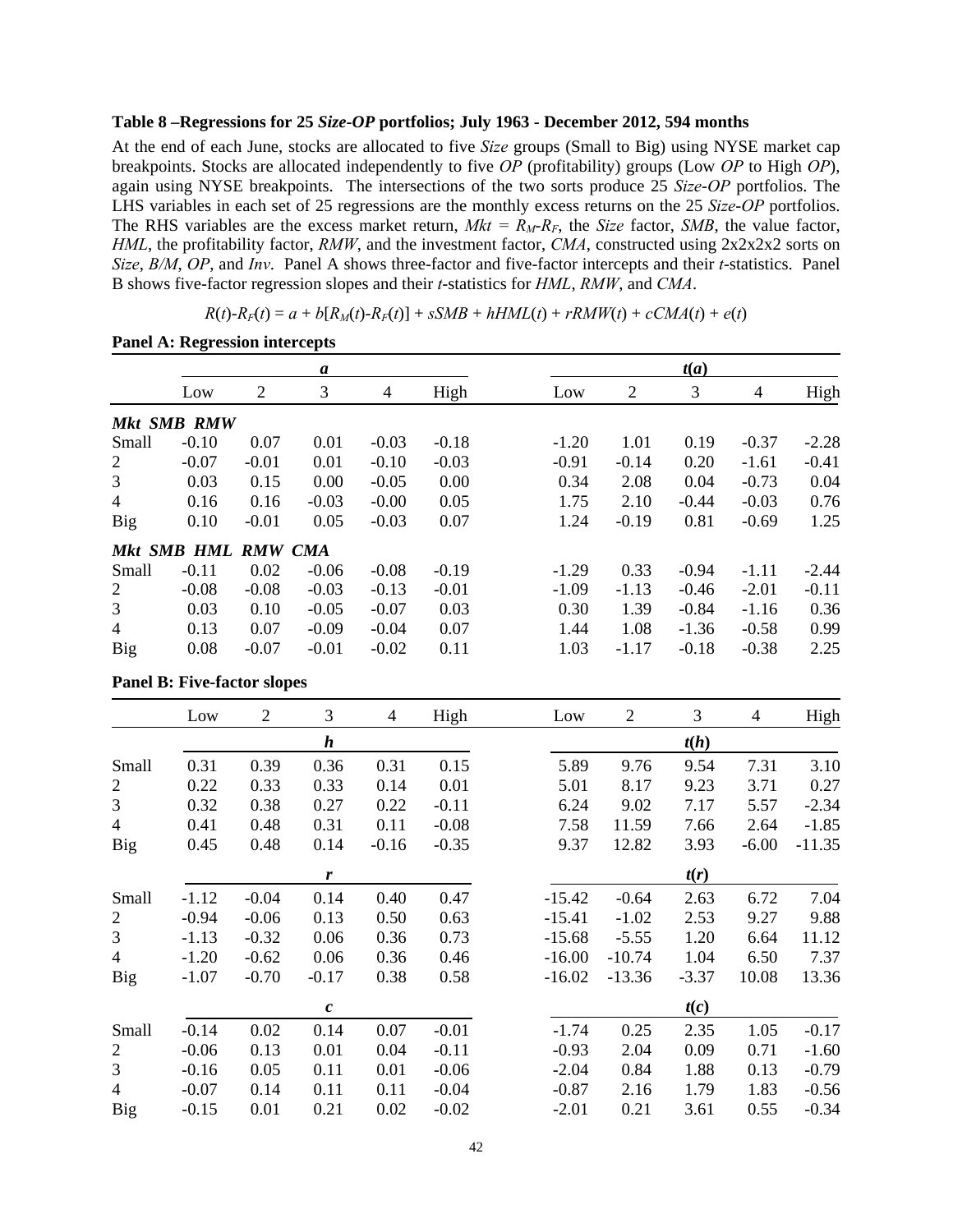**Table 8 –Regressions for 25 *Size-OP* portfolios; July 1963 - December 2012, 594 months**

At the end of each June, stocks are allocated to five *Size* groups (Small to Big) using NYSE market cap breakpoints. Stocks are allocated independently to five *OP* (profitability) groups (Low *OP* to High *OP*), again using NYSE breakpoints. The intersections of the two sorts produce 25 *Size-OP* portfolios. The LHS variables in each set of 25 regressions are the monthly excess returns on the 25 *Size-OP* portfolios. The RHS variables are the excess market return, $Mkt = R_M$-$R_F$, the *Size* factor, *SMB*, the value factor, *HML*, the profitability factor, *RMW*, and the investment factor, *CMA*, constructed using 2x2x2x2 sorts on *Size*, *B/M*, *OP*, and *Inv*. Panel A shows three-factor and five-factor intercepts and their *t*-statistics. Panel B shows five-factor regression slopes and their *t*-statistics for *HML*, *RMW*, and *CMA*.

$$R(t)\text{-}R_F(t) = a + b[R_M(t)\text{-}R_F(t)] + sSMB + hHML(t) + rRMW(t) + cCMA(t) + e(t)$$

**Panel A: Regression intercepts**

| | *a* | | | | | *t*(*a*) | | | | |
|---|---|---|---|---|---|---|---|---|---|---|
| | Low | 2 | 3 | 4 | High | Low | 2 | 3 | 4 | High |
| ***Mkt SMB RMW*** | | | | | | | | | | |
| Small | -0.10 | 0.07 | 0.01 | -0.03 | -0.18 | -1.20 | 1.01 | 0.19 | -0.37 | -2.28 |
| 2 | -0.07 | -0.01 | 0.01 | -0.10 | -0.03 | -0.91 | -0.14 | 0.20 | -1.61 | -0.41 |
| 3 | 0.03 | 0.15 | 0.00 | -0.05 | 0.00 | 0.34 | 2.08 | 0.04 | -0.73 | 0.04 |
| 4 | 0.16 | 0.16 | -0.03 | -0.00 | 0.05 | 1.75 | 2.10 | -0.44 | -0.03 | 0.76 |
| Big | 0.10 | -0.01 | 0.05 | -0.03 | 0.07 | 1.24 | -0.19 | 0.81 | -0.69 | 1.25 |
| ***Mkt SMB HML RMW CMA*** | | | | | | | | | | |
| Small | -0.11 | 0.02 | -0.06 | -0.08 | -0.19 | -1.29 | 0.33 | -0.94 | -1.11 | -2.44 |
| 2 | -0.08 | -0.08 | -0.03 | -0.13 | -0.01 | -1.09 | -1.13 | -0.46 | -2.01 | -0.11 |
| 3 | 0.03 | 0.10 | -0.05 | -0.07 | 0.03 | 0.30 | 1.39 | -0.84 | -1.16 | 0.36 |
| 4 | 0.13 | 0.07 | -0.09 | -0.04 | 0.07 | 1.44 | 1.08 | -1.36 | -0.58 | 0.99 |
| Big | 0.08 | -0.07 | -0.01 | -0.02 | 0.11 | 1.03 | -1.17 | -0.18 | -0.38 | 2.25 |

**Panel B: Five-factor slopes**

| | Low | 2 | 3 | 4 | High | Low | 2 | 3 | 4 | High |
|---|---|---|---|---|---|---|---|---|---|---|
| | *h* | | | | | *t*(*h*) | | | | |
| Small | 0.31 | 0.39 | 0.36 | 0.31 | 0.15 | 5.89 | 9.76 | 9.54 | 7.31 | 3.10 |
| 2 | 0.22 | 0.33 | 0.33 | 0.14 | 0.01 | 5.01 | 8.17 | 9.23 | 3.71 | 0.27 |
| 3 | 0.32 | 0.38 | 0.27 | 0.22 | -0.11 | 6.24 | 9.02 | 7.17 | 5.57 | -2.34 |
| 4 | 0.41 | 0.48 | 0.31 | 0.11 | -0.08 | 7.58 | 11.59 | 7.66 | 2.64 | -1.85 |
| Big | 0.45 | 0.48 | 0.14 | -0.16 | -0.35 | 9.37 | 12.82 | 3.93 | -6.00 | -11.35 |
| | *r* | | | | | *t*(*r*) | | | | |
| Small | -1.12 | -0.04 | 0.14 | 0.40 | 0.47 | -15.42 | -0.64 | 2.63 | 6.72 | 7.04 |
| 2 | -0.94 | -0.06 | 0.13 | 0.50 | 0.63 | -15.41 | -1.02 | 2.53 | 9.27 | 9.88 |
| 3 | -1.13 | -0.32 | 0.06 | 0.36 | 0.73 | -15.68 | -5.55 | 1.20 | 6.64 | 11.12 |
| 4 | -1.20 | -0.62 | 0.06 | 0.36 | 0.46 | -16.00 | -10.74 | 1.04 | 6.50 | 7.37 |
| Big | -1.07 | -0.70 | -0.17 | 0.38 | 0.58 | -16.02 | -13.36 | -3.37 | 10.08 | 13.36 |
| | *c* | | | | | *t*(*c*) | | | | |
| Small | -0.14 | 0.02 | 0.14 | 0.07 | -0.01 | -1.74 | 0.25 | 2.35 | 1.05 | -0.17 |
| 2 | -0.06 | 0.13 | 0.01 | 0.04 | -0.11 | -0.93 | 2.04 | 0.09 | 0.71 | -1.60 |
| 3 | -0.16 | 0.05 | 0.11 | 0.01 | -0.06 | -2.04 | 0.84 | 1.88 | 0.13 | -0.79 |
| 4 | -0.07 | 0.14 | 0.11 | 0.11 | -0.04 | -0.87 | 2.16 | 1.79 | 1.83 | -0.56 |
| Big | -0.15 | 0.01 | 0.21 | 0.02 | -0.02 | -2.01 | 0.21 | 3.61 | 0.55 | -0.34 |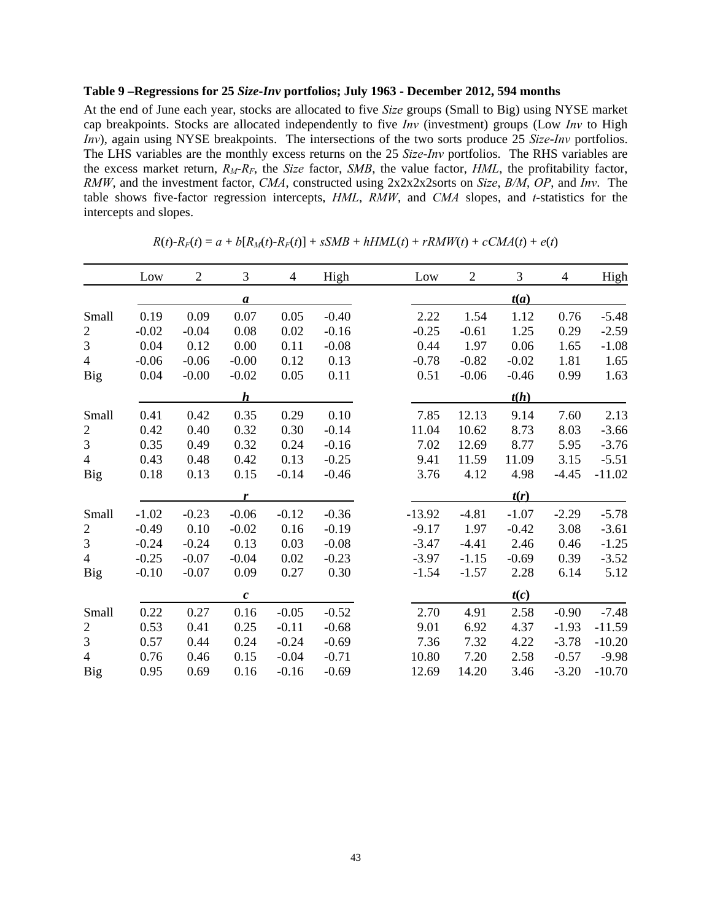**Table 9 –Regressions for 25 *Size-Inv* portfolios; July 1963 - December 2012, 594 months**

At the end of June each year, stocks are allocated to five *Size* groups (Small to Big) using NYSE market cap breakpoints. Stocks are allocated independently to five *Inv* (investment) groups (Low *Inv* to High *Inv*), again using NYSE breakpoints. The intersections of the two sorts produce 25 *Size-Inv* portfolios. The LHS variables are the monthly excess returns on the 25 *Size-Inv* portfolios. The RHS variables are the excess market return, $R_M$-$R_F$, the *Size* factor, *SMB*, the value factor, *HML*, the profitability factor, *RMW*, and the investment factor, *CMA*, constructed using 2x2x2x2sorts on *Size*, *B/M*, *OP*, and *Inv*. The table shows five-factor regression intercepts, *HML*, *RMW*, and *CMA* slopes, and *t*-statistics for the intercepts and slopes.

$$R(t)\text{-}R_F(t) = a + b[R_M(t)\text{-}R_F(t)] + sSMB + hHML(t) + rRMW(t) + cCMA(t) + e(t)$$

| | Low | 2 | 3 | 4 | High | Low | 2 | 3 | 4 | High |
|---|---|---|---|---|---|---|---|---|---|---|
| | | | ***a*** | | | | | ***t*(*a*)** | | |
| Small | 0.19 | 0.09 | 0.07 | 0.05 | -0.40 | 2.22 | 1.54 | 1.12 | 0.76 | -5.48 |
| 2 | -0.02 | -0.04 | 0.08 | 0.02 | -0.16 | -0.25 | -0.61 | 1.25 | 0.29 | -2.59 |
| 3 | 0.04 | 0.12 | 0.00 | 0.11 | -0.08 | 0.44 | 1.97 | 0.06 | 1.65 | -1.08 |
| 4 | -0.06 | -0.06 | -0.00 | 0.12 | 0.13 | -0.78 | -0.82 | -0.02 | 1.81 | 1.65 |
| Big | 0.04 | -0.00 | -0.02 | 0.05 | 0.11 | 0.51 | -0.06 | -0.46 | 0.99 | 1.63 |
| | | | ***h*** | | | | | ***t*(*h*)** | | |
| Small | 0.41 | 0.42 | 0.35 | 0.29 | 0.10 | 7.85 | 12.13 | 9.14 | 7.60 | 2.13 |
| 2 | 0.42 | 0.40 | 0.32 | 0.30 | -0.14 | 11.04 | 10.62 | 8.73 | 8.03 | -3.66 |
| 3 | 0.35 | 0.49 | 0.32 | 0.24 | -0.16 | 7.02 | 12.69 | 8.77 | 5.95 | -3.76 |
| 4 | 0.43 | 0.48 | 0.42 | 0.13 | -0.25 | 9.41 | 11.59 | 11.09 | 3.15 | -5.51 |
| Big | 0.18 | 0.13 | 0.15 | -0.14 | -0.46 | 3.76 | 4.12 | 4.98 | -4.45 | -11.02 |
| | | | ***r*** | | | | | ***t*(*r*)** | | |
| Small | -1.02 | -0.23 | -0.06 | -0.12 | -0.36 | -13.92 | -4.81 | -1.07 | -2.29 | -5.78 |
| 2 | -0.49 | 0.10 | -0.02 | 0.16 | -0.19 | -9.17 | 1.97 | -0.42 | 3.08 | -3.61 |
| 3 | -0.24 | -0.24 | 0.13 | 0.03 | -0.08 | -3.47 | -4.41 | 2.46 | 0.46 | -1.25 |
| 4 | -0.25 | -0.07 | -0.04 | 0.02 | -0.23 | -3.97 | -1.15 | -0.69 | 0.39 | -3.52 |
| Big | -0.10 | -0.07 | 0.09 | 0.27 | 0.30 | -1.54 | -1.57 | 2.28 | 6.14 | 5.12 |
| | | | ***c*** | | | | | ***t*(*c*)** | | |
| Small | 0.22 | 0.27 | 0.16 | -0.05 | -0.52 | 2.70 | 4.91 | 2.58 | -0.90 | -7.48 |
| 2 | 0.53 | 0.41 | 0.25 | -0.11 | -0.68 | 9.01 | 6.92 | 4.37 | -1.93 | -11.59 |
| 3 | 0.57 | 0.44 | 0.24 | -0.24 | -0.69 | 7.36 | 7.32 | 4.22 | -3.78 | -10.20 |
| 4 | 0.76 | 0.46 | 0.15 | -0.04 | -0.71 | 10.80 | 7.20 | 2.58 | -0.57 | -9.98 |
| Big | 0.95 | 0.69 | 0.16 | -0.16 | -0.69 | 12.69 | 14.20 | 3.46 | -3.20 | -10.70 |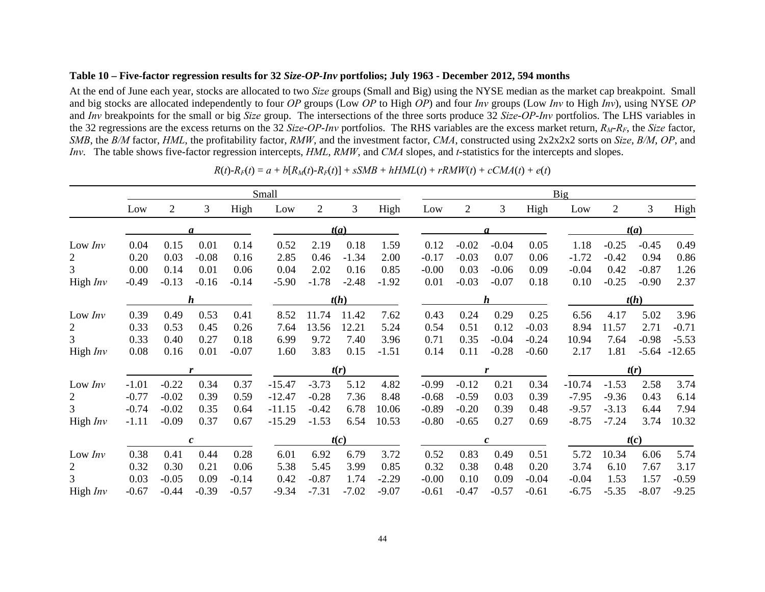**Table 10 – Five-factor regression results for 32 *Size-OP-Inv* portfolios; July 1963 - December 2012, 594 months**

At the end of June each year, stocks are allocated to two *Size* groups (Small and Big) using the NYSE median as the market cap breakpoint. Small and big stocks are allocated independently to four *OP* groups (Low *OP* to High *OP*) and four *Inv* groups (Low *Inv* to High *Inv*), using NYSE *OP* and *Inv* breakpoints for the small or big *Size* group. The intersections of the three sorts produce 32 *Size-OP-Inv* portfolios. The LHS variables in the 32 regressions are the excess returns on the 32 *Size-OP-Inv* portfolios. The RHS variables are the excess market return, $R_M$-$R_F$, the *Size* factor, *SMB*, the *B/M* factor, *HML*, the profitability factor, *RMW*, and the investment factor, *CMA*, constructed using 2x2x2x2 sorts on *Size*, *B/M*, *OP*, and *Inv*. The table shows five-factor regression intercepts, *HML*, *RMW*, and *CMA* slopes, and *t*-statistics for the intercepts and slopes.

$$R(t)\text{-}R_F(t) = a + b[R_M(t)\text{-}R_F(t)] + sSMB + hHML(t) + rRMW(t) + cCMA(t) + e(t)$$

| | Small | | | | | | | | Big | | | | | | | |
|---|---|---|---|---|---|---|---|---|---|---|---|---|---|---|---|---|
| | Low | 2 | 3 | High | Low | 2 | 3 | High | Low | 2 | 3 | High | Low | 2 | 3 | High |
| | ***a*** | | | | ***t(a)*** | | | | ***a*** | | | | ***t(a)*** | | | |
| Low *Inv* | 0.04 | 0.15 | 0.01 | 0.14 | 0.52 | 2.19 | 0.18 | 1.59 | 0.12 | -0.02 | -0.04 | 0.05 | 1.18 | -0.25 | -0.45 | 0.49 |
| 2 | 0.20 | 0.03 | -0.08 | 0.16 | 2.85 | 0.46 | -1.34 | 2.00 | -0.17 | -0.03 | 0.07 | 0.06 | -1.72 | -0.42 | 0.94 | 0.86 |
| 3 | 0.00 | 0.14 | 0.01 | 0.06 | 0.04 | 2.02 | 0.16 | 0.85 | -0.00 | 0.03 | -0.06 | 0.09 | -0.04 | 0.42 | -0.87 | 1.26 |
| High *Inv* | -0.49 | -0.13 | -0.16 | -0.14 | -5.90 | -1.78 | -2.48 | -1.92 | 0.01 | -0.03 | -0.07 | 0.18 | 0.10 | -0.25 | -0.90 | 2.37 |
| | ***h*** | | | | ***t(h)*** | | | | ***h*** | | | | ***t(h)*** | | | |
| Low *Inv* | 0.39 | 0.49 | 0.53 | 0.41 | 8.52 | 11.74 | 11.42 | 7.62 | 0.43 | 0.24 | 0.29 | 0.25 | 6.56 | 4.17 | 5.02 | 3.96 |
| 2 | 0.33 | 0.53 | 0.45 | 0.26 | 7.64 | 13.56 | 12.21 | 5.24 | 0.54 | 0.51 | 0.12 | -0.03 | 8.94 | 11.57 | 2.71 | -0.71 |
| 3 | 0.33 | 0.40 | 0.27 | 0.18 | 6.99 | 9.72 | 7.40 | 3.96 | 0.71 | 0.35 | -0.04 | -0.24 | 10.94 | 7.64 | -0.98 | -5.53 |
| High *Inv* | 0.08 | 0.16 | 0.01 | -0.07 | 1.60 | 3.83 | 0.15 | -1.51 | 0.14 | 0.11 | -0.28 | -0.60 | 2.17 | 1.81 | -5.64 | -12.65 |
| | ***r*** | | | | ***t(r)*** | | | | ***r*** | | | | ***t(r)*** | | | |
| Low *Inv* | -1.01 | -0.22 | 0.34 | 0.37 | -15.47 | -3.73 | 5.12 | 4.82 | -0.99 | -0.12 | 0.21 | 0.34 | -10.74 | -1.53 | 2.58 | 3.74 |
| 2 | -0.77 | -0.02 | 0.39 | 0.59 | -12.47 | -0.28 | 7.36 | 8.48 | -0.68 | -0.59 | 0.03 | 0.39 | -7.95 | -9.36 | 0.43 | 6.14 |
| 3 | -0.74 | -0.02 | 0.35 | 0.64 | -11.15 | -0.42 | 6.78 | 10.06 | -0.89 | -0.20 | 0.39 | 0.48 | -9.57 | -3.13 | 6.44 | 7.94 |
| High *Inv* | -1.11 | -0.09 | 0.37 | 0.67 | -15.29 | -1.53 | 6.54 | 10.53 | -0.80 | -0.65 | 0.27 | 0.69 | -8.75 | -7.24 | 3.74 | 10.32 |
| | ***c*** | | | | ***t(c)*** | | | | ***c*** | | | | ***t(c)*** | | | |
| Low *Inv* | 0.38 | 0.41 | 0.44 | 0.28 | 6.01 | 6.92 | 6.79 | 3.72 | 0.52 | 0.83 | 0.49 | 0.51 | 5.72 | 10.34 | 6.06 | 5.74 |
| 2 | 0.32 | 0.30 | 0.21 | 0.06 | 5.38 | 5.45 | 3.99 | 0.85 | 0.32 | 0.38 | 0.48 | 0.20 | 3.74 | 6.10 | 7.67 | 3.17 |
| 3 | 0.03 | -0.05 | 0.09 | -0.14 | 0.42 | -0.87 | 1.74 | -2.29 | -0.00 | 0.10 | 0.09 | -0.04 | -0.04 | 1.53 | 1.57 | -0.59 |
| High *Inv* | -0.67 | -0.44 | -0.39 | -0.57 | -9.34 | -7.31 | -7.02 | -9.07 | -0.61 | -0.47 | -0.57 | -0.61 | -6.75 | -5.35 | -8.07 | -9.25 |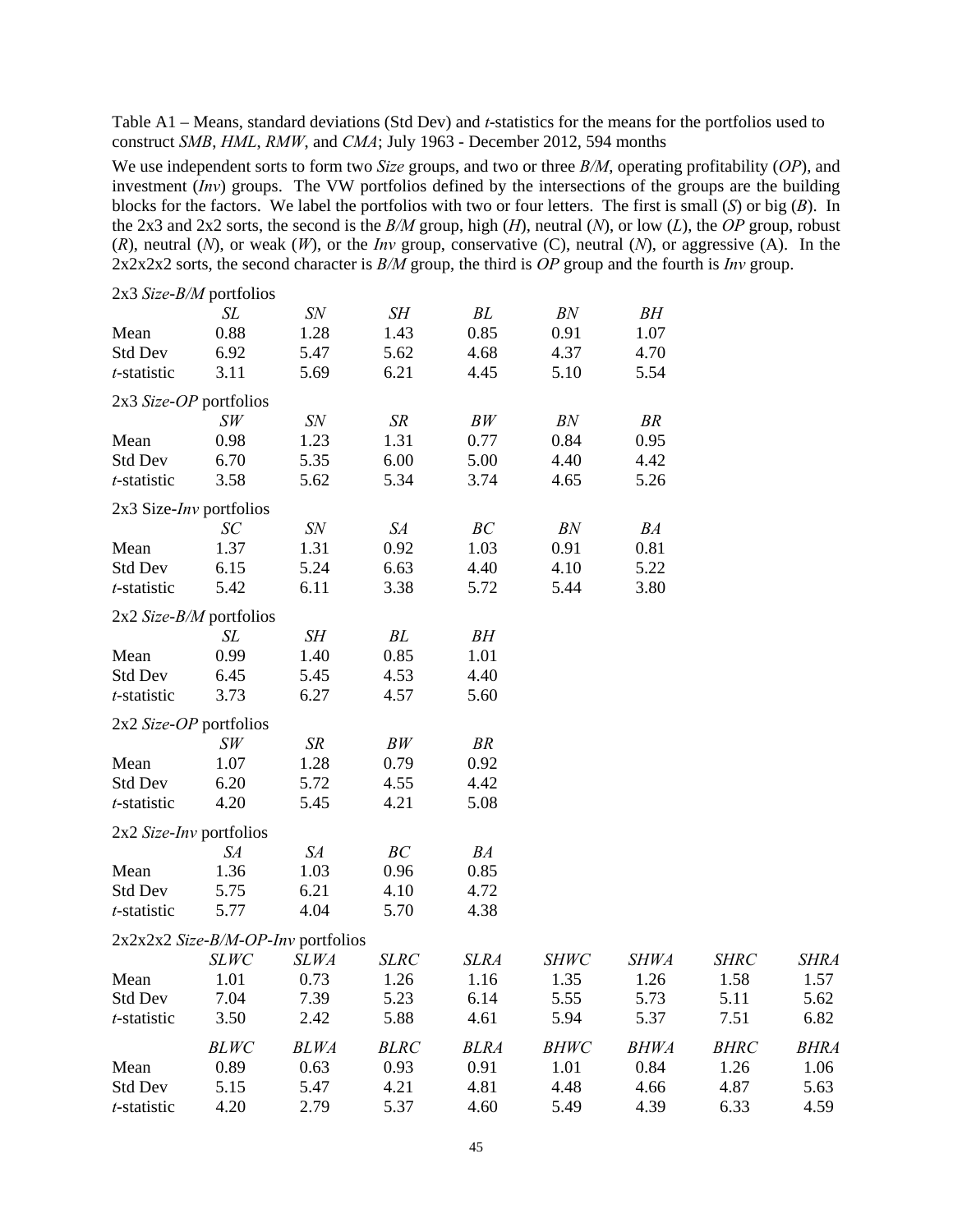Table A1 – Means, standard deviations (Std Dev) and *t*-statistics for the means for the portfolios used to construct *SMB*, *HML*, *RMW*, and *CMA*; July 1963 - December 2012, 594 months

We use independent sorts to form two *Size* groups, and two or three *B/M*, operating profitability (*OP*), and investment (*Inv*) groups. The VW portfolios defined by the intersections of the groups are the building blocks for the factors. We label the portfolios with two or four letters. The first is small (*S*) or big (*B*). In the 2x3 and 2x2 sorts, the second is the *B/M* group, high (*H*), neutral (*N*), or low (*L*), the *OP* group, robust (*R*), neutral (*N*), or weak (*W*), or the *Inv* group, conservative (C), neutral (*N*), or aggressive (A). In the 2x2x2x2 sorts, the second character is *B/M* group, the third is *OP* group and the fourth is *Inv* group.

2x3 *Size*-*B/M* portfolios

| | *SL* | *SN* | *SH* | *BL* | *BN* | *BH* |
|---|---|---|---|---|---|---|
| Mean | 0.88 | 1.28 | 1.43 | 0.85 | 0.91 | 1.07 |
| Std Dev | 6.92 | 5.47 | 5.62 | 4.68 | 4.37 | 4.70 |
| *t*-statistic | 3.11 | 5.69 | 6.21 | 4.45 | 5.10 | 5.54 |

2x3 *Size*-*OP* portfolios

| | *SW* | *SN* | *SR* | *BW* | *BN* | *BR* |
|---|---|---|---|---|---|---|
| Mean | 0.98 | 1.23 | 1.31 | 0.77 | 0.84 | 0.95 |
| Std Dev | 6.70 | 5.35 | 6.00 | 5.00 | 4.40 | 4.42 |
| *t*-statistic | 3.58 | 5.62 | 5.34 | 3.74 | 4.65 | 5.26 |

2x3 Size-*Inv* portfolios

| | *SC* | *SN* | *SA* | *BC* | *BN* | *BA* |
|---|---|---|---|---|---|---|
| Mean | 1.37 | 1.31 | 0.92 | 1.03 | 0.91 | 0.81 |
| Std Dev | 6.15 | 5.24 | 6.63 | 4.40 | 4.10 | 5.22 |
| *t*-statistic | 5.42 | 6.11 | 3.38 | 5.72 | 5.44 | 3.80 |

2x2 *Size*-*B/M* portfolios

| | *SL* | *SH* | *BL* | *BH* |
|---|---|---|---|---|
| Mean | 0.99 | 1.40 | 0.85 | 1.01 |
| Std Dev | 6.45 | 5.45 | 4.53 | 4.40 |
| *t*-statistic | 3.73 | 6.27 | 4.57 | 5.60 |

2x2 *Size*-*OP* portfolios

| | *SW* | *SR* | *BW* | *BR* |
|---|---|---|---|---|
| Mean | 1.07 | 1.28 | 0.79 | 0.92 |
| Std Dev | 6.20 | 5.72 | 4.55 | 4.42 |
| *t*-statistic | 4.20 | 5.45 | 4.21 | 5.08 |

2x2 *Size*-*Inv* portfolios

| | *SA* | *SA* | *BC* | *BA* |
|---|---|---|---|---|
| Mean | 1.36 | 1.03 | 0.96 | 0.85 |
| Std Dev | 5.75 | 6.21 | 4.10 | 4.72 |
| *t*-statistic | 5.77 | 4.04 | 5.70 | 4.38 |

2x2x2x2 *Size*-*B/M*-*OP*-*Inv* portfolios

| | *SLWC* | *SLWA* | *SLRC* | *SLRA* | *SHWC* | *SHWA* | *SHRC* | *SHRA* |
|---|---|---|---|---|---|---|---|---|
| Mean | 1.01 | 0.73 | 1.26 | 1.16 | 1.35 | 1.26 | 1.58 | 1.57 |
| Std Dev | 7.04 | 7.39 | 5.23 | 6.14 | 5.55 | 5.73 | 5.11 | 5.62 |
| *t*-statistic | 3.50 | 2.42 | 5.88 | 4.61 | 5.94 | 5.37 | 7.51 | 6.82 |
| | *BLWC* | *BLWA* | *BLRC* | *BLRA* | *BHWC* | *BHWA* | *BHRC* | *BHRA* |
| Mean | 0.89 | 0.63 | 0.93 | 0.91 | 1.01 | 0.84 | 1.26 | 1.06 |
| Std Dev | 5.15 | 5.47 | 4.21 | 4.81 | 4.48 | 4.66 | 4.87 | 5.63 |
| *t*-statistic | 4.20 | 2.79 | 5.37 | 4.60 | 5.49 | 4.39 | 6.33 | 4.59 |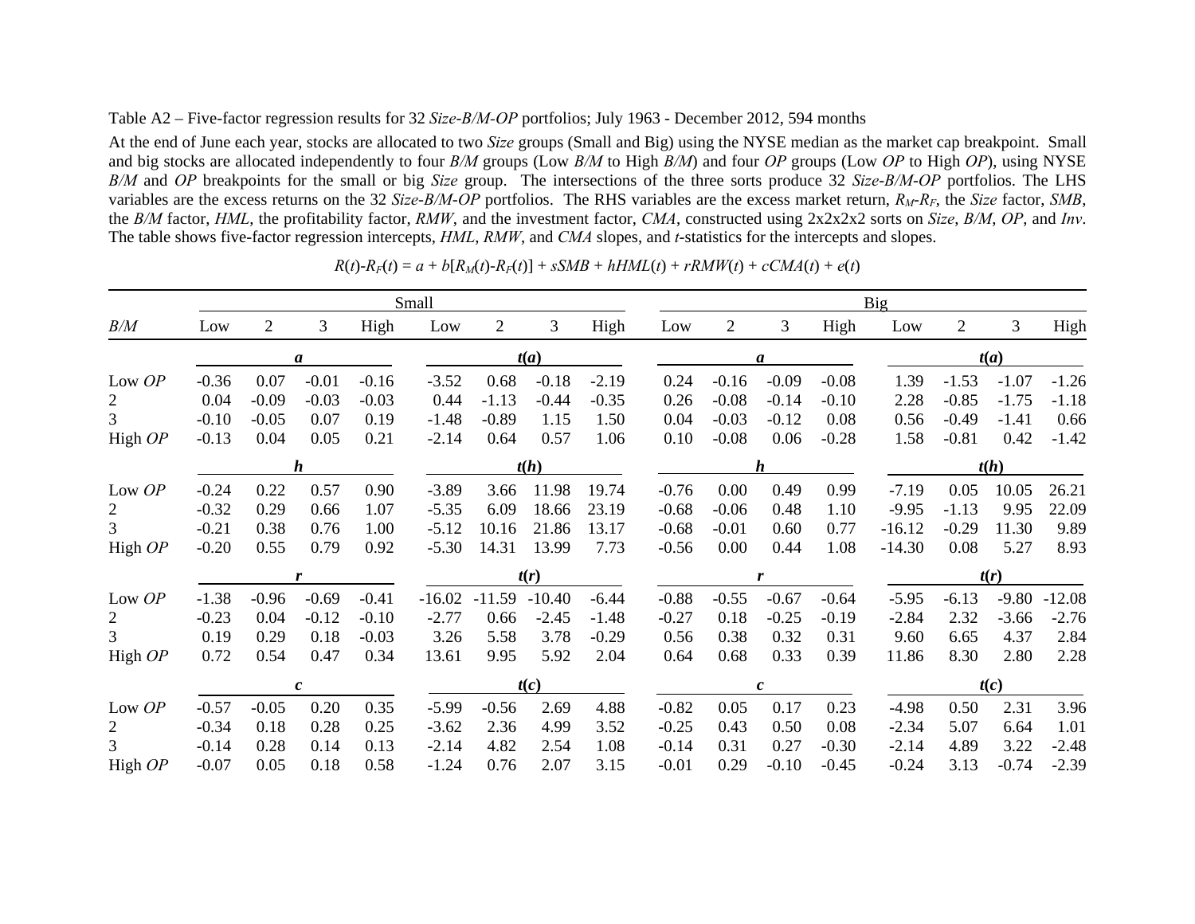Table A2 – Five-factor regression results for 32 *Size-B/M-OP* portfolios; July 1963 - December 2012, 594 months

At the end of June each year, stocks are allocated to two *Size* groups (Small and Big) using the NYSE median as the market cap breakpoint. Small and big stocks are allocated independently to four *B/M* groups (Low *B/M* to High *B/M*) and four *OP* groups (Low *OP* to High *OP*), using NYSE *B/M* and *OP* breakpoints for the small or big *Size* group. The intersections of the three sorts produce 32 *Size-B/M-OP* portfolios. The LHS variables are the excess returns on the 32 *Size-B/M-OP* portfolios. The RHS variables are the excess market return, $R_M$-$R_F$, the *Size* factor, *SMB*, the *B/M* factor, *HML*, the profitability factor, *RMW*, and the investment factor, *CMA*, constructed using 2x2x2x2 sorts on *Size*, *B/M*, *OP*, and *Inv*. The table shows five-factor regression intercepts, *HML*, *RMW*, and *CMA* slopes, and *t*-statistics for the intercepts and slopes.

$$R(t)\text{-}R_F(t) = a + b[R_M(t)\text{-}R_F(t)] + sSMB + hHML(t) + rRMW(t) + cCMA(t) + e(t)$$

| | Small | | | | | | | | Big | | | | | | | |
|---|---|---|---|---|---|---|---|---|---|---|---|---|---|---|---|---|
| *B/M* | Low | 2 | 3 | High | Low | 2 | 3 | High | Low | 2 | 3 | High | Low | 2 | 3 | High |
| | ***a*** | | | | ***t(a)*** | | | | ***a*** | | | | ***t(a)*** | | | |
| Low *OP* | -0.36 | 0.07 | -0.01 | -0.16 | -3.52 | 0.68 | -0.18 | -2.19 | 0.24 | -0.16 | -0.09 | -0.08 | 1.39 | -1.53 | -1.07 | -1.26 |
| 2 | 0.04 | -0.09 | -0.03 | -0.03 | 0.44 | -1.13 | -0.44 | -0.35 | 0.26 | -0.08 | -0.14 | -0.10 | 2.28 | -0.85 | -1.75 | -1.18 |
| 3 | -0.10 | -0.05 | 0.07 | 0.19 | -1.48 | -0.89 | 1.15 | 1.50 | 0.04 | -0.03 | -0.12 | 0.08 | 0.56 | -0.49 | -1.41 | 0.66 |
| High *OP* | -0.13 | 0.04 | 0.05 | 0.21 | -2.14 | 0.64 | 0.57 | 1.06 | 0.10 | -0.08 | 0.06 | -0.28 | 1.58 | -0.81 | 0.42 | -1.42 |
| | ***h*** | | | | ***t(h)*** | | | | ***h*** | | | | ***t(h)*** | | | |
| Low *OP* | -0.24 | 0.22 | 0.57 | 0.90 | -3.89 | 3.66 | 11.98 | 19.74 | -0.76 | 0.00 | 0.49 | 0.99 | -7.19 | 0.05 | 10.05 | 26.21 |
| 2 | -0.32 | 0.29 | 0.66 | 1.07 | -5.35 | 6.09 | 18.66 | 23.19 | -0.68 | -0.06 | 0.48 | 1.10 | -9.95 | -1.13 | 9.95 | 22.09 |
| 3 | -0.21 | 0.38 | 0.76 | 1.00 | -5.12 | 10.16 | 21.86 | 13.17 | -0.68 | -0.01 | 0.60 | 0.77 | -16.12 | -0.29 | 11.30 | 9.89 |
| High *OP* | -0.20 | 0.55 | 0.79 | 0.92 | -5.30 | 14.31 | 13.99 | 7.73 | -0.56 | 0.00 | 0.44 | 1.08 | -14.30 | 0.08 | 5.27 | 8.93 |
| | ***r*** | | | | ***t(r)*** | | | | ***r*** | | | | ***t(r)*** | | | |
| Low *OP* | -1.38 | -0.96 | -0.69 | -0.41 | -16.02 | -11.59 | -10.40 | -6.44 | -0.88 | -0.55 | -0.67 | -0.64 | -5.95 | -6.13 | -9.80 | -12.08 |
| 2 | -0.23 | 0.04 | -0.12 | -0.10 | -2.77 | 0.66 | -2.45 | -1.48 | -0.27 | 0.18 | -0.25 | -0.19 | -2.84 | 2.32 | -3.66 | -2.76 |
| 3 | 0.19 | 0.29 | 0.18 | -0.03 | 3.26 | 5.58 | 3.78 | -0.29 | 0.56 | 0.38 | 0.32 | 0.31 | 9.60 | 6.65 | 4.37 | 2.84 |
| High *OP* | 0.72 | 0.54 | 0.47 | 0.34 | 13.61 | 9.95 | 5.92 | 2.04 | 0.64 | 0.68 | 0.33 | 0.39 | 11.86 | 8.30 | 2.80 | 2.28 |
| | ***c*** | | | | ***t(c)*** | | | | ***c*** | | | | ***t(c)*** | | | |
| Low *OP* | -0.57 | -0.05 | 0.20 | 0.35 | -5.99 | -0.56 | 2.69 | 4.88 | -0.82 | 0.05 | 0.17 | 0.23 | -4.98 | 0.50 | 2.31 | 3.96 |
| 2 | -0.34 | 0.18 | 0.28 | 0.25 | -3.62 | 2.36 | 4.99 | 3.52 | -0.25 | 0.43 | 0.50 | 0.08 | -2.34 | 5.07 | 6.64 | 1.01 |
| 3 | -0.14 | 0.28 | 0.14 | 0.13 | -2.14 | 4.82 | 2.54 | 1.08 | -0.14 | 0.31 | 0.27 | -0.30 | -2.14 | 4.89 | 3.22 | -2.48 |
| High *OP* | -0.07 | 0.05 | 0.18 | 0.58 | -1.24 | 0.76 | 2.07 | 3.15 | -0.01 | 0.29 | -0.10 | -0.45 | -0.24 | 3.13 | -0.74 | -2.39 |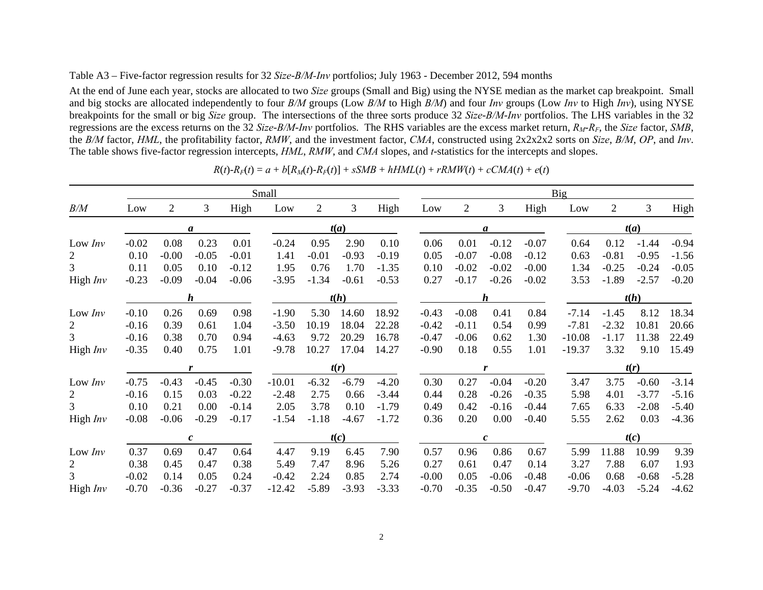Table A3 – Five-factor regression results for 32 *Size-B/M-Inv* portfolios; July 1963 - December 2012, 594 months

At the end of June each year, stocks are allocated to two *Size* groups (Small and Big) using the NYSE median as the market cap breakpoint. Small and big stocks are allocated independently to four *B/M* groups (Low *B/M* to High *B/M*) and four *Inv* groups (Low *Inv* to High *Inv*), using NYSE breakpoints for the small or big *Size* group. The intersections of the three sorts produce 32 *Size-B/M-Inv* portfolios. The LHS variables in the 32 regressions are the excess returns on the 32 *Size-B/M-Inv* portfolios. The RHS variables are the excess market return, $R_M$-$R_F$, the *Size* factor, *SMB*, the *B/M* factor, *HML*, the profitability factor, *RMW*, and the investment factor, *CMA*, constructed using 2x2x2x2 sorts on *Size*, *B/M*, *OP*, and *Inv*. The table shows five-factor regression intercepts, *HML*, *RMW*, and *CMA* slopes, and *t*-statistics for the intercepts and slopes.

$$R(t)-R_F(t) = a + b[R_M(t)-R_F(t)] + sSMB + hHML(t) + rRMW(t) + cCMA(t) + e(t)$$

| | Small | | | | | | | | Big | | | | | | | |
|---|---|---|---|---|---|---|---|---|---|---|---|---|---|---|---|---|
| *B/M* | Low | 2 | 3 | High | Low | 2 | 3 | High | Low | 2 | 3 | High | Low | 2 | 3 | High |
| | ***a*** | | | | ***t(a)*** | | | | ***a*** | | | | ***t(a)*** | | | |
| Low *Inv* | -0.02 | 0.08 | 0.23 | 0.01 | -0.24 | 0.95 | 2.90 | 0.10 | 0.06 | 0.01 | -0.12 | -0.07 | 0.64 | 0.12 | -1.44 | -0.94 |
| 2 | 0.10 | -0.00 | -0.05 | -0.01 | 1.41 | -0.01 | -0.93 | -0.19 | 0.05 | -0.07 | -0.08 | -0.12 | 0.63 | -0.81 | -0.95 | -1.56 |
| 3 | 0.11 | 0.05 | 0.10 | -0.12 | 1.95 | 0.76 | 1.70 | -1.35 | 0.10 | -0.02 | -0.02 | -0.00 | 1.34 | -0.25 | -0.24 | -0.05 |
| High *Inv* | -0.23 | -0.09 | -0.04 | -0.06 | -3.95 | -1.34 | -0.61 | -0.53 | 0.27 | -0.17 | -0.26 | -0.02 | 3.53 | -1.89 | -2.57 | -0.20 |
| | ***h*** | | | | ***t(h)*** | | | | ***h*** | | | | ***t(h)*** | | | |
| Low *Inv* | -0.10 | 0.26 | 0.69 | 0.98 | -1.90 | 5.30 | 14.60 | 18.92 | -0.43 | -0.08 | 0.41 | 0.84 | -7.14 | -1.45 | 8.12 | 18.34 |
| 2 | -0.16 | 0.39 | 0.61 | 1.04 | -3.50 | 10.19 | 18.04 | 22.28 | -0.42 | -0.11 | 0.54 | 0.99 | -7.81 | -2.32 | 10.81 | 20.66 |
| 3 | -0.16 | 0.38 | 0.70 | 0.94 | -4.63 | 9.72 | 20.29 | 16.78 | -0.47 | -0.06 | 0.62 | 1.30 | -10.08 | -1.17 | 11.38 | 22.49 |
| High *Inv* | -0.35 | 0.40 | 0.75 | 1.01 | -9.78 | 10.27 | 17.04 | 14.27 | -0.90 | 0.18 | 0.55 | 1.01 | -19.37 | 3.32 | 9.10 | 15.49 |
| | ***r*** | | | | ***t(r)*** | | | | ***r*** | | | | ***t(r)*** | | | |
| Low *Inv* | -0.75 | -0.43 | -0.45 | -0.30 | -10.01 | -6.32 | -6.79 | -4.20 | 0.30 | 0.27 | -0.04 | -0.20 | 3.47 | 3.75 | -0.60 | -3.14 |
| 2 | -0.16 | 0.15 | 0.03 | -0.22 | -2.48 | 2.75 | 0.66 | -3.44 | 0.44 | 0.28 | -0.26 | -0.35 | 5.98 | 4.01 | -3.77 | -5.16 |
| 3 | 0.10 | 0.21 | 0.00 | -0.14 | 2.05 | 3.78 | 0.10 | -1.79 | 0.49 | 0.42 | -0.16 | -0.44 | 7.65 | 6.33 | -2.08 | -5.40 |
| High *Inv* | -0.08 | -0.06 | -0.29 | -0.17 | -1.54 | -1.18 | -4.67 | -1.72 | 0.36 | 0.20 | 0.00 | -0.40 | 5.55 | 2.62 | 0.03 | -4.36 |
| | ***c*** | | | | ***t(c)*** | | | | ***c*** | | | | ***t(c)*** | | | |
| Low *Inv* | 0.37 | 0.69 | 0.47 | 0.64 | 4.47 | 9.19 | 6.45 | 7.90 | 0.57 | 0.96 | 0.86 | 0.67 | 5.99 | 11.88 | 10.99 | 9.39 |
| 2 | 0.38 | 0.45 | 0.47 | 0.38 | 5.49 | 7.47 | 8.96 | 5.26 | 0.27 | 0.61 | 0.47 | 0.14 | 3.27 | 7.88 | 6.07 | 1.93 |
| 3 | -0.02 | 0.14 | 0.05 | 0.24 | -0.42 | 2.24 | 0.85 | 2.74 | -0.00 | 0.05 | -0.06 | -0.48 | -0.06 | 0.68 | -0.68 | -5.28 |
| High *Inv* | -0.70 | -0.36 | -0.27 | -0.37 | -12.42 | -5.89 | -3.93 | -3.33 | -0.70 | -0.35 | -0.50 | -0.47 | -9.70 | -4.03 | -5.24 | -4.62 |